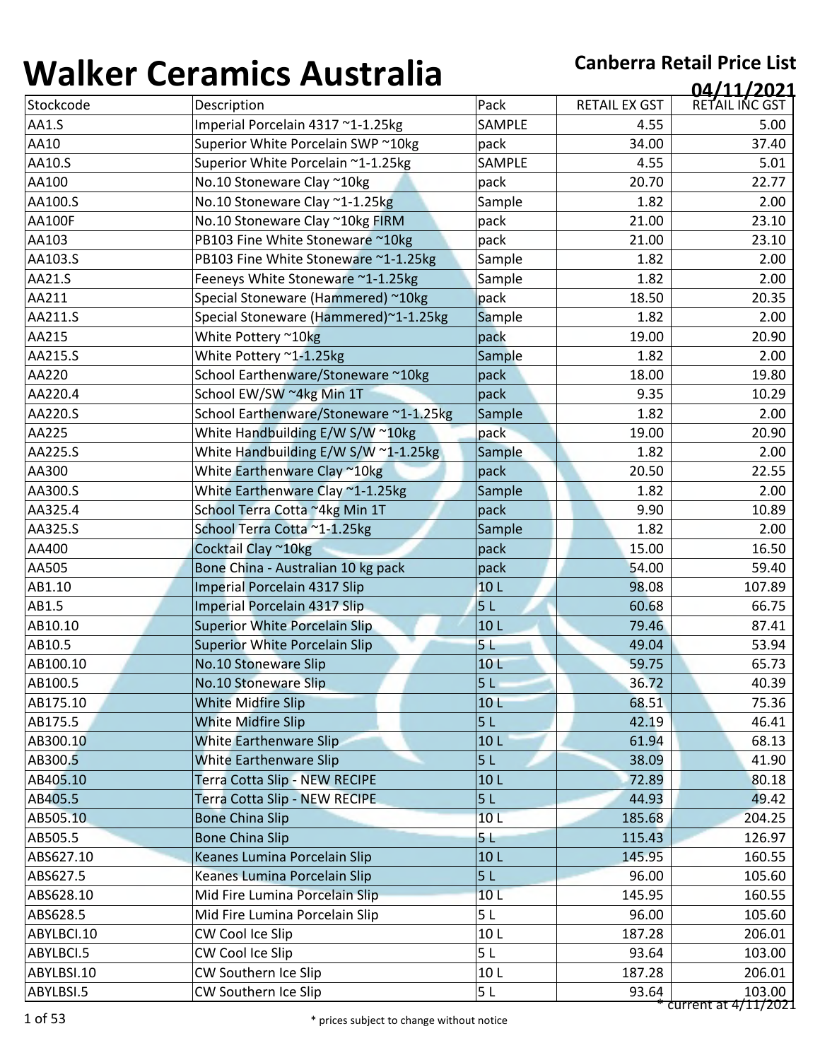# Walker Ceramics Australia

**Canberra Retail Price List**

**04/11/2021**

| Stockcode | Description | Pack | RETAIL EX GST | RETAIL INC GST |
|---|---|---|---|---|
| AA1.S | Imperial Porcelain 4317 ~1-1.25kg | SAMPLE | 4.55 | 5.00 |
| AA10 | Superior White Porcelain SWP ~10kg | pack | 34.00 | 37.40 |
| AA10.S | Superior White Porcelain ~1-1.25kg | SAMPLE | 4.55 | 5.01 |
| AA100 | No.10 Stoneware Clay ~10kg | pack | 20.70 | 22.77 |
| AA100.S | No.10 Stoneware Clay ~1-1.25kg | Sample | 1.82 | 2.00 |
| AA100F | No.10 Stoneware Clay ~10kg FIRM | pack | 21.00 | 23.10 |
| AA103 | PB103 Fine White Stoneware ~10kg | pack | 21.00 | 23.10 |
| AA103.S | PB103 Fine White Stoneware ~1-1.25kg | Sample | 1.82 | 2.00 |
| AA21.S | Feeneys White Stoneware ~1-1.25kg | Sample | 1.82 | 2.00 |
| AA211 | Special Stoneware (Hammered) ~10kg | pack | 18.50 | 20.35 |
| AA211.S | Special Stoneware (Hammered)~1-1.25kg | Sample | 1.82 | 2.00 |
| AA215 | White Pottery ~10kg | pack | 19.00 | 20.90 |
| AA215.S | White Pottery ~1-1.25kg | Sample | 1.82 | 2.00 |
| AA220 | School Earthenware/Stoneware ~10kg | pack | 18.00 | 19.80 |
| AA220.4 | School EW/SW ~4kg Min 1T | pack | 9.35 | 10.29 |
| AA220.S | School Earthenware/Stoneware ~1-1.25kg | Sample | 1.82 | 2.00 |
| AA225 | White Handbuilding E/W S/W ~10kg | pack | 19.00 | 20.90 |
| AA225.S | White Handbuilding E/W S/W ~1-1.25kg | Sample | 1.82 | 2.00 |
| AA300 | White Earthenware Clay ~10kg | pack | 20.50 | 22.55 |
| AA300.S | White Earthenware Clay ~1-1.25kg | Sample | 1.82 | 2.00 |
| AA325.4 | School Terra Cotta ~4kg Min 1T | pack | 9.90 | 10.89 |
| AA325.S | School Terra Cotta ~1-1.25kg | Sample | 1.82 | 2.00 |
| AA400 | Cocktail Clay ~10kg | pack | 15.00 | 16.50 |
| AA505 | Bone China - Australian 10 kg pack | pack | 54.00 | 59.40 |
| AB1.10 | Imperial Porcelain 4317 Slip | 10 L | 98.08 | 107.89 |
| AB1.5 | Imperial Porcelain 4317 Slip | 5 L | 60.68 | 66.75 |
| AB10.10 | Superior White Porcelain Slip | 10 L | 79.46 | 87.41 |
| AB10.5 | Superior White Porcelain Slip | 5 L | 49.04 | 53.94 |
| AB100.10 | No.10 Stoneware Slip | 10 L | 59.75 | 65.73 |
| AB100.5 | No.10 Stoneware Slip | 5 L | 36.72 | 40.39 |
| AB175.10 | White Midfire Slip | 10 L | 68.51 | 75.36 |
| AB175.5 | White Midfire Slip | 5 L | 42.19 | 46.41 |
| AB300.10 | White Earthenware Slip | 10 L | 61.94 | 68.13 |
| AB300.5 | White Earthenware Slip | 5 L | 38.09 | 41.90 |
| AB405.10 | Terra Cotta Slip - NEW RECIPE | 10 L | 72.89 | 80.18 |
| AB405.5 | Terra Cotta Slip - NEW RECIPE | 5 L | 44.93 | 49.42 |
| AB505.10 | Bone China Slip | 10 L | 185.68 | 204.25 |
| AB505.5 | Bone China Slip | 5 L | 115.43 | 126.97 |
| ABS627.10 | Keanes Lumina Porcelain Slip | 10 L | 145.95 | 160.55 |
| ABS627.5 | Keanes Lumina Porcelain Slip | 5 L | 96.00 | 105.60 |
| ABS628.10 | Mid Fire Lumina Porcelain Slip | 10 L | 145.95 | 160.55 |
| ABS628.5 | Mid Fire Lumina Porcelain Slip | 5 L | 96.00 | 105.60 |
| ABYLBCI.10 | CW Cool Ice Slip | 10 L | 187.28 | 206.01 |
| ABYLBCI.5 | CW Cool Ice Slip | 5 L | 93.64 | 103.00 |
| ABYLBSI.10 | CW Southern Ice Slip | 10 L | 187.28 | 206.01 |
| ABYLBSI.5 | CW Southern Ice Slip | 5 L | 93.64 | 103.00 |

* current at 4/11/2021

* prices subject to change without notice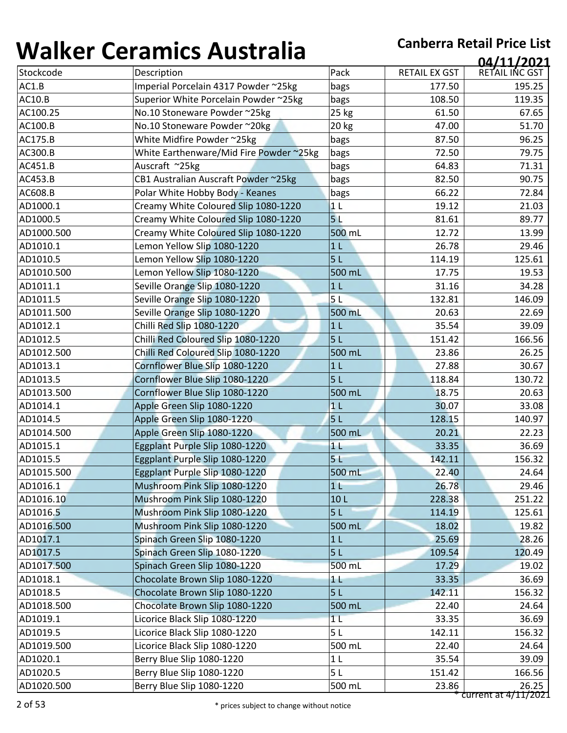# Walker Ceramics Australia

**Canberra Retail Price List**

**04/11/2021**

| Stockcode | Description | Pack | RETAIL EX GST | RETAIL INC GST |
|---|---|---|---|---|
| AC1.B | Imperial Porcelain 4317 Powder ~25kg | bags | 177.50 | 195.25 |
| AC10.B | Superior White Porcelain Powder ~25kg | bags | 108.50 | 119.35 |
| AC100.25 | No.10 Stoneware Powder ~25kg | 25 kg | 61.50 | 67.65 |
| AC100.B | No.10 Stoneware Powder ~20kg | 20 kg | 47.00 | 51.70 |
| AC175.B | White Midfire Powder ~25kg | bags | 87.50 | 96.25 |
| AC300.B | White Earthenware/Mid Fire Powder ~25kg | bags | 72.50 | 79.75 |
| AC451.B | Auscraft ~25kg | bags | 64.83 | 71.31 |
| AC453.B | CB1 Australian Auscraft Powder ~25kg | bags | 82.50 | 90.75 |
| AC608.B | Polar White Hobby Body - Keanes | bags | 66.22 | 72.84 |
| AD1000.1 | Creamy White Coloured Slip 1080-1220 | 1 L | 19.12 | 21.03 |
| AD1000.5 | Creamy White Coloured Slip 1080-1220 | 5 L | 81.61 | 89.77 |
| AD1000.500 | Creamy White Coloured Slip 1080-1220 | 500 mL | 12.72 | 13.99 |
| AD1010.1 | Lemon Yellow Slip 1080-1220 | 1 L | 26.78 | 29.46 |
| AD1010.5 | Lemon Yellow Slip 1080-1220 | 5 L | 114.19 | 125.61 |
| AD1010.500 | Lemon Yellow Slip 1080-1220 | 500 mL | 17.75 | 19.53 |
| AD1011.1 | Seville Orange Slip 1080-1220 | 1 L | 31.16 | 34.28 |
| AD1011.5 | Seville Orange Slip 1080-1220 | 5 L | 132.81 | 146.09 |
| AD1011.500 | Seville Orange Slip 1080-1220 | 500 mL | 20.63 | 22.69 |
| AD1012.1 | Chilli Red Slip 1080-1220 | 1 L | 35.54 | 39.09 |
| AD1012.5 | Chilli Red Coloured Slip 1080-1220 | 5 L | 151.42 | 166.56 |
| AD1012.500 | Chilli Red Coloured Slip 1080-1220 | 500 mL | 23.86 | 26.25 |
| AD1013.1 | Cornflower Blue Slip 1080-1220 | 1 L | 27.88 | 30.67 |
| AD1013.5 | Cornflower Blue Slip 1080-1220 | 5 L | 118.84 | 130.72 |
| AD1013.500 | Cornflower Blue Slip 1080-1220 | 500 mL | 18.75 | 20.63 |
| AD1014.1 | Apple Green Slip 1080-1220 | 1 L | 30.07 | 33.08 |
| AD1014.5 | Apple Green Slip 1080-1220 | 5 L | 128.15 | 140.97 |
| AD1014.500 | Apple Green Slip 1080-1220 | 500 mL | 20.21 | 22.23 |
| AD1015.1 | Eggplant Purple Slip 1080-1220 | 1 L | 33.35 | 36.69 |
| AD1015.5 | Eggplant Purple Slip 1080-1220 | 5 L | 142.11 | 156.32 |
| AD1015.500 | Eggplant Purple Slip 1080-1220 | 500 mL | 22.40 | 24.64 |
| AD1016.1 | Mushroom Pink Slip 1080-1220 | 1 L | 26.78 | 29.46 |
| AD1016.10 | Mushroom Pink Slip 1080-1220 | 10 L | 228.38 | 251.22 |
| AD1016.5 | Mushroom Pink Slip 1080-1220 | 5 L | 114.19 | 125.61 |
| AD1016.500 | Mushroom Pink Slip 1080-1220 | 500 mL | 18.02 | 19.82 |
| AD1017.1 | Spinach Green Slip 1080-1220 | 1 L | 25.69 | 28.26 |
| AD1017.5 | Spinach Green Slip 1080-1220 | 5 L | 109.54 | 120.49 |
| AD1017.500 | Spinach Green Slip 1080-1220 | 500 mL | 17.29 | 19.02 |
| AD1018.1 | Chocolate Brown Slip 1080-1220 | 1 L | 33.35 | 36.69 |
| AD1018.5 | Chocolate Brown Slip 1080-1220 | 5 L | 142.11 | 156.32 |
| AD1018.500 | Chocolate Brown Slip 1080-1220 | 500 mL | 22.40 | 24.64 |
| AD1019.1 | Licorice Black Slip 1080-1220 | 1 L | 33.35 | 36.69 |
| AD1019.5 | Licorice Black Slip 1080-1220 | 5 L | 142.11 | 156.32 |
| AD1019.500 | Licorice Black Slip 1080-1220 | 500 mL | 22.40 | 24.64 |
| AD1020.1 | Berry Blue Slip 1080-1220 | 1 L | 35.54 | 39.09 |
| AD1020.5 | Berry Blue Slip 1080-1220 | 5 L | 151.42 | 166.56 |
| AD1020.500 | Berry Blue Slip 1080-1220 | 500 mL | 23.86 | 26.25 |

* current at 4/11/2021

* prices subject to change without notice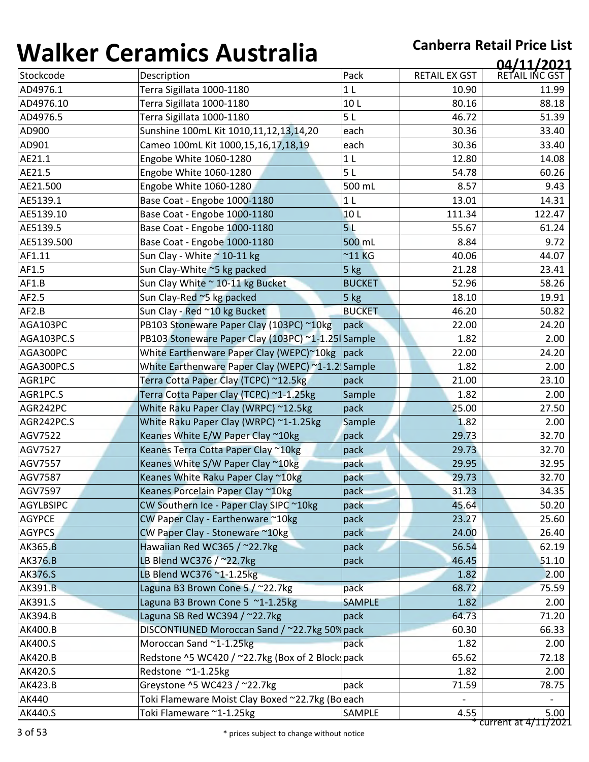# Walker Ceramics Australia

**Canberra Retail Price List**

**04/11/2021**

| Stockcode | Description | Pack | RETAIL EX GST | RETAIL INC GST |
|---|---|---|---|---|
| AD4976.1 | Terra Sigillata 1000-1180 | 1 L | 10.90 | 11.99 |
| AD4976.10 | Terra Sigillata 1000-1180 | 10 L | 80.16 | 88.18 |
| AD4976.5 | Terra Sigillata 1000-1180 | 5 L | 46.72 | 51.39 |
| AD900 | Sunshine 100mL Kit 1010,11,12,13,14,20 | each | 30.36 | 33.40 |
| AD901 | Cameo 100mL Kit 1000,15,16,17,18,19 | each | 30.36 | 33.40 |
| AE21.1 | Engobe White 1060-1280 | 1 L | 12.80 | 14.08 |
| AE21.5 | Engobe White 1060-1280 | 5 L | 54.78 | 60.26 |
| AE21.500 | Engobe White 1060-1280 | 500 mL | 8.57 | 9.43 |
| AE5139.1 | Base Coat - Engobe 1000-1180 | 1 L | 13.01 | 14.31 |
| AE5139.10 | Base Coat - Engobe 1000-1180 | 10 L | 111.34 | 122.47 |
| AE5139.5 | Base Coat - Engobe 1000-1180 | 5 L | 55.67 | 61.24 |
| AE5139.500 | Base Coat - Engobe 1000-1180 | 500 mL | 8.84 | 9.72 |
| AF1.11 | Sun Clay - White ~ 10-11 kg | ~11 KG | 40.06 | 44.07 |
| AF1.5 | Sun Clay-White ~5 kg packed | 5 kg | 21.28 | 23.41 |
| AF1.B | Sun Clay White ~ 10-11 kg Bucket | BUCKET | 52.96 | 58.26 |
| AF2.5 | Sun Clay-Red ~5 kg packed | 5 kg | 18.10 | 19.91 |
| AF2.B | Sun Clay - Red ~10 kg Bucket | BUCKET | 46.20 | 50.82 |
| AGA103PC | PB103 Stoneware Paper Clay (103PC) ~10kg | pack | 22.00 | 24.20 |
| AGA103PC.S | PB103 Stoneware Paper Clay (103PC) ~1-1.25k | Sample | 1.82 | 2.00 |
| AGA300PC | White Earthenware Paper Clay (WEPC)~10kg | pack | 22.00 | 24.20 |
| AGA300PC.S | White Earthenware Paper Clay (WEPC) ~1-1.2 | Sample | 1.82 | 2.00 |
| AGR1PC | Terra Cotta Paper Clay (TCPC) ~12.5kg | pack | 21.00 | 23.10 |
| AGR1PC.S | Terra Cotta Paper Clay (TCPC) ~1-1.25kg | Sample | 1.82 | 2.00 |
| AGR242PC | White Raku Paper Clay (WRPC) ~12.5kg | pack | 25.00 | 27.50 |
| AGR242PC.S | White Raku Paper Clay (WRPC) ~1-1.25kg | Sample | 1.82 | 2.00 |
| AGV7522 | Keanes White E/W Paper Clay ~10kg | pack | 29.73 | 32.70 |
| AGV7527 | Keanes Terra Cotta Paper Clay ~10kg | pack | 29.73 | 32.70 |
| AGV7557 | Keanes White S/W Paper Clay ~10kg | pack | 29.95 | 32.95 |
| AGV7587 | Keanes White Raku Paper Clay ~10kg | pack | 29.73 | 32.70 |
| AGV7597 | Keanes Porcelain Paper Clay ~10kg | pack | 31.23 | 34.35 |
| AGYLBSIPC | CW Southern Ice - Paper Clay SIPC ~10kg | pack | 45.64 | 50.20 |
| AGYPCE | CW Paper Clay - Earthenware ~10kg | pack | 23.27 | 25.60 |
| AGYPCS | CW Paper Clay - Stoneware ~10kg | pack | 24.00 | 26.40 |
| AK365.B | Hawaiian Red WC365 / ~22.7kg | pack | 56.54 | 62.19 |
| AK376.B | LB Blend WC376 / ~22.7kg | pack | 46.45 | 51.10 |
| AK376.S | LB Blend WC376 ~1-1.25kg | | 1.82 | 2.00 |
| AK391.B | Laguna B3 Brown Cone 5 / ~22.7kg | pack | 68.72 | 75.59 |
| AK391.S | Laguna B3 Brown Cone 5 ~1-1.25kg | SAMPLE | 1.82 | 2.00 |
| AK394.B | Laguna SB Red WC394 / ~22.7kg | pack | 64.73 | 71.20 |
| AK400.B | DISCONTIUNED Moroccan Sand / ~22.7kg 50% | pack | 60.30 | 66.33 |
| AK400.S | Moroccan Sand ~1-1.25kg | pack | 1.82 | 2.00 |
| AK420.B | Redstone ^5 WC420 / ~22.7kg (Box of 2 Blocks | pack | 65.62 | 72.18 |
| AK420.S | Redstone ~1-1.25kg | | 1.82 | 2.00 |
| AK423.B | Greystone ^5 WC423 / ~22.7kg | pack | 71.59 | 78.75 |
| AK440 | Toki Flameware Moist Clay Boxed ~22.7kg (Bo | each | - | - |
| AK440.S | Toki Flameware ~1-1.25kg | SAMPLE | 4.55 | 5.00 |

* current at 4/11/2021

* prices subject to change without notice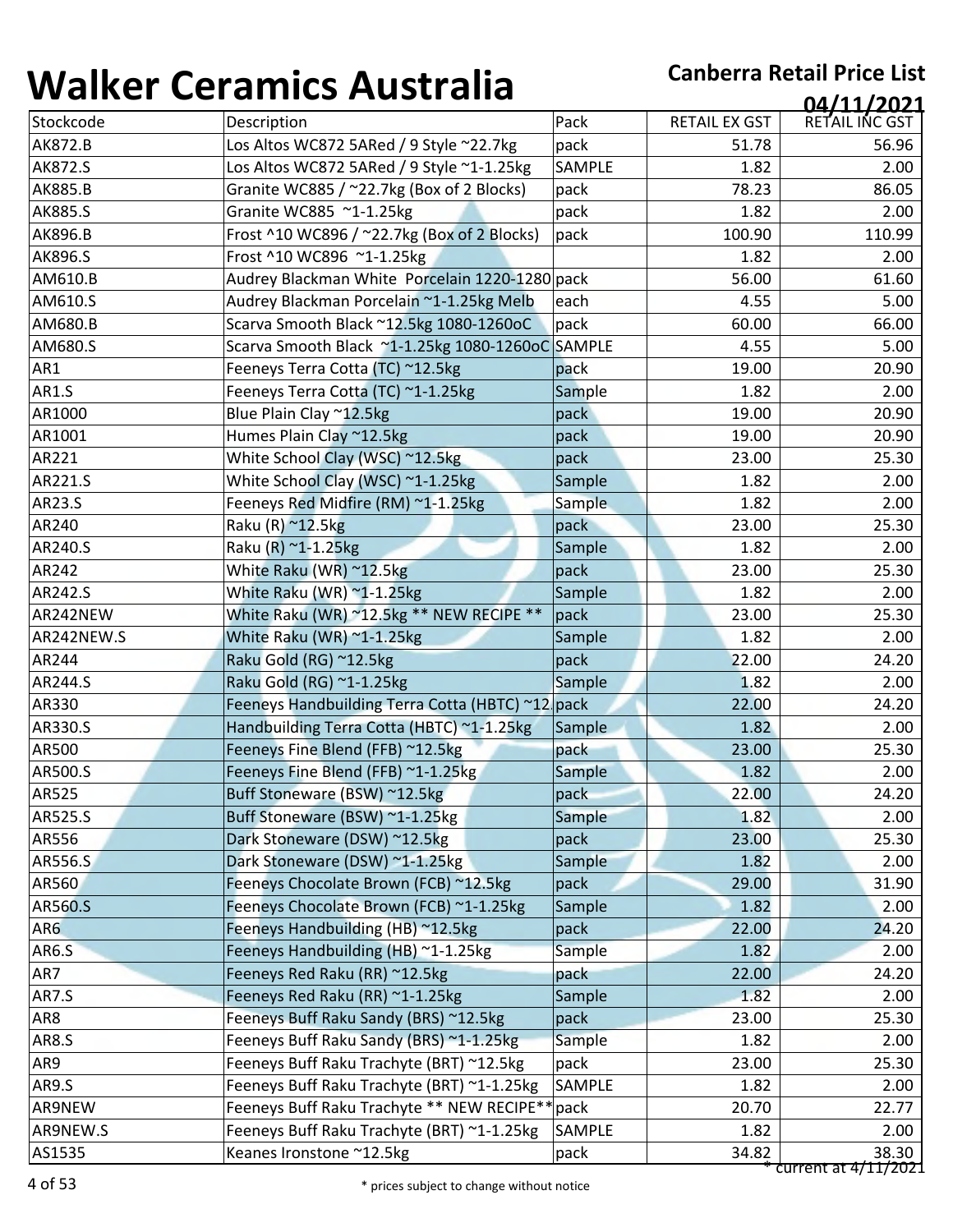# Walker Ceramics Australia

## Canberra Retail Price List

**04/11/2021**

| Stockcode | Description | Pack | RETAIL EX GST | RETAIL INC GST |
|---|---|---|---|---|
| AK872.B | Los Altos WC872 5ARed / 9 Style ~22.7kg | pack | 51.78 | 56.96 |
| AK872.S | Los Altos WC872 5ARed / 9 Style ~1-1.25kg | SAMPLE | 1.82 | 2.00 |
| AK885.B | Granite WC885 / ~22.7kg (Box of 2 Blocks) | pack | 78.23 | 86.05 |
| AK885.S | Granite WC885 ~1-1.25kg | pack | 1.82 | 2.00 |
| AK896.B | Frost ^10 WC896 / ~22.7kg (Box of 2 Blocks) | pack | 100.90 | 110.99 |
| AK896.S | Frost ^10 WC896 ~1-1.25kg | | 1.82 | 2.00 |
| AM610.B | Audrey Blackman White Porcelain 1220-1280 | pack | 56.00 | 61.60 |
| AM610.S | Audrey Blackman Porcelain ~1-1.25kg Melb | each | 4.55 | 5.00 |
| AM680.B | Scarva Smooth Black ~12.5kg 1080-1260oC | pack | 60.00 | 66.00 |
| AM680.S | Scarva Smooth Black ~1-1.25kg 1080-1260oC | SAMPLE | 4.55 | 5.00 |
| AR1 | Feeneys Terra Cotta (TC) ~12.5kg | pack | 19.00 | 20.90 |
| AR1.S | Feeneys Terra Cotta (TC) ~1-1.25kg | Sample | 1.82 | 2.00 |
| AR1000 | Blue Plain Clay ~12.5kg | pack | 19.00 | 20.90 |
| AR1001 | Humes Plain Clay ~12.5kg | pack | 19.00 | 20.90 |
| AR221 | White School Clay (WSC) ~12.5kg | pack | 23.00 | 25.30 |
| AR221.S | White School Clay (WSC) ~1-1.25kg | Sample | 1.82 | 2.00 |
| AR23.S | Feeneys Red Midfire (RM) ~1-1.25kg | Sample | 1.82 | 2.00 |
| AR240 | Raku (R) ~12.5kg | pack | 23.00 | 25.30 |
| AR240.S | Raku (R) ~1-1.25kg | Sample | 1.82 | 2.00 |
| AR242 | White Raku (WR) ~12.5kg | pack | 23.00 | 25.30 |
| AR242.S | White Raku (WR) ~1-1.25kg | Sample | 1.82 | 2.00 |
| AR242NEW | White Raku (WR) ~12.5kg ** NEW RECIPE ** | pack | 23.00 | 25.30 |
| AR242NEW.S | White Raku (WR) ~1-1.25kg | Sample | 1.82 | 2.00 |
| AR244 | Raku Gold (RG) ~12.5kg | pack | 22.00 | 24.20 |
| AR244.S | Raku Gold (RG) ~1-1.25kg | Sample | 1.82 | 2.00 |
| AR330 | Feeneys Handbuilding Terra Cotta (HBTC) ~12 | pack | 22.00 | 24.20 |
| AR330.S | Handbuilding Terra Cotta (HBTC) ~1-1.25kg | Sample | 1.82 | 2.00 |
| AR500 | Feeneys Fine Blend (FFB) ~12.5kg | pack | 23.00 | 25.30 |
| AR500.S | Feeneys Fine Blend (FFB) ~1-1.25kg | Sample | 1.82 | 2.00 |
| AR525 | Buff Stoneware (BSW) ~12.5kg | pack | 22.00 | 24.20 |
| AR525.S | Buff Stoneware (BSW) ~1-1.25kg | Sample | 1.82 | 2.00 |
| AR556 | Dark Stoneware (DSW) ~12.5kg | pack | 23.00 | 25.30 |
| AR556.S | Dark Stoneware (DSW) ~1-1.25kg | Sample | 1.82 | 2.00 |
| AR560 | Feeneys Chocolate Brown (FCB) ~12.5kg | pack | 29.00 | 31.90 |
| AR560.S | Feeneys Chocolate Brown (FCB) ~1-1.25kg | Sample | 1.82 | 2.00 |
| AR6 | Feeneys Handbuilding (HB) ~12.5kg | pack | 22.00 | 24.20 |
| AR6.S | Feeneys Handbuilding (HB) ~1-1.25kg | Sample | 1.82 | 2.00 |
| AR7 | Feeneys Red Raku (RR) ~12.5kg | pack | 22.00 | 24.20 |
| AR7.S | Feeneys Red Raku (RR) ~1-1.25kg | Sample | 1.82 | 2.00 |
| AR8 | Feeneys Buff Raku Sandy (BRS) ~12.5kg | pack | 23.00 | 25.30 |
| AR8.S | Feeneys Buff Raku Sandy (BRS) ~1-1.25kg | Sample | 1.82 | 2.00 |
| AR9 | Feeneys Buff Raku Trachyte (BRT) ~12.5kg | pack | 23.00 | 25.30 |
| AR9.S | Feeneys Buff Raku Trachyte (BRT) ~1-1.25kg | SAMPLE | 1.82 | 2.00 |
| AR9NEW | Feeneys Buff Raku Trachyte ** NEW RECIPE** | pack | 20.70 | 22.77 |
| AR9NEW.S | Feeneys Buff Raku Trachyte (BRT) ~1-1.25kg | SAMPLE | 1.82 | 2.00 |
| AS1535 | Keanes Ironstone ~12.5kg | pack | 34.82 | 38.30 |

* current at 4/11/2021

* prices subject to change without notice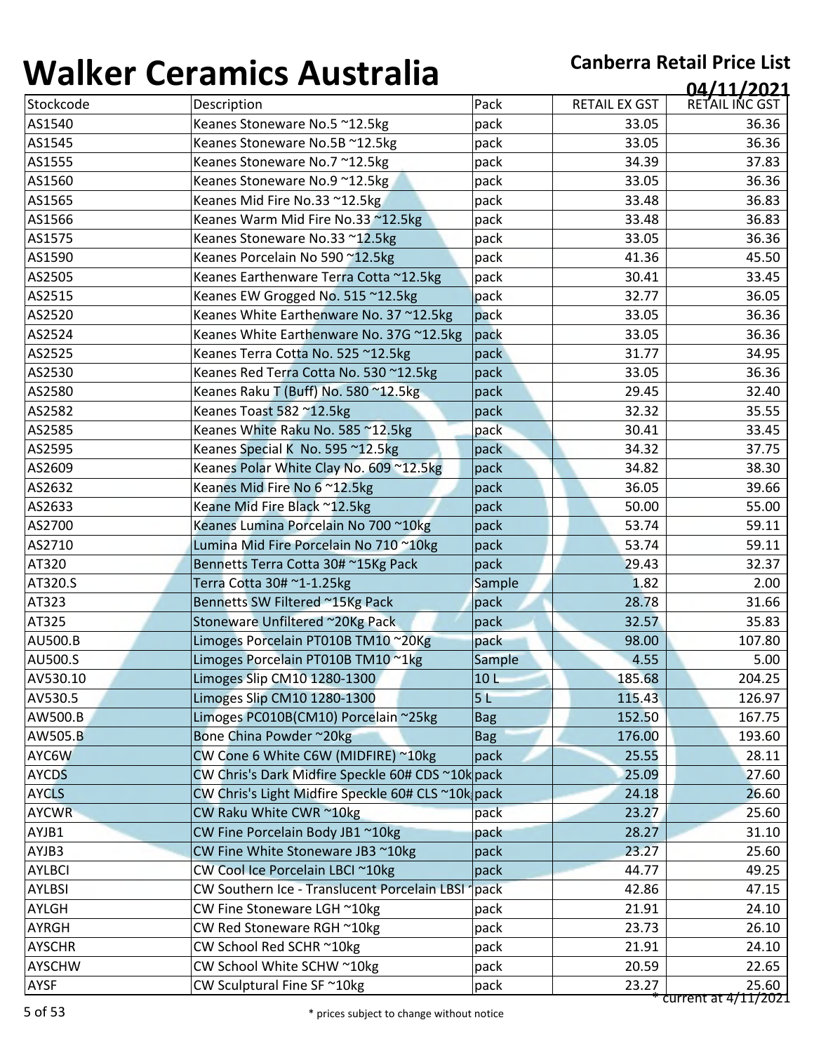# Walker Ceramics Australia

**Canberra Retail Price List**

**04/11/2021**

| Stockcode | Description | Pack | RETAIL EX GST | RETAIL INC GST |
|---|---|---|---|---|
| AS1540 | Keanes Stoneware No.5 ~12.5kg | pack | 33.05 | 36.36 |
| AS1545 | Keanes Stoneware No.5B ~12.5kg | pack | 33.05 | 36.36 |
| AS1555 | Keanes Stoneware No.7 ~12.5kg | pack | 34.39 | 37.83 |
| AS1560 | Keanes Stoneware No.9 ~12.5kg | pack | 33.05 | 36.36 |
| AS1565 | Keanes Mid Fire No.33 ~12.5kg | pack | 33.48 | 36.83 |
| AS1566 | Keanes Warm Mid Fire No.33 ~12.5kg | pack | 33.48 | 36.83 |
| AS1575 | Keanes Stoneware No.33 ~12.5kg | pack | 33.05 | 36.36 |
| AS1590 | Keanes Porcelain No 590 ~12.5kg | pack | 41.36 | 45.50 |
| AS2505 | Keanes Earthenware Terra Cotta ~12.5kg | pack | 30.41 | 33.45 |
| AS2515 | Keanes EW Grogged No. 515 ~12.5kg | pack | 32.77 | 36.05 |
| AS2520 | Keanes White Earthenware No. 37 ~12.5kg | pack | 33.05 | 36.36 |
| AS2524 | Keanes White Earthenware No. 37G ~12.5kg | pack | 33.05 | 36.36 |
| AS2525 | Keanes Terra Cotta No. 525 ~12.5kg | pack | 31.77 | 34.95 |
| AS2530 | Keanes Red Terra Cotta No. 530 ~12.5kg | pack | 33.05 | 36.36 |
| AS2580 | Keanes Raku T (Buff) No. 580 ~12.5kg | pack | 29.45 | 32.40 |
| AS2582 | Keanes Toast 582 ~12.5kg | pack | 32.32 | 35.55 |
| AS2585 | Keanes White Raku No. 585 ~12.5kg | pack | 30.41 | 33.45 |
| AS2595 | Keanes Special K No. 595 ~12.5kg | pack | 34.32 | 37.75 |
| AS2609 | Keanes Polar White Clay No. 609 ~12.5kg | pack | 34.82 | 38.30 |
| AS2632 | Keanes Mid Fire No 6 ~12.5kg | pack | 36.05 | 39.66 |
| AS2633 | Keane Mid Fire Black ~12.5kg | pack | 50.00 | 55.00 |
| AS2700 | Keanes Lumina Porcelain No 700 ~10kg | pack | 53.74 | 59.11 |
| AS2710 | Lumina Mid Fire Porcelain No 710 ~10kg | pack | 53.74 | 59.11 |
| AT320 | Bennetts Terra Cotta 30# ~15Kg Pack | pack | 29.43 | 32.37 |
| AT320.S | Terra Cotta 30# ~1-1.25kg | Sample | 1.82 | 2.00 |
| AT323 | Bennetts SW Filtered ~15Kg Pack | pack | 28.78 | 31.66 |
| AT325 | Stoneware Unfiltered ~20Kg Pack | pack | 32.57 | 35.83 |
| AU500.B | Limoges Porcelain PT010B TM10 ~20Kg | pack | 98.00 | 107.80 |
| AU500.S | Limoges Porcelain PT010B TM10 ~1kg | Sample | 4.55 | 5.00 |
| AV530.10 | Limoges Slip CM10 1280-1300 | 10 L | 185.68 | 204.25 |
| AV530.5 | Limoges Slip CM10 1280-1300 | 5 L | 115.43 | 126.97 |
| AW500.B | Limoges PC010B(CM10) Porcelain ~25kg | Bag | 152.50 | 167.75 |
| AW505.B | Bone China Powder ~20kg | Bag | 176.00 | 193.60 |
| AYC6W | CW Cone 6 White C6W (MIDFIRE) ~10kg | pack | 25.55 | 28.11 |
| AYCDS | CW Chris's Dark Midfire Speckle 60# CDS ~10k | pack | 25.09 | 27.60 |
| AYCLS | CW Chris's Light Midfire Speckle 60# CLS ~10k | pack | 24.18 | 26.60 |
| AYCWR | CW Raku White CWR ~10kg | pack | 23.27 | 25.60 |
| AYJB1 | CW Fine Porcelain Body JB1 ~10kg | pack | 28.27 | 31.10 |
| AYJB3 | CW Fine White Stoneware JB3 ~10kg | pack | 23.27 | 25.60 |
| AYLBCI | CW Cool Ice Porcelain LBCI ~10kg | pack | 44.77 | 49.25 |
| AYLBSI | CW Southern Ice - Translucent Porcelain LBSI ~ | pack | 42.86 | 47.15 |
| AYLGH | CW Fine Stoneware LGH ~10kg | pack | 21.91 | 24.10 |
| AYRGH | CW Red Stoneware RGH ~10kg | pack | 23.73 | 26.10 |
| AYSCHR | CW School Red SCHR ~10kg | pack | 21.91 | 24.10 |
| AYSCHW | CW School White SCHW ~10kg | pack | 20.59 | 22.65 |
| AYSF | CW Sculptural Fine SF ~10kg | pack | 23.27 | 25.60 |

* current at 4/11/2021

* prices subject to change without notice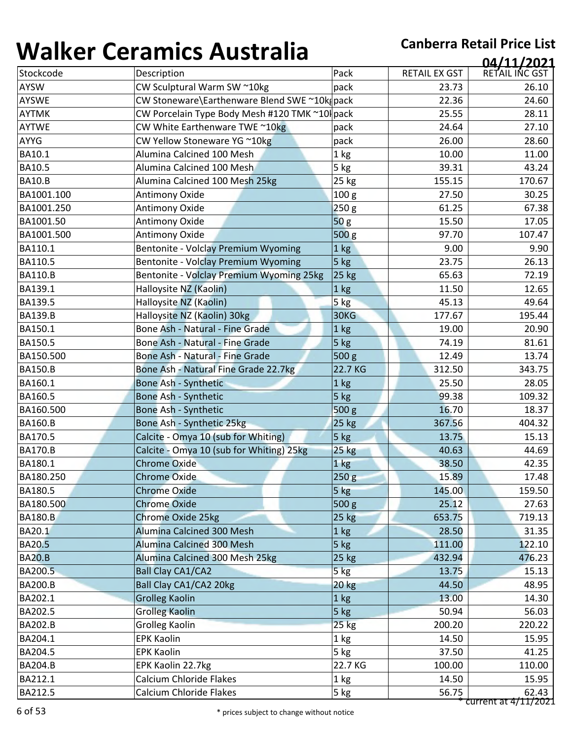# Walker Ceramics Australia

**Canberra Retail Price List**

**04/11/2021**

| Stockcode | Description | Pack | RETAIL EX GST | RETAIL INC GST |
|---|---|---|---|---|
| AYSW | CW Sculptural Warm SW ~10kg | pack | 23.73 | 26.10 |
| AYSWE | CW Stoneware\Earthenware Blend SWE ~10kg | pack | 22.36 | 24.60 |
| AYTMK | CW Porcelain Type Body Mesh #120 TMK ~10l | pack | 25.55 | 28.11 |
| AYTWE | CW White Earthenware TWE ~10kg | pack | 24.64 | 27.10 |
| AYYG | CW Yellow Stoneware YG ~10kg | pack | 26.00 | 28.60 |
| BA10.1 | Alumina Calcined 100 Mesh | 1 kg | 10.00 | 11.00 |
| BA10.5 | Alumina Calcined 100 Mesh | 5 kg | 39.31 | 43.24 |
| BA10.B | Alumina Calcined 100 Mesh 25kg | 25 kg | 155.15 | 170.67 |
| BA1001.100 | Antimony Oxide | 100 g | 27.50 | 30.25 |
| BA1001.250 | Antimony Oxide | 250 g | 61.25 | 67.38 |
| BA1001.50 | Antimony Oxide | 50 g | 15.50 | 17.05 |
| BA1001.500 | Antimony Oxide | 500 g | 97.70 | 107.47 |
| BA110.1 | Bentonite - Volclay Premium Wyoming | 1 kg | 9.00 | 9.90 |
| BA110.5 | Bentonite - Volclay Premium Wyoming | 5 kg | 23.75 | 26.13 |
| BA110.B | Bentonite - Volclay Premium Wyoming 25kg | 25 kg | 65.63 | 72.19 |
| BA139.1 | Halloysite NZ (Kaolin) | 1 kg | 11.50 | 12.65 |
| BA139.5 | Halloysite NZ (Kaolin) | 5 kg | 45.13 | 49.64 |
| BA139.B | Halloysite NZ (Kaolin) 30kg | 30KG | 177.67 | 195.44 |
| BA150.1 | Bone Ash - Natural - Fine Grade | 1 kg | 19.00 | 20.90 |
| BA150.5 | Bone Ash - Natural - Fine Grade | 5 kg | 74.19 | 81.61 |
| BA150.500 | Bone Ash - Natural - Fine Grade | 500 g | 12.49 | 13.74 |
| BA150.B | Bone Ash - Natural Fine Grade 22.7kg | 22.7 KG | 312.50 | 343.75 |
| BA160.1 | Bone Ash - Synthetic | 1 kg | 25.50 | 28.05 |
| BA160.5 | Bone Ash - Synthetic | 5 kg | 99.38 | 109.32 |
| BA160.500 | Bone Ash - Synthetic | 500 g | 16.70 | 18.37 |
| BA160.B | Bone Ash - Synthetic 25kg | 25 kg | 367.56 | 404.32 |
| BA170.5 | Calcite - Omya 10 (sub for Whiting) | 5 kg | 13.75 | 15.13 |
| BA170.B | Calcite - Omya 10 (sub for Whiting) 25kg | 25 kg | 40.63 | 44.69 |
| BA180.1 | Chrome Oxide | 1 kg | 38.50 | 42.35 |
| BA180.250 | Chrome Oxide | 250 g | 15.89 | 17.48 |
| BA180.5 | Chrome Oxide | 5 kg | 145.00 | 159.50 |
| BA180.500 | Chrome Oxide | 500 g | 25.12 | 27.63 |
| BA180.B | Chrome Oxide 25kg | 25 kg | 653.75 | 719.13 |
| BA20.1 | Alumina Calcined 300 Mesh | 1 kg | 28.50 | 31.35 |
| BA20.5 | Alumina Calcined 300 Mesh | 5 kg | 111.00 | 122.10 |
| BA20.B | Alumina Calcined 300 Mesh 25kg | 25 kg | 432.94 | 476.23 |
| BA200.5 | Ball Clay CA1/CA2 | 5 kg | 13.75 | 15.13 |
| BA200.B | Ball Clay CA1/CA2 20kg | 20 kg | 44.50 | 48.95 |
| BA202.1 | Grolleg Kaolin | 1 kg | 13.00 | 14.30 |
| BA202.5 | Grolleg Kaolin | 5 kg | 50.94 | 56.03 |
| BA202.B | Grolleg Kaolin | 25 kg | 200.20 | 220.22 |
| BA204.1 | EPK Kaolin | 1 kg | 14.50 | 15.95 |
| BA204.5 | EPK Kaolin | 5 kg | 37.50 | 41.25 |
| BA204.B | EPK Kaolin 22.7kg | 22.7 KG | 100.00 | 110.00 |
| BA212.1 | Calcium Chloride Flakes | 1 kg | 14.50 | 15.95 |
| BA212.5 | Calcium Chloride Flakes | 5 kg | 56.75 | 62.43 |

* current at 4/11/2021

* prices subject to change without notice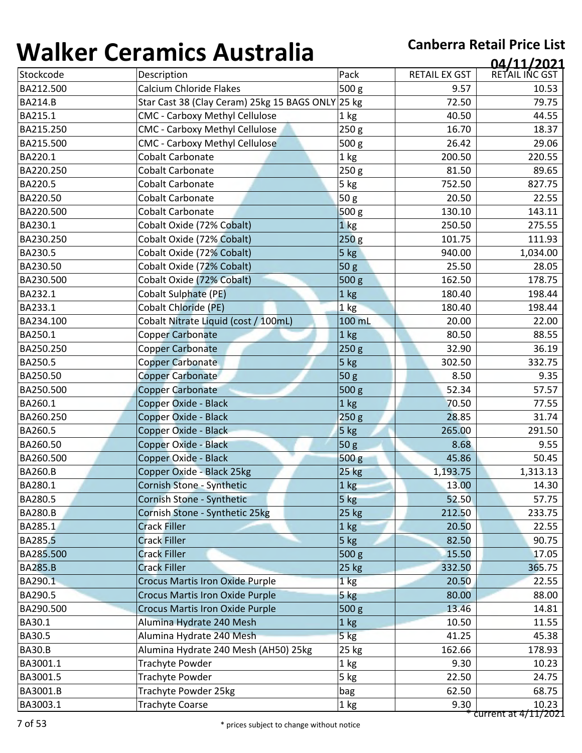# Walker Ceramics Australia

**Canberra Retail Price List**

**04/11/2021**

| Stockcode | Description | Pack | RETAIL EX GST | RETAIL INC GST |
|---|---|---|---|---|
| BA212.500 | Calcium Chloride Flakes | 500 g | 9.57 | 10.53 |
| BA214.B | Star Cast 38 (Clay Ceram) 25kg 15 BAGS ONLY | 25 kg | 72.50 | 79.75 |
| BA215.1 | CMC - Carboxy Methyl Cellulose | 1 kg | 40.50 | 44.55 |
| BA215.250 | CMC - Carboxy Methyl Cellulose | 250 g | 16.70 | 18.37 |
| BA215.500 | CMC - Carboxy Methyl Cellulose | 500 g | 26.42 | 29.06 |
| BA220.1 | Cobalt Carbonate | 1 kg | 200.50 | 220.55 |
| BA220.250 | Cobalt Carbonate | 250 g | 81.50 | 89.65 |
| BA220.5 | Cobalt Carbonate | 5 kg | 752.50 | 827.75 |
| BA220.50 | Cobalt Carbonate | 50 g | 20.50 | 22.55 |
| BA220.500 | Cobalt Carbonate | 500 g | 130.10 | 143.11 |
| BA230.1 | Cobalt Oxide (72% Cobalt) | 1 kg | 250.50 | 275.55 |
| BA230.250 | Cobalt Oxide (72% Cobalt) | 250 g | 101.75 | 111.93 |
| BA230.5 | Cobalt Oxide (72% Cobalt) | 5 kg | 940.00 | 1,034.00 |
| BA230.50 | Cobalt Oxide (72% Cobalt) | 50 g | 25.50 | 28.05 |
| BA230.500 | Cobalt Oxide (72% Cobalt) | 500 g | 162.50 | 178.75 |
| BA232.1 | Cobalt Sulphate (PE) | 1 kg | 180.40 | 198.44 |
| BA233.1 | Cobalt Chloride (PE) | 1 kg | 180.40 | 198.44 |
| BA234.100 | Cobalt Nitrate Liquid (cost / 100mL) | 100 mL | 20.00 | 22.00 |
| BA250.1 | Copper Carbonate | 1 kg | 80.50 | 88.55 |
| BA250.250 | Copper Carbonate | 250 g | 32.90 | 36.19 |
| BA250.5 | Copper Carbonate | 5 kg | 302.50 | 332.75 |
| BA250.50 | Copper Carbonate | 50 g | 8.50 | 9.35 |
| BA250.500 | Copper Carbonate | 500 g | 52.34 | 57.57 |
| BA260.1 | Copper Oxide - Black | 1 kg | 70.50 | 77.55 |
| BA260.250 | Copper Oxide - Black | 250 g | 28.85 | 31.74 |
| BA260.5 | Copper Oxide - Black | 5 kg | 265.00 | 291.50 |
| BA260.50 | Copper Oxide - Black | 50 g | 8.68 | 9.55 |
| BA260.500 | Copper Oxide - Black | 500 g | 45.86 | 50.45 |
| BA260.B | Copper Oxide - Black 25kg | 25 kg | 1,193.75 | 1,313.13 |
| BA280.1 | Cornish Stone - Synthetic | 1 kg | 13.00 | 14.30 |
| BA280.5 | Cornish Stone - Synthetic | 5 kg | 52.50 | 57.75 |
| BA280.B | Cornish Stone - Synthetic 25kg | 25 kg | 212.50 | 233.75 |
| BA285.1 | Crack Filler | 1 kg | 20.50 | 22.55 |
| BA285.5 | Crack Filler | 5 kg | 82.50 | 90.75 |
| BA285.500 | Crack Filler | 500 g | 15.50 | 17.05 |
| BA285.B | Crack Filler | 25 kg | 332.50 | 365.75 |
| BA290.1 | Crocus Martis Iron Oxide Purple | 1 kg | 20.50 | 22.55 |
| BA290.5 | Crocus Martis Iron Oxide Purple | 5 kg | 80.00 | 88.00 |
| BA290.500 | Crocus Martis Iron Oxide Purple | 500 g | 13.46 | 14.81 |
| BA30.1 | Alumina Hydrate 240 Mesh | 1 kg | 10.50 | 11.55 |
| BA30.5 | Alumina Hydrate 240 Mesh | 5 kg | 41.25 | 45.38 |
| BA30.B | Alumina Hydrate 240 Mesh (AH50) 25kg | 25 kg | 162.66 | 178.93 |
| BA3001.1 | Trachyte Powder | 1 kg | 9.30 | 10.23 |
| BA3001.5 | Trachyte Powder | 5 kg | 22.50 | 24.75 |
| BA3001.B | Trachyte Powder 25kg | bag | 62.50 | 68.75 |
| BA3003.1 | Trachyte Coarse | 1 kg | 9.30 | 10.23 |

* current at 4/11/2021

* prices subject to change without notice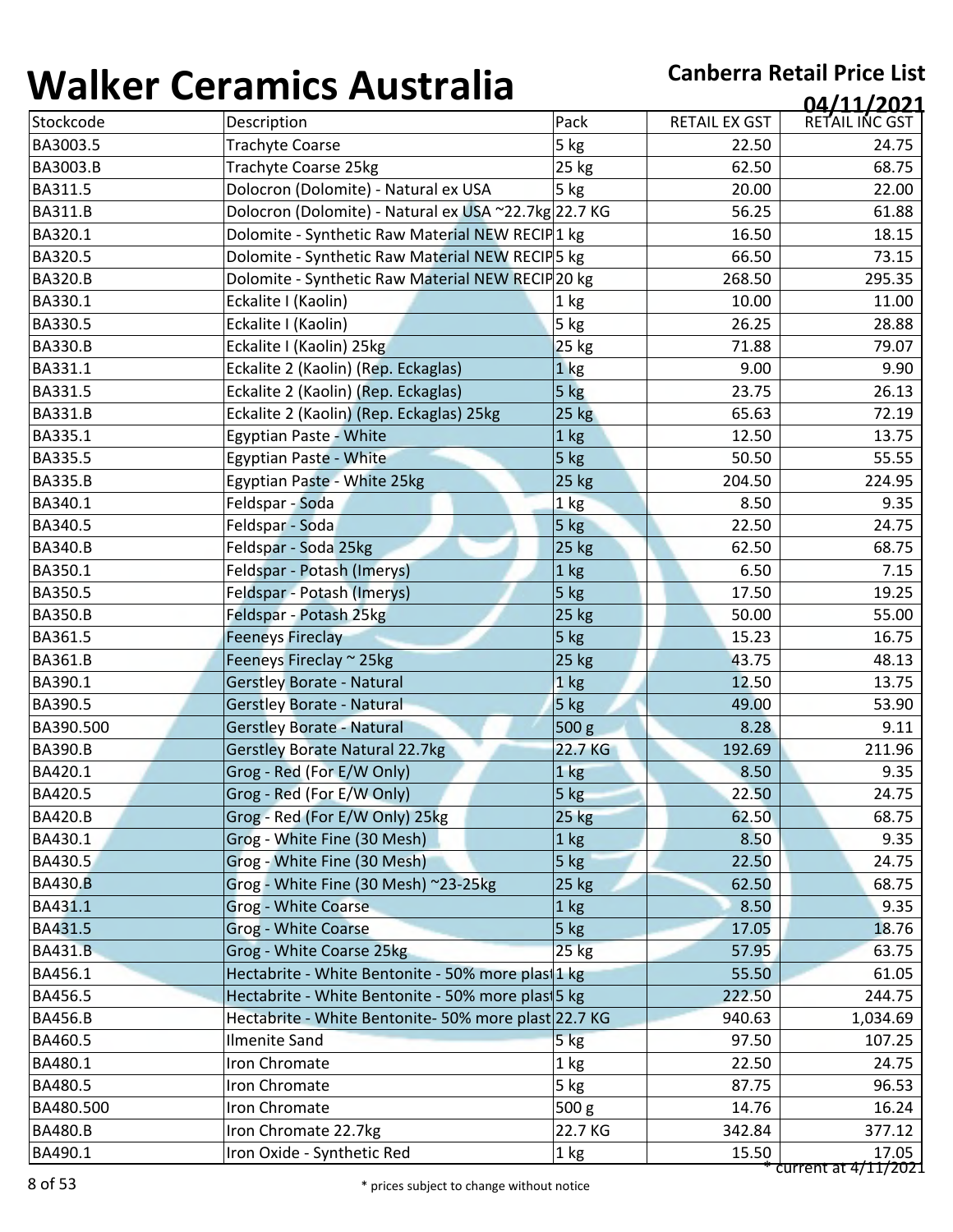# Walker Ceramics Australia

**Canberra Retail Price List**

**04/11/2021**

| Stockcode | Description | Pack | RETAIL EX GST | RETAIL INC GST |
|---|---|---|---|---|
| BA3003.5 | Trachyte Coarse | 5 kg | 22.50 | 24.75 |
| BA3003.B | Trachyte Coarse 25kg | 25 kg | 62.50 | 68.75 |
| BA311.5 | Dolocron (Dolomite) - Natural ex USA | 5 kg | 20.00 | 22.00 |
| BA311.B | Dolocron (Dolomite) - Natural ex USA ~22.7kg | 22.7 KG | 56.25 | 61.88 |
| BA320.1 | Dolomite - Synthetic Raw Material NEW RECIP | 1 kg | 16.50 | 18.15 |
| BA320.5 | Dolomite - Synthetic Raw Material NEW RECIP | 5 kg | 66.50 | 73.15 |
| BA320.B | Dolomite - Synthetic Raw Material NEW RECIP | 20 kg | 268.50 | 295.35 |
| BA330.1 | Eckalite I (Kaolin) | 1 kg | 10.00 | 11.00 |
| BA330.5 | Eckalite I (Kaolin) | 5 kg | 26.25 | 28.88 |
| BA330.B | Eckalite I (Kaolin) 25kg | 25 kg | 71.88 | 79.07 |
| BA331.1 | Eckalite 2 (Kaolin) (Rep. Eckaglas) | 1 kg | 9.00 | 9.90 |
| BA331.5 | Eckalite 2 (Kaolin) (Rep. Eckaglas) | 5 kg | 23.75 | 26.13 |
| BA331.B | Eckalite 2 (Kaolin) (Rep. Eckaglas) 25kg | 25 kg | 65.63 | 72.19 |
| BA335.1 | Egyptian Paste - White | 1 kg | 12.50 | 13.75 |
| BA335.5 | Egyptian Paste - White | 5 kg | 50.50 | 55.55 |
| BA335.B | Egyptian Paste - White 25kg | 25 kg | 204.50 | 224.95 |
| BA340.1 | Feldspar - Soda | 1 kg | 8.50 | 9.35 |
| BA340.5 | Feldspar - Soda | 5 kg | 22.50 | 24.75 |
| BA340.B | Feldspar - Soda 25kg | 25 kg | 62.50 | 68.75 |
| BA350.1 | Feldspar - Potash (Imerys) | 1 kg | 6.50 | 7.15 |
| BA350.5 | Feldspar - Potash (Imerys) | 5 kg | 17.50 | 19.25 |
| BA350.B | Feldspar - Potash 25kg | 25 kg | 50.00 | 55.00 |
| BA361.5 | Feeneys Fireclay | 5 kg | 15.23 | 16.75 |
| BA361.B | Feeneys Fireclay ~ 25kg | 25 kg | 43.75 | 48.13 |
| BA390.1 | Gerstley Borate - Natural | 1 kg | 12.50 | 13.75 |
| BA390.5 | Gerstley Borate - Natural | 5 kg | 49.00 | 53.90 |
| BA390.500 | Gerstley Borate - Natural | 500 g | 8.28 | 9.11 |
| BA390.B | Gerstley Borate Natural 22.7kg | 22.7 KG | 192.69 | 211.96 |
| BA420.1 | Grog - Red (For E/W Only) | 1 kg | 8.50 | 9.35 |
| BA420.5 | Grog - Red (For E/W Only) | 5 kg | 22.50 | 24.75 |
| BA420.B | Grog - Red (For E/W Only) 25kg | 25 kg | 62.50 | 68.75 |
| BA430.1 | Grog - White Fine (30 Mesh) | 1 kg | 8.50 | 9.35 |
| BA430.5 | Grog - White Fine (30 Mesh) | 5 kg | 22.50 | 24.75 |
| BA430.B | Grog - White Fine (30 Mesh) ~23-25kg | 25 kg | 62.50 | 68.75 |
| BA431.1 | Grog - White Coarse | 1 kg | 8.50 | 9.35 |
| BA431.5 | Grog - White Coarse | 5 kg | 17.05 | 18.76 |
| BA431.B | Grog - White Coarse 25kg | 25 kg | 57.95 | 63.75 |
| BA456.1 | Hectabrite - White Bentonite - 50% more plast | 1 kg | 55.50 | 61.05 |
| BA456.5 | Hectabrite - White Bentonite - 50% more plast | 5 kg | 222.50 | 244.75 |
| BA456.B | Hectabrite - White Bentonite- 50% more plast | 22.7 KG | 940.63 | 1,034.69 |
| BA460.5 | Ilmenite Sand | 5 kg | 97.50 | 107.25 |
| BA480.1 | Iron Chromate | 1 kg | 22.50 | 24.75 |
| BA480.5 | Iron Chromate | 5 kg | 87.75 | 96.53 |
| BA480.500 | Iron Chromate | 500 g | 14.76 | 16.24 |
| BA480.B | Iron Chromate 22.7kg | 22.7 KG | 342.84 | 377.12 |
| BA490.1 | Iron Oxide - Synthetic Red | 1 kg | 15.50 | 17.05 |

* current at 4/11/2021

* prices subject to change without notice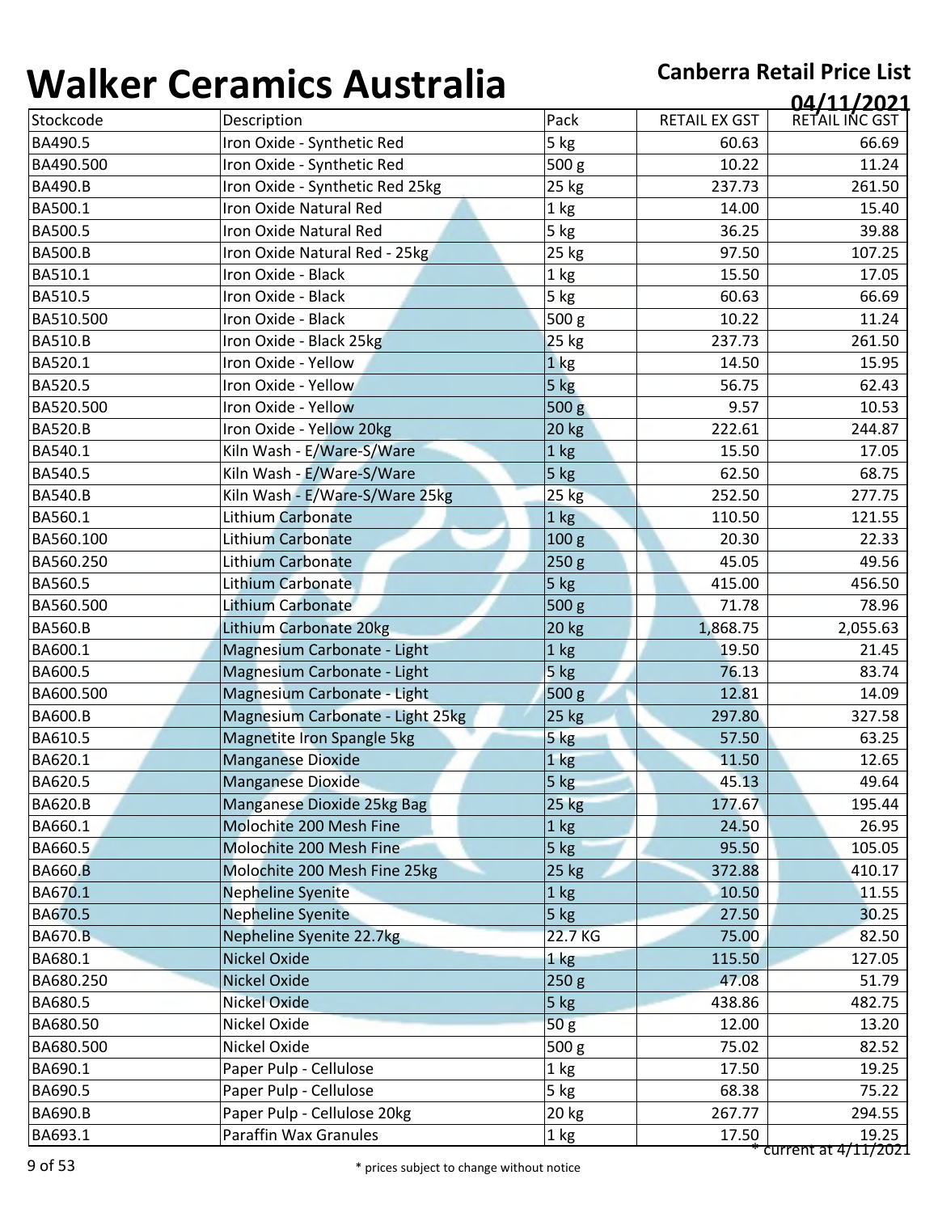# Walker Ceramics Australia

**Canberra Retail Price List**

**04/11/2021**

| Stockcode | Description | Pack | RETAIL EX GST | RETAIL INC GST |
|---|---|---|---|---|
| BA490.5 | Iron Oxide - Synthetic Red | 5 kg | 60.63 | 66.69 |
| BA490.500 | Iron Oxide - Synthetic Red | 500 g | 10.22 | 11.24 |
| BA490.B | Iron Oxide - Synthetic Red 25kg | 25 kg | 237.73 | 261.50 |
| BA500.1 | Iron Oxide Natural Red | 1 kg | 14.00 | 15.40 |
| BA500.5 | Iron Oxide Natural Red | 5 kg | 36.25 | 39.88 |
| BA500.B | Iron Oxide Natural Red - 25kg | 25 kg | 97.50 | 107.25 |
| BA510.1 | Iron Oxide - Black | 1 kg | 15.50 | 17.05 |
| BA510.5 | Iron Oxide - Black | 5 kg | 60.63 | 66.69 |
| BA510.500 | Iron Oxide - Black | 500 g | 10.22 | 11.24 |
| BA510.B | Iron Oxide - Black 25kg | 25 kg | 237.73 | 261.50 |
| BA520.1 | Iron Oxide - Yellow | 1 kg | 14.50 | 15.95 |
| BA520.5 | Iron Oxide - Yellow | 5 kg | 56.75 | 62.43 |
| BA520.500 | Iron Oxide - Yellow | 500 g | 9.57 | 10.53 |
| BA520.B | Iron Oxide - Yellow 20kg | 20 kg | 222.61 | 244.87 |
| BA540.1 | Kiln Wash - E/Ware-S/Ware | 1 kg | 15.50 | 17.05 |
| BA540.5 | Kiln Wash - E/Ware-S/Ware | 5 kg | 62.50 | 68.75 |
| BA540.B | Kiln Wash - E/Ware-S/Ware 25kg | 25 kg | 252.50 | 277.75 |
| BA560.1 | Lithium Carbonate | 1 kg | 110.50 | 121.55 |
| BA560.100 | Lithium Carbonate | 100 g | 20.30 | 22.33 |
| BA560.250 | Lithium Carbonate | 250 g | 45.05 | 49.56 |
| BA560.5 | Lithium Carbonate | 5 kg | 415.00 | 456.50 |
| BA560.500 | Lithium Carbonate | 500 g | 71.78 | 78.96 |
| BA560.B | Lithium Carbonate 20kg | 20 kg | 1,868.75 | 2,055.63 |
| BA600.1 | Magnesium Carbonate - Light | 1 kg | 19.50 | 21.45 |
| BA600.5 | Magnesium Carbonate - Light | 5 kg | 76.13 | 83.74 |
| BA600.500 | Magnesium Carbonate - Light | 500 g | 12.81 | 14.09 |
| BA600.B | Magnesium Carbonate - Light 25kg | 25 kg | 297.80 | 327.58 |
| BA610.5 | Magnetite Iron Spangle 5kg | 5 kg | 57.50 | 63.25 |
| BA620.1 | Manganese Dioxide | 1 kg | 11.50 | 12.65 |
| BA620.5 | Manganese Dioxide | 5 kg | 45.13 | 49.64 |
| BA620.B | Manganese Dioxide 25kg Bag | 25 kg | 177.67 | 195.44 |
| BA660.1 | Molochite 200 Mesh Fine | 1 kg | 24.50 | 26.95 |
| BA660.5 | Molochite 200 Mesh Fine | 5 kg | 95.50 | 105.05 |
| BA660.B | Molochite 200 Mesh Fine 25kg | 25 kg | 372.88 | 410.17 |
| BA670.1 | Nepheline Syenite | 1 kg | 10.50 | 11.55 |
| BA670.5 | Nepheline Syenite | 5 kg | 27.50 | 30.25 |
| BA670.B | Nepheline Syenite 22.7kg | 22.7 KG | 75.00 | 82.50 |
| BA680.1 | Nickel Oxide | 1 kg | 115.50 | 127.05 |
| BA680.250 | Nickel Oxide | 250 g | 47.08 | 51.79 |
| BA680.5 | Nickel Oxide | 5 kg | 438.86 | 482.75 |
| BA680.50 | Nickel Oxide | 50 g | 12.00 | 13.20 |
| BA680.500 | Nickel Oxide | 500 g | 75.02 | 82.52 |
| BA690.1 | Paper Pulp - Cellulose | 1 kg | 17.50 | 19.25 |
| BA690.5 | Paper Pulp - Cellulose | 5 kg | 68.38 | 75.22 |
| BA690.B | Paper Pulp - Cellulose 20kg | 20 kg | 267.77 | 294.55 |
| BA693.1 | Paraffin Wax Granules | 1 kg | 17.50 | 19.25 |

* current at 4/11/2021

* prices subject to change without notice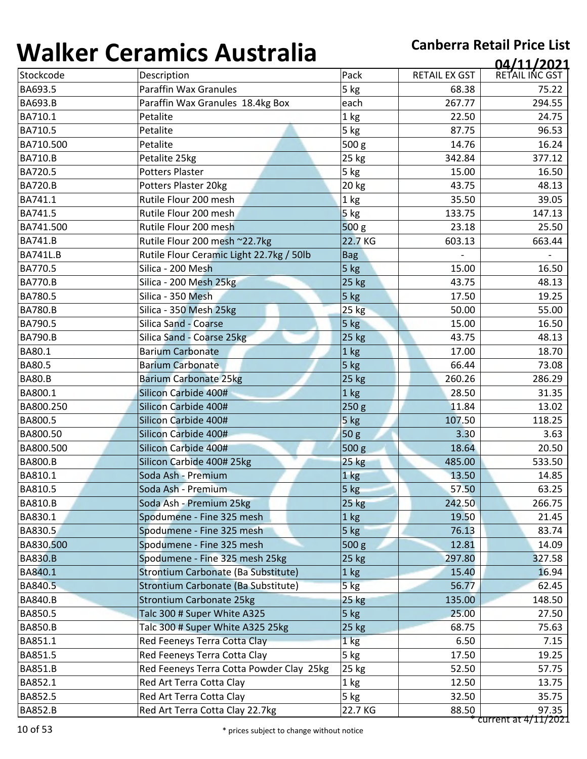# Walker Ceramics Australia

**Canberra Retail Price List**
**04/11/2021**

| Stockcode | Description | Pack | RETAIL EX GST | RETAIL INC GST |
|---|---|---|---|---|
| BA693.5 | Paraffin Wax Granules | 5 kg | 68.38 | 75.22 |
| BA693.B | Paraffin Wax Granules 18.4kg Box | each | 267.77 | 294.55 |
| BA710.1 | Petalite | 1 kg | 22.50 | 24.75 |
| BA710.5 | Petalite | 5 kg | 87.75 | 96.53 |
| BA710.500 | Petalite | 500 g | 14.76 | 16.24 |
| BA710.B | Petalite 25kg | 25 kg | 342.84 | 377.12 |
| BA720.5 | Potters Plaster | 5 kg | 15.00 | 16.50 |
| BA720.B | Potters Plaster 20kg | 20 kg | 43.75 | 48.13 |
| BA741.1 | Rutile Flour 200 mesh | 1 kg | 35.50 | 39.05 |
| BA741.5 | Rutile Flour 200 mesh | 5 kg | 133.75 | 147.13 |
| BA741.500 | Rutile Flour 200 mesh | 500 g | 23.18 | 25.50 |
| BA741.B | Rutile Flour 200 mesh ~22.7kg | 22.7 KG | 603.13 | 663.44 |
| BA741L.B | Rutile Flour Ceramic Light 22.7kg / 50lb | Bag | - | - |
| BA770.5 | Silica - 200 Mesh | 5 kg | 15.00 | 16.50 |
| BA770.B | Silica - 200 Mesh 25kg | 25 kg | 43.75 | 48.13 |
| BA780.5 | Silica - 350 Mesh | 5 kg | 17.50 | 19.25 |
| BA780.B | Silica - 350 Mesh 25kg | 25 kg | 50.00 | 55.00 |
| BA790.5 | Silica Sand - Coarse | 5 kg | 15.00 | 16.50 |
| BA790.B | Silica Sand - Coarse 25kg | 25 kg | 43.75 | 48.13 |
| BA80.1 | Barium Carbonate | 1 kg | 17.00 | 18.70 |
| BA80.5 | Barium Carbonate | 5 kg | 66.44 | 73.08 |
| BA80.B | Barium Carbonate 25kg | 25 kg | 260.26 | 286.29 |
| BA800.1 | Silicon Carbide 400# | 1 kg | 28.50 | 31.35 |
| BA800.250 | Silicon Carbide 400# | 250 g | 11.84 | 13.02 |
| BA800.5 | Silicon Carbide 400# | 5 kg | 107.50 | 118.25 |
| BA800.50 | Silicon Carbide 400# | 50 g | 3.30 | 3.63 |
| BA800.500 | Silicon Carbide 400# | 500 g | 18.64 | 20.50 |
| BA800.B | Silicon Carbide 400# 25kg | 25 kg | 485.00 | 533.50 |
| BA810.1 | Soda Ash - Premium | 1 kg | 13.50 | 14.85 |
| BA810.5 | Soda Ash - Premium | 5 kg | 57.50 | 63.25 |
| BA810.B | Soda Ash - Premium 25kg | 25 kg | 242.50 | 266.75 |
| BA830.1 | Spodumene - Fine 325 mesh | 1 kg | 19.50 | 21.45 |
| BA830.5 | Spodumene - Fine 325 mesh | 5 kg | 76.13 | 83.74 |
| BA830.500 | Spodumene - Fine 325 mesh | 500 g | 12.81 | 14.09 |
| BA830.B | Spodumene - Fine 325 mesh 25kg | 25 kg | 297.80 | 327.58 |
| BA840.1 | Strontium Carbonate (Ba Substitute) | 1 kg | 15.40 | 16.94 |
| BA840.5 | Strontium Carbonate (Ba Substitute) | 5 kg | 56.77 | 62.45 |
| BA840.B | Strontium Carbonate 25kg | 25 kg | 135.00 | 148.50 |
| BA850.5 | Talc 300 # Super White A325 | 5 kg | 25.00 | 27.50 |
| BA850.B | Talc 300 # Super White A325 25kg | 25 kg | 68.75 | 75.63 |
| BA851.1 | Red Feeneys Terra Cotta Clay | 1 kg | 6.50 | 7.15 |
| BA851.5 | Red Feeneys Terra Cotta Clay | 5 kg | 17.50 | 19.25 |
| BA851.B | Red Feeneys Terra Cotta Powder Clay 25kg | 25 kg | 52.50 | 57.75 |
| BA852.1 | Red Art Terra Cotta Clay | 1 kg | 12.50 | 13.75 |
| BA852.5 | Red Art Terra Cotta Clay | 5 kg | 32.50 | 35.75 |
| BA852.B | Red Art Terra Cotta Clay 22.7kg | 22.7 KG | 88.50 | 97.35 |

* current at 4/11/2021

* prices subject to change without notice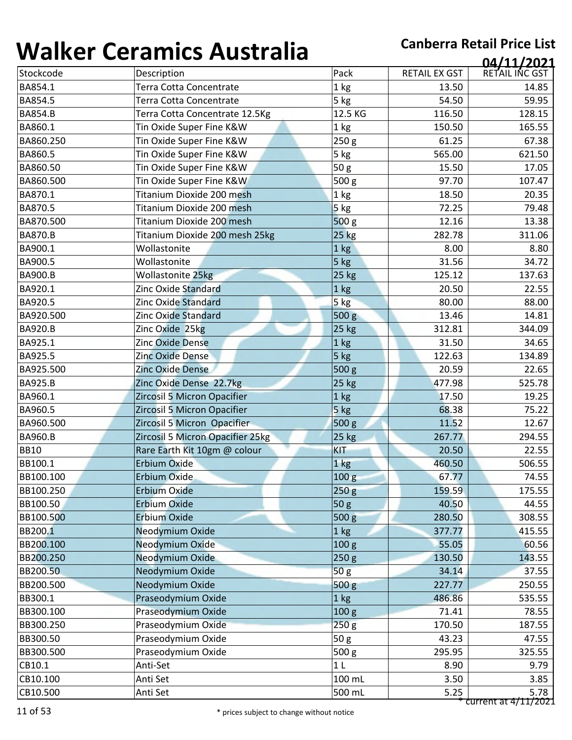# Walker Ceramics Australia

**Canberra Retail Price List**

**04/11/2021**

| Stockcode | Description | Pack | RETAIL EX GST | RETAIL INC GST |
|---|---|---|---|---|
| BA854.1 | Terra Cotta Concentrate | 1 kg | 13.50 | 14.85 |
| BA854.5 | Terra Cotta Concentrate | 5 kg | 54.50 | 59.95 |
| BA854.B | Terra Cotta Concentrate 12.5Kg | 12.5 KG | 116.50 | 128.15 |
| BA860.1 | Tin Oxide Super Fine K&W | 1 kg | 150.50 | 165.55 |
| BA860.250 | Tin Oxide Super Fine K&W | 250 g | 61.25 | 67.38 |
| BA860.5 | Tin Oxide Super Fine K&W | 5 kg | 565.00 | 621.50 |
| BA860.50 | Tin Oxide Super Fine K&W | 50 g | 15.50 | 17.05 |
| BA860.500 | Tin Oxide Super Fine K&W | 500 g | 97.70 | 107.47 |
| BA870.1 | Titanium Dioxide 200 mesh | 1 kg | 18.50 | 20.35 |
| BA870.5 | Titanium Dioxide 200 mesh | 5 kg | 72.25 | 79.48 |
| BA870.500 | Titanium Dioxide 200 mesh | 500 g | 12.16 | 13.38 |
| BA870.B | Titanium Dioxide 200 mesh 25kg | 25 kg | 282.78 | 311.06 |
| BA900.1 | Wollastonite | 1 kg | 8.00 | 8.80 |
| BA900.5 | Wollastonite | 5 kg | 31.56 | 34.72 |
| BA900.B | Wollastonite 25kg | 25 kg | 125.12 | 137.63 |
| BA920.1 | Zinc Oxide Standard | 1 kg | 20.50 | 22.55 |
| BA920.5 | Zinc Oxide Standard | 5 kg | 80.00 | 88.00 |
| BA920.500 | Zinc Oxide Standard | 500 g | 13.46 | 14.81 |
| BA920.B | Zinc Oxide 25kg | 25 kg | 312.81 | 344.09 |
| BA925.1 | Zinc Oxide Dense | 1 kg | 31.50 | 34.65 |
| BA925.5 | Zinc Oxide Dense | 5 kg | 122.63 | 134.89 |
| BA925.500 | Zinc Oxide Dense | 500 g | 20.59 | 22.65 |
| BA925.B | Zinc Oxide Dense 22.7kg | 25 kg | 477.98 | 525.78 |
| BA960.1 | Zircosil 5 Micron Opacifier | 1 kg | 17.50 | 19.25 |
| BA960.5 | Zircosil 5 Micron Opacifier | 5 kg | 68.38 | 75.22 |
| BA960.500 | Zircosil 5 Micron Opacifier | 500 g | 11.52 | 12.67 |
| BA960.B | Zircosil 5 Micron Opacifier 25kg | 25 kg | 267.77 | 294.55 |
| BB10 | Rare Earth Kit 10gm @ colour | KIT | 20.50 | 22.55 |
| BB100.1 | Erbium Oxide | 1 kg | 460.50 | 506.55 |
| BB100.100 | Erbium Oxide | 100 g | 67.77 | 74.55 |
| BB100.250 | Erbium Oxide | 250 g | 159.59 | 175.55 |
| BB100.50 | Erbium Oxide | 50 g | 40.50 | 44.55 |
| BB100.500 | Erbium Oxide | 500 g | 280.50 | 308.55 |
| BB200.1 | Neodymium Oxide | 1 kg | 377.77 | 415.55 |
| BB200.100 | Neodymium Oxide | 100 g | 55.05 | 60.56 |
| BB200.250 | Neodymium Oxide | 250 g | 130.50 | 143.55 |
| BB200.50 | Neodymium Oxide | 50 g | 34.14 | 37.55 |
| BB200.500 | Neodymium Oxide | 500 g | 227.77 | 250.55 |
| BB300.1 | Praseodymium Oxide | 1 kg | 486.86 | 535.55 |
| BB300.100 | Praseodymium Oxide | 100 g | 71.41 | 78.55 |
| BB300.250 | Praseodymium Oxide | 250 g | 170.50 | 187.55 |
| BB300.50 | Praseodymium Oxide | 50 g | 43.23 | 47.55 |
| BB300.500 | Praseodymium Oxide | 500 g | 295.95 | 325.55 |
| CB10.1 | Anti-Set | 1 L | 8.90 | 9.79 |
| CB10.100 | Anti Set | 100 mL | 3.50 | 3.85 |
| CB10.500 | Anti Set | 500 mL | 5.25 | 5.78 |

* current at 4/11/2021

* prices subject to change without notice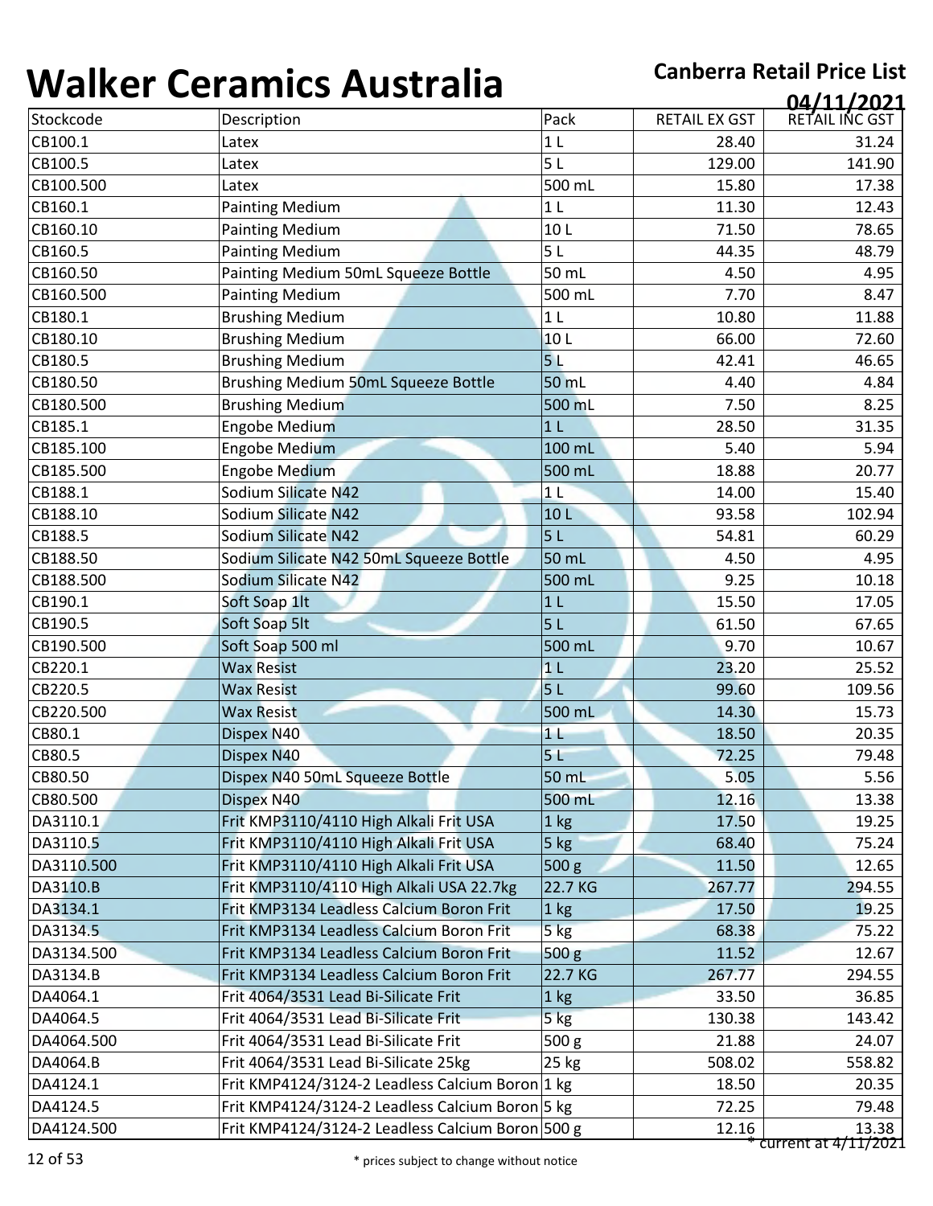# Walker Ceramics Australia

**Canberra Retail Price List**

**04/11/2021**

| Stockcode | Description | Pack | RETAIL EX GST | RETAIL INC GST |
|---|---|---|---|---|
| CB100.1 | Latex | 1 L | 28.40 | 31.24 |
| CB100.5 | Latex | 5 L | 129.00 | 141.90 |
| CB100.500 | Latex | 500 mL | 15.80 | 17.38 |
| CB160.1 | Painting Medium | 1 L | 11.30 | 12.43 |
| CB160.10 | Painting Medium | 10 L | 71.50 | 78.65 |
| CB160.5 | Painting Medium | 5 L | 44.35 | 48.79 |
| CB160.50 | Painting Medium 50mL Squeeze Bottle | 50 mL | 4.50 | 4.95 |
| CB160.500 | Painting Medium | 500 mL | 7.70 | 8.47 |
| CB180.1 | Brushing Medium | 1 L | 10.80 | 11.88 |
| CB180.10 | Brushing Medium | 10 L | 66.00 | 72.60 |
| CB180.5 | Brushing Medium | 5 L | 42.41 | 46.65 |
| CB180.50 | Brushing Medium 50mL Squeeze Bottle | 50 mL | 4.40 | 4.84 |
| CB180.500 | Brushing Medium | 500 mL | 7.50 | 8.25 |
| CB185.1 | Engobe Medium | 1 L | 28.50 | 31.35 |
| CB185.100 | Engobe Medium | 100 mL | 5.40 | 5.94 |
| CB185.500 | Engobe Medium | 500 mL | 18.88 | 20.77 |
| CB188.1 | Sodium Silicate N42 | 1 L | 14.00 | 15.40 |
| CB188.10 | Sodium Silicate N42 | 10 L | 93.58 | 102.94 |
| CB188.5 | Sodium Silicate N42 | 5 L | 54.81 | 60.29 |
| CB188.50 | Sodium Silicate N42 50mL Squeeze Bottle | 50 mL | 4.50 | 4.95 |
| CB188.500 | Sodium Silicate N42 | 500 mL | 9.25 | 10.18 |
| CB190.1 | Soft Soap 1lt | 1 L | 15.50 | 17.05 |
| CB190.5 | Soft Soap 5lt | 5 L | 61.50 | 67.65 |
| CB190.500 | Soft Soap 500 ml | 500 mL | 9.70 | 10.67 |
| CB220.1 | Wax Resist | 1 L | 23.20 | 25.52 |
| CB220.5 | Wax Resist | 5 L | 99.60 | 109.56 |
| CB220.500 | Wax Resist | 500 mL | 14.30 | 15.73 |
| CB80.1 | Dispex N40 | 1 L | 18.50 | 20.35 |
| CB80.5 | Dispex N40 | 5 L | 72.25 | 79.48 |
| CB80.50 | Dispex N40 50mL Squeeze Bottle | 50 mL | 5.05 | 5.56 |
| CB80.500 | Dispex N40 | 500 mL | 12.16 | 13.38 |
| DA3110.1 | Frit KMP3110/4110 High Alkali Frit USA | 1 kg | 17.50 | 19.25 |
| DA3110.5 | Frit KMP3110/4110 High Alkali Frit USA | 5 kg | 68.40 | 75.24 |
| DA3110.500 | Frit KMP3110/4110 High Alkali Frit USA | 500 g | 11.50 | 12.65 |
| DA3110.B | Frit KMP3110/4110 High Alkali USA 22.7kg | 22.7 KG | 267.77 | 294.55 |
| DA3134.1 | Frit KMP3134 Leadless Calcium Boron Frit | 1 kg | 17.50 | 19.25 |
| DA3134.5 | Frit KMP3134 Leadless Calcium Boron Frit | 5 kg | 68.38 | 75.22 |
| DA3134.500 | Frit KMP3134 Leadless Calcium Boron Frit | 500 g | 11.52 | 12.67 |
| DA3134.B | Frit KMP3134 Leadless Calcium Boron Frit | 22.7 KG | 267.77 | 294.55 |
| DA4064.1 | Frit 4064/3531 Lead Bi-Silicate Frit | 1 kg | 33.50 | 36.85 |
| DA4064.5 | Frit 4064/3531 Lead Bi-Silicate Frit | 5 kg | 130.38 | 143.42 |
| DA4064.500 | Frit 4064/3531 Lead Bi-Silicate Frit | 500 g | 21.88 | 24.07 |
| DA4064.B | Frit 4064/3531 Lead Bi-Silicate 25kg | 25 kg | 508.02 | 558.82 |
| DA4124.1 | Frit KMP4124/3124-2 Leadless Calcium Boron | 1 kg | 18.50 | 20.35 |
| DA4124.5 | Frit KMP4124/3124-2 Leadless Calcium Boron | 5 kg | 72.25 | 79.48 |
| DA4124.500 | Frit KMP4124/3124-2 Leadless Calcium Boron | 500 g | 12.16 | 13.38 |

* current at 4/11/2021

* prices subject to change without notice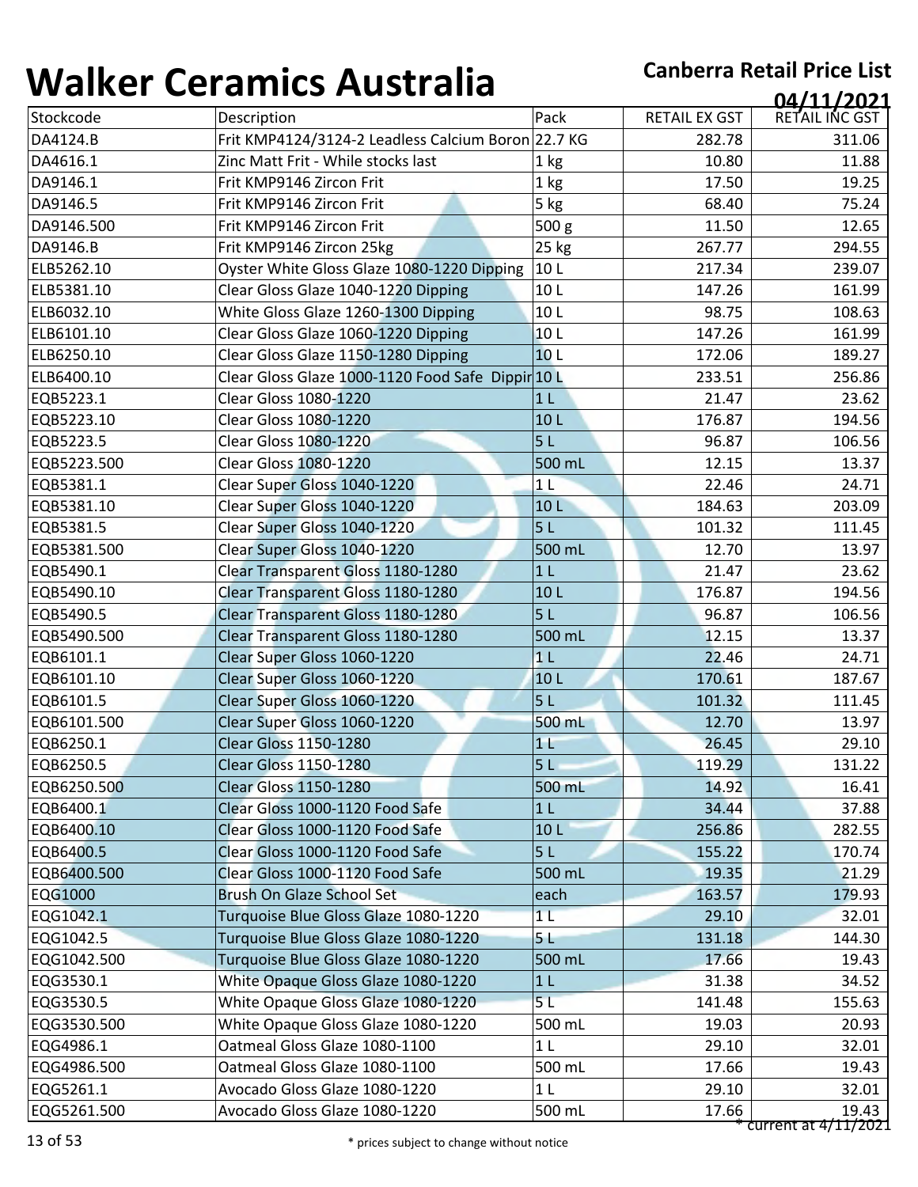# Walker Ceramics Australia

**Canberra Retail Price List**

**04/11/2021**

| Stockcode | Description | Pack | RETAIL EX GST | RETAIL INC GST |
|---|---|---|---|---|
| DA4124.B | Frit KMP4124/3124-2 Leadless Calcium Boron | 22.7 KG | 282.78 | 311.06 |
| DA4616.1 | Zinc Matt Frit - While stocks last | 1 kg | 10.80 | 11.88 |
| DA9146.1 | Frit KMP9146 Zircon Frit | 1 kg | 17.50 | 19.25 |
| DA9146.5 | Frit KMP9146 Zircon Frit | 5 kg | 68.40 | 75.24 |
| DA9146.500 | Frit KMP9146 Zircon Frit | 500 g | 11.50 | 12.65 |
| DA9146.B | Frit KMP9146 Zircon 25kg | 25 kg | 267.77 | 294.55 |
| ELB5262.10 | Oyster White Gloss Glaze 1080-1220 Dipping | 10 L | 217.34 | 239.07 |
| ELB5381.10 | Clear Gloss Glaze 1040-1220 Dipping | 10 L | 147.26 | 161.99 |
| ELB6032.10 | White Gloss Glaze 1260-1300 Dipping | 10 L | 98.75 | 108.63 |
| ELB6101.10 | Clear Gloss Glaze 1060-1220 Dipping | 10 L | 147.26 | 161.99 |
| ELB6250.10 | Clear Gloss Glaze 1150-1280 Dipping | 10 L | 172.06 | 189.27 |
| ELB6400.10 | Clear Gloss Glaze 1000-1120 Food Safe Dippir | 10 L | 233.51 | 256.86 |
| EQB5223.1 | Clear Gloss 1080-1220 | 1 L | 21.47 | 23.62 |
| EQB5223.10 | Clear Gloss 1080-1220 | 10 L | 176.87 | 194.56 |
| EQB5223.5 | Clear Gloss 1080-1220 | 5 L | 96.87 | 106.56 |
| EQB5223.500 | Clear Gloss 1080-1220 | 500 mL | 12.15 | 13.37 |
| EQB5381.1 | Clear Super Gloss 1040-1220 | 1 L | 22.46 | 24.71 |
| EQB5381.10 | Clear Super Gloss 1040-1220 | 10 L | 184.63 | 203.09 |
| EQB5381.5 | Clear Super Gloss 1040-1220 | 5 L | 101.32 | 111.45 |
| EQB5381.500 | Clear Super Gloss 1040-1220 | 500 mL | 12.70 | 13.97 |
| EQB5490.1 | Clear Transparent Gloss 1180-1280 | 1 L | 21.47 | 23.62 |
| EQB5490.10 | Clear Transparent Gloss 1180-1280 | 10 L | 176.87 | 194.56 |
| EQB5490.5 | Clear Transparent Gloss 1180-1280 | 5 L | 96.87 | 106.56 |
| EQB5490.500 | Clear Transparent Gloss 1180-1280 | 500 mL | 12.15 | 13.37 |
| EQB6101.1 | Clear Super Gloss 1060-1220 | 1 L | 22.46 | 24.71 |
| EQB6101.10 | Clear Super Gloss 1060-1220 | 10 L | 170.61 | 187.67 |
| EQB6101.5 | Clear Super Gloss 1060-1220 | 5 L | 101.32 | 111.45 |
| EQB6101.500 | Clear Super Gloss 1060-1220 | 500 mL | 12.70 | 13.97 |
| EQB6250.1 | Clear Gloss 1150-1280 | 1 L | 26.45 | 29.10 |
| EQB6250.5 | Clear Gloss 1150-1280 | 5 L | 119.29 | 131.22 |
| EQB6250.500 | Clear Gloss 1150-1280 | 500 mL | 14.92 | 16.41 |
| EQB6400.1 | Clear Gloss 1000-1120 Food Safe | 1 L | 34.44 | 37.88 |
| EQB6400.10 | Clear Gloss 1000-1120 Food Safe | 10 L | 256.86 | 282.55 |
| EQB6400.5 | Clear Gloss 1000-1120 Food Safe | 5 L | 155.22 | 170.74 |
| EQB6400.500 | Clear Gloss 1000-1120 Food Safe | 500 mL | 19.35 | 21.29 |
| EQG1000 | Brush On Glaze School Set | each | 163.57 | 179.93 |
| EQG1042.1 | Turquoise Blue Gloss Glaze 1080-1220 | 1 L | 29.10 | 32.01 |
| EQG1042.5 | Turquoise Blue Gloss Glaze 1080-1220 | 5 L | 131.18 | 144.30 |
| EQG1042.500 | Turquoise Blue Gloss Glaze 1080-1220 | 500 mL | 17.66 | 19.43 |
| EQG3530.1 | White Opaque Gloss Glaze 1080-1220 | 1 L | 31.38 | 34.52 |
| EQG3530.5 | White Opaque Gloss Glaze 1080-1220 | 5 L | 141.48 | 155.63 |
| EQG3530.500 | White Opaque Gloss Glaze 1080-1220 | 500 mL | 19.03 | 20.93 |
| EQG4986.1 | Oatmeal Gloss Glaze 1080-1100 | 1 L | 29.10 | 32.01 |
| EQG4986.500 | Oatmeal Gloss Glaze 1080-1100 | 500 mL | 17.66 | 19.43 |
| EQG5261.1 | Avocado Gloss Glaze 1080-1220 | 1 L | 29.10 | 32.01 |
| EQG5261.500 | Avocado Gloss Glaze 1080-1220 | 500 mL | 17.66 | 19.43 |

\* current at 4/11/2021

\* prices subject to change without notice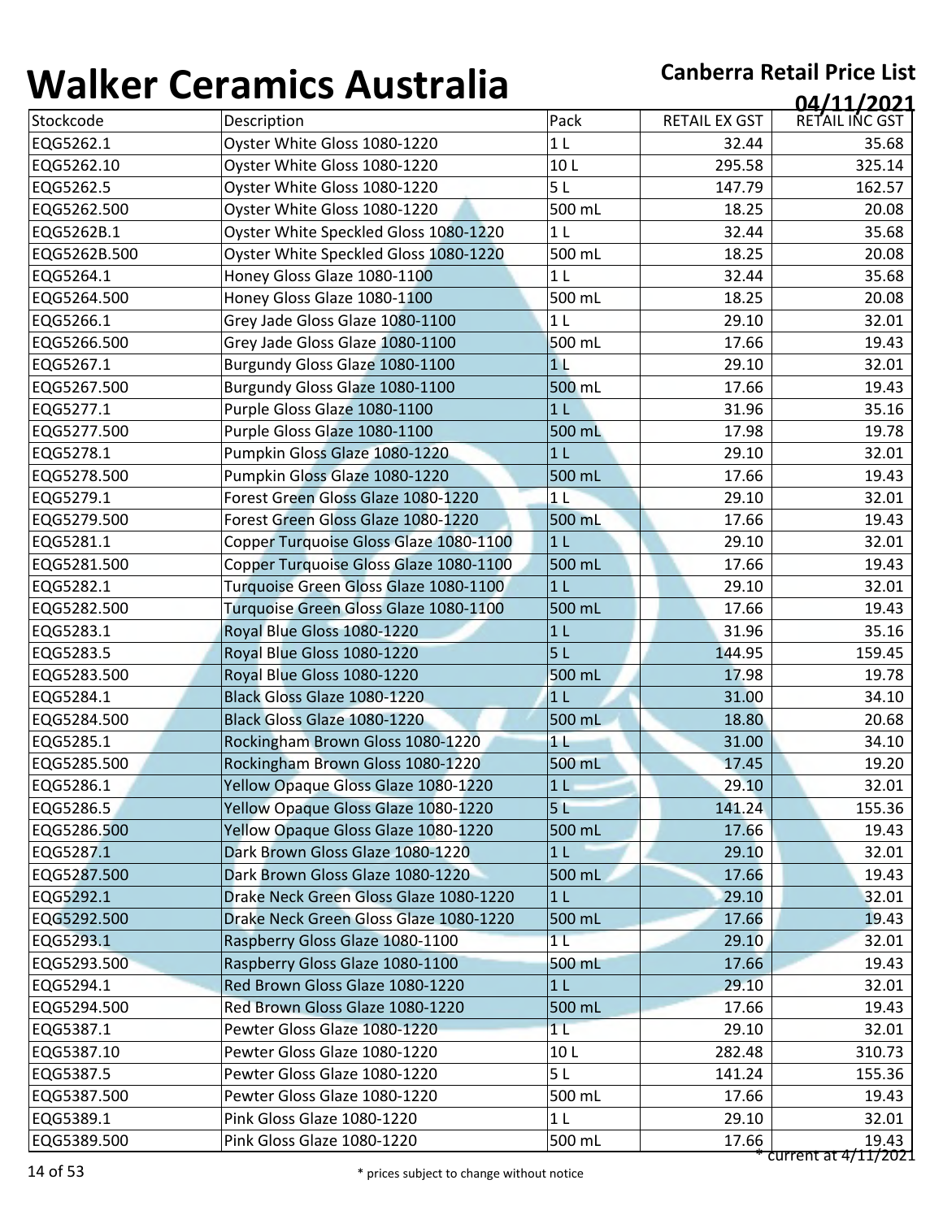# Walker Ceramics Australia

**Canberra Retail Price List**

**04/11/2021**

| Stockcode | Description | Pack | RETAIL EX GST | RETAIL INC GST |
|---|---|---|---|---|
| EQG5262.1 | Oyster White Gloss 1080-1220 | 1 L | 32.44 | 35.68 |
| EQG5262.10 | Oyster White Gloss 1080-1220 | 10 L | 295.58 | 325.14 |
| EQG5262.5 | Oyster White Gloss 1080-1220 | 5 L | 147.79 | 162.57 |
| EQG5262.500 | Oyster White Gloss 1080-1220 | 500 mL | 18.25 | 20.08 |
| EQG5262B.1 | Oyster White Speckled Gloss 1080-1220 | 1 L | 32.44 | 35.68 |
| EQG5262B.500 | Oyster White Speckled Gloss 1080-1220 | 500 mL | 18.25 | 20.08 |
| EQG5264.1 | Honey Gloss Glaze 1080-1100 | 1 L | 32.44 | 35.68 |
| EQG5264.500 | Honey Gloss Glaze 1080-1100 | 500 mL | 18.25 | 20.08 |
| EQG5266.1 | Grey Jade Gloss Glaze 1080-1100 | 1 L | 29.10 | 32.01 |
| EQG5266.500 | Grey Jade Gloss Glaze 1080-1100 | 500 mL | 17.66 | 19.43 |
| EQG5267.1 | Burgundy Gloss Glaze 1080-1100 | 1 L | 29.10 | 32.01 |
| EQG5267.500 | Burgundy Gloss Glaze 1080-1100 | 500 mL | 17.66 | 19.43 |
| EQG5277.1 | Purple Gloss Glaze 1080-1100 | 1 L | 31.96 | 35.16 |
| EQG5277.500 | Purple Gloss Glaze 1080-1100 | 500 mL | 17.98 | 19.78 |
| EQG5278.1 | Pumpkin Gloss Glaze 1080-1220 | 1 L | 29.10 | 32.01 |
| EQG5278.500 | Pumpkin Gloss Glaze 1080-1220 | 500 mL | 17.66 | 19.43 |
| EQG5279.1 | Forest Green Gloss Glaze 1080-1220 | 1 L | 29.10 | 32.01 |
| EQG5279.500 | Forest Green Gloss Glaze 1080-1220 | 500 mL | 17.66 | 19.43 |
| EQG5281.1 | Copper Turquoise Gloss Glaze 1080-1100 | 1 L | 29.10 | 32.01 |
| EQG5281.500 | Copper Turquoise Gloss Glaze 1080-1100 | 500 mL | 17.66 | 19.43 |
| EQG5282.1 | Turquoise Green Gloss Glaze 1080-1100 | 1 L | 29.10 | 32.01 |
| EQG5282.500 | Turquoise Green Gloss Glaze 1080-1100 | 500 mL | 17.66 | 19.43 |
| EQG5283.1 | Royal Blue Gloss 1080-1220 | 1 L | 31.96 | 35.16 |
| EQG5283.5 | Royal Blue Gloss 1080-1220 | 5 L | 144.95 | 159.45 |
| EQG5283.500 | Royal Blue Gloss 1080-1220 | 500 mL | 17.98 | 19.78 |
| EQG5284.1 | Black Gloss Glaze 1080-1220 | 1 L | 31.00 | 34.10 |
| EQG5284.500 | Black Gloss Glaze 1080-1220 | 500 mL | 18.80 | 20.68 |
| EQG5285.1 | Rockingham Brown Gloss 1080-1220 | 1 L | 31.00 | 34.10 |
| EQG5285.500 | Rockingham Brown Gloss 1080-1220 | 500 mL | 17.45 | 19.20 |
| EQG5286.1 | Yellow Opaque Gloss Glaze 1080-1220 | 1 L | 29.10 | 32.01 |
| EQG5286.5 | Yellow Opaque Gloss Glaze 1080-1220 | 5 L | 141.24 | 155.36 |
| EQG5286.500 | Yellow Opaque Gloss Glaze 1080-1220 | 500 mL | 17.66 | 19.43 |
| EQG5287.1 | Dark Brown Gloss Glaze 1080-1220 | 1 L | 29.10 | 32.01 |
| EQG5287.500 | Dark Brown Gloss Glaze 1080-1220 | 500 mL | 17.66 | 19.43 |
| EQG5292.1 | Drake Neck Green Gloss Glaze 1080-1220 | 1 L | 29.10 | 32.01 |
| EQG5292.500 | Drake Neck Green Gloss Glaze 1080-1220 | 500 mL | 17.66 | 19.43 |
| EQG5293.1 | Raspberry Gloss Glaze 1080-1100 | 1 L | 29.10 | 32.01 |
| EQG5293.500 | Raspberry Gloss Glaze 1080-1100 | 500 mL | 17.66 | 19.43 |
| EQG5294.1 | Red Brown Gloss Glaze 1080-1220 | 1 L | 29.10 | 32.01 |
| EQG5294.500 | Red Brown Gloss Glaze 1080-1220 | 500 mL | 17.66 | 19.43 |
| EQG5387.1 | Pewter Gloss Glaze 1080-1220 | 1 L | 29.10 | 32.01 |
| EQG5387.10 | Pewter Gloss Glaze 1080-1220 | 10 L | 282.48 | 310.73 |
| EQG5387.5 | Pewter Gloss Glaze 1080-1220 | 5 L | 141.24 | 155.36 |
| EQG5387.500 | Pewter Gloss Glaze 1080-1220 | 500 mL | 17.66 | 19.43 |
| EQG5389.1 | Pink Gloss Glaze 1080-1220 | 1 L | 29.10 | 32.01 |
| EQG5389.500 | Pink Gloss Glaze 1080-1220 | 500 mL | 17.66 | 19.43 |

* current at 4/11/2021

* prices subject to change without notice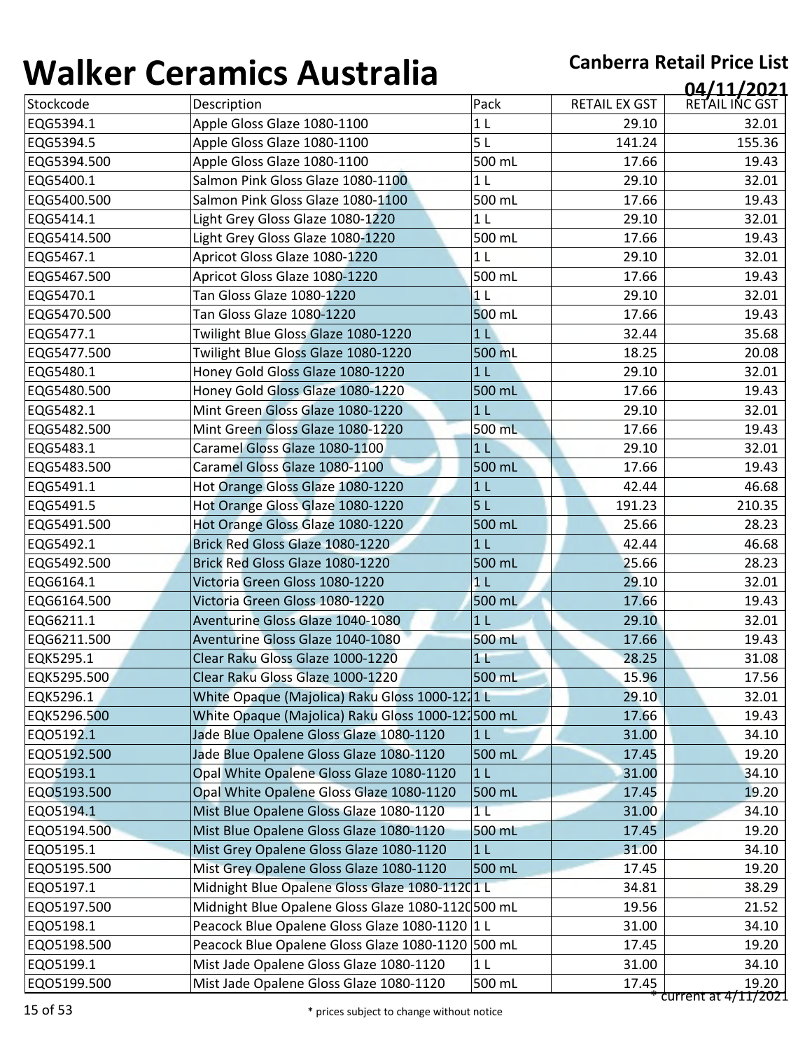# Walker Ceramics Australia

**Canberra Retail Price List**

**04/11/2021**

| Stockcode | Description | Pack | RETAIL EX GST | RETAIL INC GST |
|---|---|---|---|---|
| EQG5394.1 | Apple Gloss Glaze 1080-1100 | 1 L | 29.10 | 32.01 |
| EQG5394.5 | Apple Gloss Glaze 1080-1100 | 5 L | 141.24 | 155.36 |
| EQG5394.500 | Apple Gloss Glaze 1080-1100 | 500 mL | 17.66 | 19.43 |
| EQG5400.1 | Salmon Pink Gloss Glaze 1080-1100 | 1 L | 29.10 | 32.01 |
| EQG5400.500 | Salmon Pink Gloss Glaze 1080-1100 | 500 mL | 17.66 | 19.43 |
| EQG5414.1 | Light Grey Gloss Glaze 1080-1220 | 1 L | 29.10 | 32.01 |
| EQG5414.500 | Light Grey Gloss Glaze 1080-1220 | 500 mL | 17.66 | 19.43 |
| EQG5467.1 | Apricot Gloss Glaze 1080-1220 | 1 L | 29.10 | 32.01 |
| EQG5467.500 | Apricot Gloss Glaze 1080-1220 | 500 mL | 17.66 | 19.43 |
| EQG5470.1 | Tan Gloss Glaze 1080-1220 | 1 L | 29.10 | 32.01 |
| EQG5470.500 | Tan Gloss Glaze 1080-1220 | 500 mL | 17.66 | 19.43 |
| EQG5477.1 | Twilight Blue Gloss Glaze 1080-1220 | 1 L | 32.44 | 35.68 |
| EQG5477.500 | Twilight Blue Gloss Glaze 1080-1220 | 500 mL | 18.25 | 20.08 |
| EQG5480.1 | Honey Gold Gloss Glaze 1080-1220 | 1 L | 29.10 | 32.01 |
| EQG5480.500 | Honey Gold Gloss Glaze 1080-1220 | 500 mL | 17.66 | 19.43 |
| EQG5482.1 | Mint Green Gloss Glaze 1080-1220 | 1 L | 29.10 | 32.01 |
| EQG5482.500 | Mint Green Gloss Glaze 1080-1220 | 500 mL | 17.66 | 19.43 |
| EQG5483.1 | Caramel Gloss Glaze 1080-1100 | 1 L | 29.10 | 32.01 |
| EQG5483.500 | Caramel Gloss Glaze 1080-1100 | 500 mL | 17.66 | 19.43 |
| EQG5491.1 | Hot Orange Gloss Glaze 1080-1220 | 1 L | 42.44 | 46.68 |
| EQG5491.5 | Hot Orange Gloss Glaze 1080-1220 | 5 L | 191.23 | 210.35 |
| EQG5491.500 | Hot Orange Gloss Glaze 1080-1220 | 500 mL | 25.66 | 28.23 |
| EQG5492.1 | Brick Red Gloss Glaze 1080-1220 | 1 L | 42.44 | 46.68 |
| EQG5492.500 | Brick Red Gloss Glaze 1080-1220 | 500 mL | 25.66 | 28.23 |
| EQG6164.1 | Victoria Green Gloss 1080-1220 | 1 L | 29.10 | 32.01 |
| EQG6164.500 | Victoria Green Gloss 1080-1220 | 500 mL | 17.66 | 19.43 |
| EQG6211.1 | Aventurine Gloss Glaze 1040-1080 | 1 L | 29.10 | 32.01 |
| EQG6211.500 | Aventurine Gloss Glaze 1040-1080 | 500 mL | 17.66 | 19.43 |
| EQK5295.1 | Clear Raku Gloss Glaze 1000-1220 | 1 L | 28.25 | 31.08 |
| EQK5295.500 | Clear Raku Gloss Glaze 1000-1220 | 500 mL | 15.96 | 17.56 |
| EQK5296.1 | White Opaque (Majolica) Raku Gloss 1000-122 | 1 L | 29.10 | 32.01 |
| EQK5296.500 | White Opaque (Majolica) Raku Gloss 1000-122 | 500 mL | 17.66 | 19.43 |
| EQO5192.1 | Jade Blue Opalene Gloss Glaze 1080-1120 | 1 L | 31.00 | 34.10 |
| EQO5192.500 | Jade Blue Opalene Gloss Glaze 1080-1120 | 500 mL | 17.45 | 19.20 |
| EQO5193.1 | Opal White Opalene Gloss Glaze 1080-1120 | 1 L | 31.00 | 34.10 |
| EQO5193.500 | Opal White Opalene Gloss Glaze 1080-1120 | 500 mL | 17.45 | 19.20 |
| EQO5194.1 | Mist Blue Opalene Gloss Glaze 1080-1120 | 1 L | 31.00 | 34.10 |
| EQO5194.500 | Mist Blue Opalene Gloss Glaze 1080-1120 | 500 mL | 17.45 | 19.20 |
| EQO5195.1 | Mist Grey Opalene Gloss Glaze 1080-1120 | 1 L | 31.00 | 34.10 |
| EQO5195.500 | Mist Grey Opalene Gloss Glaze 1080-1120 | 500 mL | 17.45 | 19.20 |
| EQO5197.1 | Midnight Blue Opalene Gloss Glaze 1080-1120 | 1 L | 34.81 | 38.29 |
| EQO5197.500 | Midnight Blue Opalene Gloss Glaze 1080-1120 | 500 mL | 19.56 | 21.52 |
| EQO5198.1 | Peacock Blue Opalene Gloss Glaze 1080-1120 | 1 L | 31.00 | 34.10 |
| EQO5198.500 | Peacock Blue Opalene Gloss Glaze 1080-1120 | 500 mL | 17.45 | 19.20 |
| EQO5199.1 | Mist Jade Opalene Gloss Glaze 1080-1120 | 1 L | 31.00 | 34.10 |
| EQO5199.500 | Mist Jade Opalene Gloss Glaze 1080-1120 | 500 mL | 17.45 | 19.20 |

* current at 4/11/2021

* prices subject to change without notice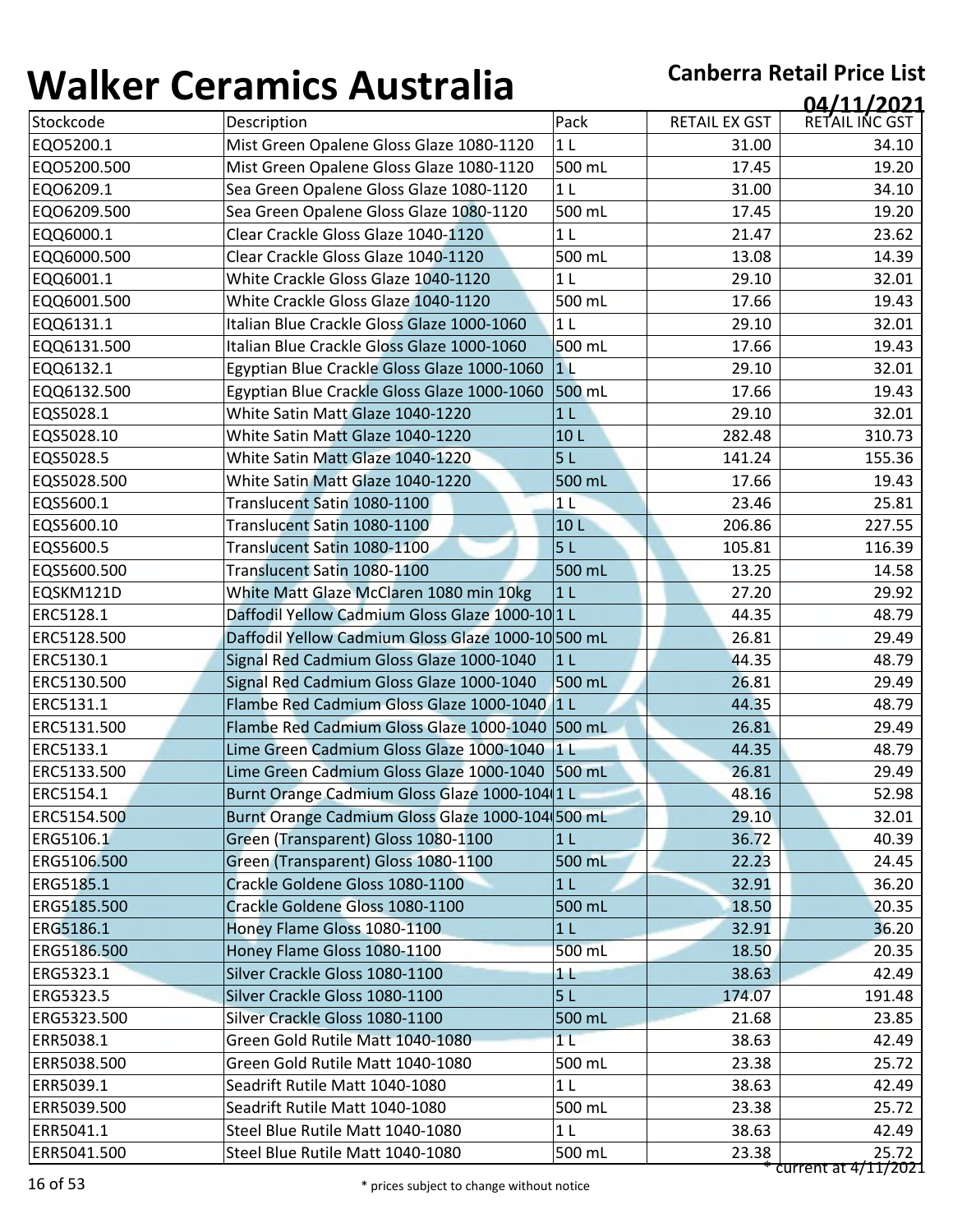# Walker Ceramics Australia

**Canberra Retail Price List**

**04/11/2021**

| Stockcode | Description | Pack | RETAIL EX GST | RETAIL INC GST |
|---|---|---|---|---|
| EQO5200.1 | Mist Green Opalene Gloss Glaze 1080-1120 | 1 L | 31.00 | 34.10 |
| EQO5200.500 | Mist Green Opalene Gloss Glaze 1080-1120 | 500 mL | 17.45 | 19.20 |
| EQO6209.1 | Sea Green Opalene Gloss Glaze 1080-1120 | 1 L | 31.00 | 34.10 |
| EQO6209.500 | Sea Green Opalene Gloss Glaze 1080-1120 | 500 mL | 17.45 | 19.20 |
| EQQ6000.1 | Clear Crackle Gloss Glaze 1040-1120 | 1 L | 21.47 | 23.62 |
| EQQ6000.500 | Clear Crackle Gloss Glaze 1040-1120 | 500 mL | 13.08 | 14.39 |
| EQQ6001.1 | White Crackle Gloss Glaze 1040-1120 | 1 L | 29.10 | 32.01 |
| EQQ6001.500 | White Crackle Gloss Glaze 1040-1120 | 500 mL | 17.66 | 19.43 |
| EQQ6131.1 | Italian Blue Crackle Gloss Glaze 1000-1060 | 1 L | 29.10 | 32.01 |
| EQQ6131.500 | Italian Blue Crackle Gloss Glaze 1000-1060 | 500 mL | 17.66 | 19.43 |
| EQQ6132.1 | Egyptian Blue Crackle Gloss Glaze 1000-1060 | 1 L | 29.10 | 32.01 |
| EQQ6132.500 | Egyptian Blue Crackle Gloss Glaze 1000-1060 | 500 mL | 17.66 | 19.43 |
| EQS5028.1 | White Satin Matt Glaze 1040-1220 | 1 L | 29.10 | 32.01 |
| EQS5028.10 | White Satin Matt Glaze 1040-1220 | 10 L | 282.48 | 310.73 |
| EQS5028.5 | White Satin Matt Glaze 1040-1220 | 5 L | 141.24 | 155.36 |
| EQS5028.500 | White Satin Matt Glaze 1040-1220 | 500 mL | 17.66 | 19.43 |
| EQS5600.1 | Translucent Satin 1080-1100 | 1 L | 23.46 | 25.81 |
| EQS5600.10 | Translucent Satin 1080-1100 | 10 L | 206.86 | 227.55 |
| EQS5600.5 | Translucent Satin 1080-1100 | 5 L | 105.81 | 116.39 |
| EQS5600.500 | Translucent Satin 1080-1100 | 500 mL | 13.25 | 14.58 |
| EQSKM121D | White Matt Glaze McClaren 1080 min 10kg | 1 L | 27.20 | 29.92 |
| ERC5128.1 | Daffodil Yellow Cadmium Gloss Glaze 1000-10 | 1 L | 44.35 | 48.79 |
| ERC5128.500 | Daffodil Yellow Cadmium Gloss Glaze 1000-10 | 500 mL | 26.81 | 29.49 |
| ERC5130.1 | Signal Red Cadmium Gloss Glaze 1000-1040 | 1 L | 44.35 | 48.79 |
| ERC5130.500 | Signal Red Cadmium Gloss Glaze 1000-1040 | 500 mL | 26.81 | 29.49 |
| ERC5131.1 | Flambe Red Cadmium Gloss Glaze 1000-1040 | 1 L | 44.35 | 48.79 |
| ERC5131.500 | Flambe Red Cadmium Gloss Glaze 1000-1040 | 500 mL | 26.81 | 29.49 |
| ERC5133.1 | Lime Green Cadmium Gloss Glaze 1000-1040 | 1 L | 44.35 | 48.79 |
| ERC5133.500 | Lime Green Cadmium Gloss Glaze 1000-1040 | 500 mL | 26.81 | 29.49 |
| ERC5154.1 | Burnt Orange Cadmium Gloss Glaze 1000-104 | 1 L | 48.16 | 52.98 |
| ERC5154.500 | Burnt Orange Cadmium Gloss Glaze 1000-104 | 500 mL | 29.10 | 32.01 |
| ERG5106.1 | Green (Transparent) Gloss 1080-1100 | 1 L | 36.72 | 40.39 |
| ERG5106.500 | Green (Transparent) Gloss 1080-1100 | 500 mL | 22.23 | 24.45 |
| ERG5185.1 | Crackle Goldene Gloss 1080-1100 | 1 L | 32.91 | 36.20 |
| ERG5185.500 | Crackle Goldene Gloss 1080-1100 | 500 mL | 18.50 | 20.35 |
| ERG5186.1 | Honey Flame Gloss 1080-1100 | 1 L | 32.91 | 36.20 |
| ERG5186.500 | Honey Flame Gloss 1080-1100 | 500 mL | 18.50 | 20.35 |
| ERG5323.1 | Silver Crackle Gloss 1080-1100 | 1 L | 38.63 | 42.49 |
| ERG5323.5 | Silver Crackle Gloss 1080-1100 | 5 L | 174.07 | 191.48 |
| ERG5323.500 | Silver Crackle Gloss 1080-1100 | 500 mL | 21.68 | 23.85 |
| ERR5038.1 | Green Gold Rutile Matt 1040-1080 | 1 L | 38.63 | 42.49 |
| ERR5038.500 | Green Gold Rutile Matt 1040-1080 | 500 mL | 23.38 | 25.72 |
| ERR5039.1 | Seadrift Rutile Matt 1040-1080 | 1 L | 38.63 | 42.49 |
| ERR5039.500 | Seadrift Rutile Matt 1040-1080 | 500 mL | 23.38 | 25.72 |
| ERR5041.1 | Steel Blue Rutile Matt 1040-1080 | 1 L | 38.63 | 42.49 |
| ERR5041.500 | Steel Blue Rutile Matt 1040-1080 | 500 mL | 23.38 | 25.72 |

* current at 4/11/2021

* prices subject to change without notice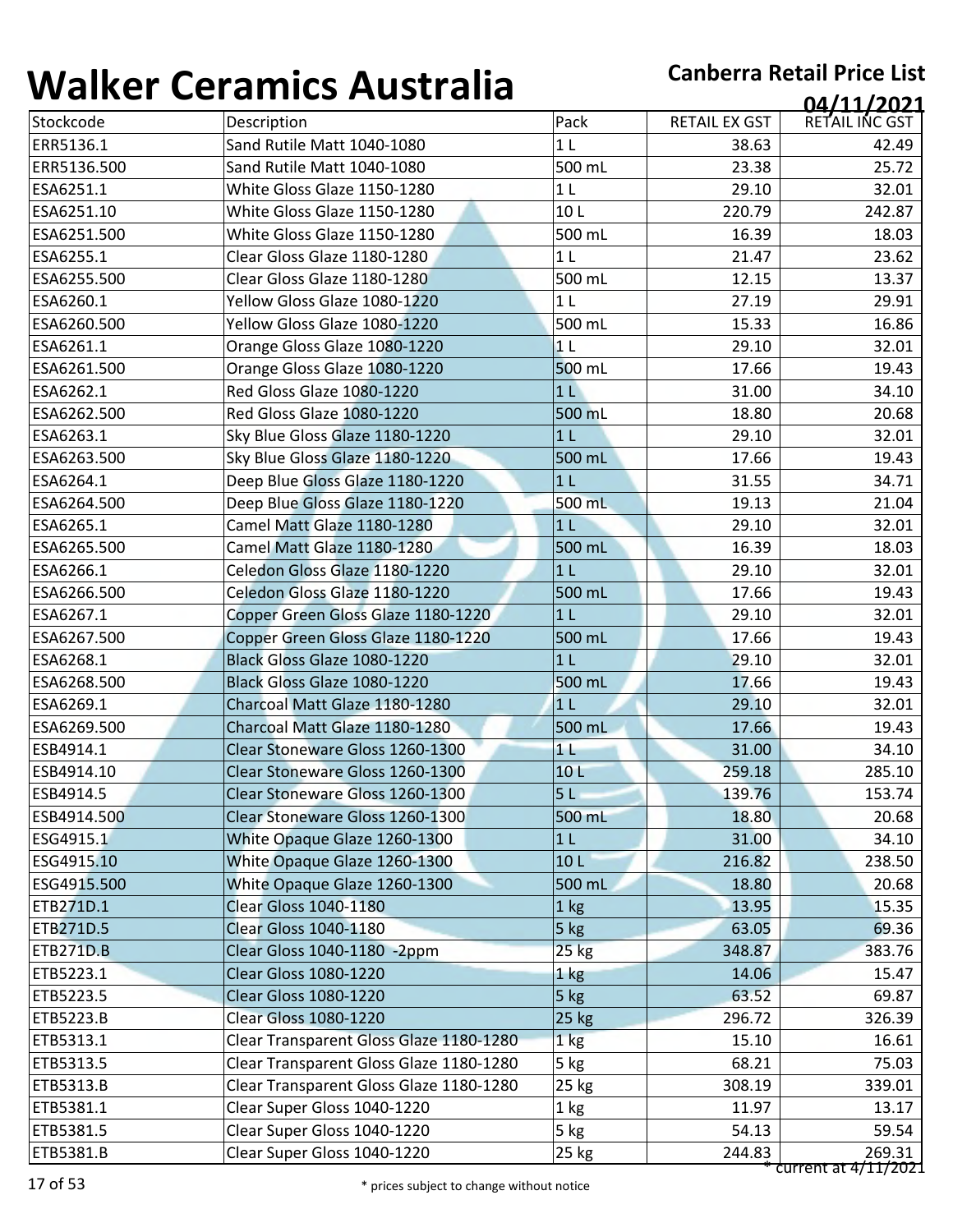# Walker Ceramics Australia

**Canberra Retail Price List**

**04/11/2021**

| Stockcode | Description | Pack | RETAIL EX GST | RETAIL INC GST |
|---|---|---|---|---|
| ERR5136.1 | Sand Rutile Matt 1040-1080 | 1 L | 38.63 | 42.49 |
| ERR5136.500 | Sand Rutile Matt 1040-1080 | 500 mL | 23.38 | 25.72 |
| ESA6251.1 | White Gloss Glaze 1150-1280 | 1 L | 29.10 | 32.01 |
| ESA6251.10 | White Gloss Glaze 1150-1280 | 10 L | 220.79 | 242.87 |
| ESA6251.500 | White Gloss Glaze 1150-1280 | 500 mL | 16.39 | 18.03 |
| ESA6255.1 | Clear Gloss Glaze 1180-1280 | 1 L | 21.47 | 23.62 |
| ESA6255.500 | Clear Gloss Glaze 1180-1280 | 500 mL | 12.15 | 13.37 |
| ESA6260.1 | Yellow Gloss Glaze 1080-1220 | 1 L | 27.19 | 29.91 |
| ESA6260.500 | Yellow Gloss Glaze 1080-1220 | 500 mL | 15.33 | 16.86 |
| ESA6261.1 | Orange Gloss Glaze 1080-1220 | 1 L | 29.10 | 32.01 |
| ESA6261.500 | Orange Gloss Glaze 1080-1220 | 500 mL | 17.66 | 19.43 |
| ESA6262.1 | Red Gloss Glaze 1080-1220 | 1 L | 31.00 | 34.10 |
| ESA6262.500 | Red Gloss Glaze 1080-1220 | 500 mL | 18.80 | 20.68 |
| ESA6263.1 | Sky Blue Gloss Glaze 1180-1220 | 1 L | 29.10 | 32.01 |
| ESA6263.500 | Sky Blue Gloss Glaze 1180-1220 | 500 mL | 17.66 | 19.43 |
| ESA6264.1 | Deep Blue Gloss Glaze 1180-1220 | 1 L | 31.55 | 34.71 |
| ESA6264.500 | Deep Blue Gloss Glaze 1180-1220 | 500 mL | 19.13 | 21.04 |
| ESA6265.1 | Camel Matt Glaze 1180-1280 | 1 L | 29.10 | 32.01 |
| ESA6265.500 | Camel Matt Glaze 1180-1280 | 500 mL | 16.39 | 18.03 |
| ESA6266.1 | Celedon Gloss Glaze 1180-1220 | 1 L | 29.10 | 32.01 |
| ESA6266.500 | Celedon Gloss Glaze 1180-1220 | 500 mL | 17.66 | 19.43 |
| ESA6267.1 | Copper Green Gloss Glaze 1180-1220 | 1 L | 29.10 | 32.01 |
| ESA6267.500 | Copper Green Gloss Glaze 1180-1220 | 500 mL | 17.66 | 19.43 |
| ESA6268.1 | Black Gloss Glaze 1080-1220 | 1 L | 29.10 | 32.01 |
| ESA6268.500 | Black Gloss Glaze 1080-1220 | 500 mL | 17.66 | 19.43 |
| ESA6269.1 | Charcoal Matt Glaze 1180-1280 | 1 L | 29.10 | 32.01 |
| ESA6269.500 | Charcoal Matt Glaze 1180-1280 | 500 mL | 17.66 | 19.43 |
| ESB4914.1 | Clear Stoneware Gloss 1260-1300 | 1 L | 31.00 | 34.10 |
| ESB4914.10 | Clear Stoneware Gloss 1260-1300 | 10 L | 259.18 | 285.10 |
| ESB4914.5 | Clear Stoneware Gloss 1260-1300 | 5 L | 139.76 | 153.74 |
| ESB4914.500 | Clear Stoneware Gloss 1260-1300 | 500 mL | 18.80 | 20.68 |
| ESG4915.1 | White Opaque Glaze 1260-1300 | 1 L | 31.00 | 34.10 |
| ESG4915.10 | White Opaque Glaze 1260-1300 | 10 L | 216.82 | 238.50 |
| ESG4915.500 | White Opaque Glaze 1260-1300 | 500 mL | 18.80 | 20.68 |
| ETB271D.1 | Clear Gloss 1040-1180 | 1 kg | 13.95 | 15.35 |
| ETB271D.5 | Clear Gloss 1040-1180 | 5 kg | 63.05 | 69.36 |
| ETB271D.B | Clear Gloss 1040-1180 -2ppm | 25 kg | 348.87 | 383.76 |
| ETB5223.1 | Clear Gloss 1080-1220 | 1 kg | 14.06 | 15.47 |
| ETB5223.5 | Clear Gloss 1080-1220 | 5 kg | 63.52 | 69.87 |
| ETB5223.B | Clear Gloss 1080-1220 | 25 kg | 296.72 | 326.39 |
| ETB5313.1 | Clear Transparent Gloss Glaze 1180-1280 | 1 kg | 15.10 | 16.61 |
| ETB5313.5 | Clear Transparent Gloss Glaze 1180-1280 | 5 kg | 68.21 | 75.03 |
| ETB5313.B | Clear Transparent Gloss Glaze 1180-1280 | 25 kg | 308.19 | 339.01 |
| ETB5381.1 | Clear Super Gloss 1040-1220 | 1 kg | 11.97 | 13.17 |
| ETB5381.5 | Clear Super Gloss 1040-1220 | 5 kg | 54.13 | 59.54 |
| ETB5381.B | Clear Super Gloss 1040-1220 | 25 kg | 244.83 | 269.31 |

* current at 4/11/2021

* prices subject to change without notice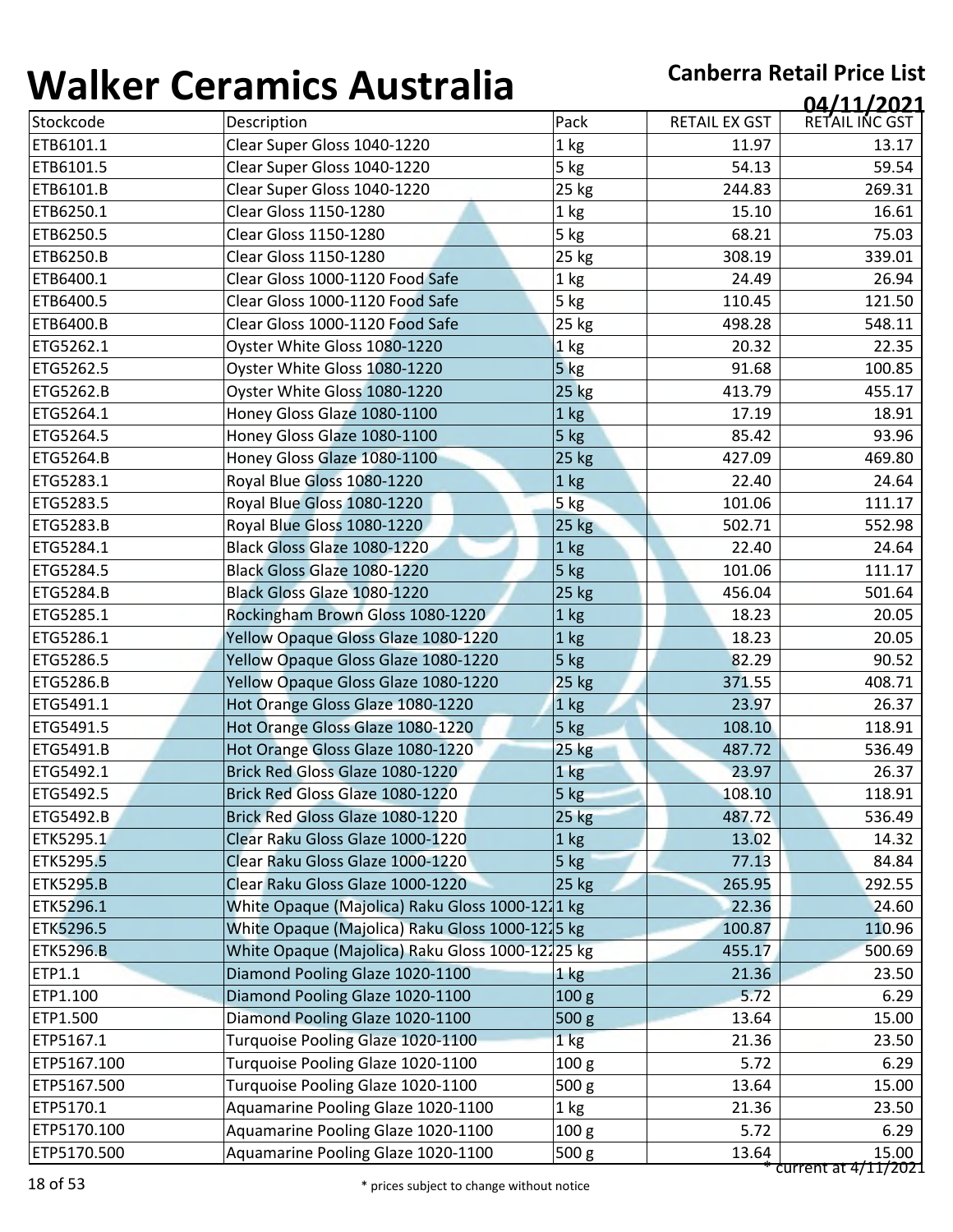# Walker Ceramics Australia

**Canberra Retail Price List**

**04/11/2021**

| Stockcode | Description | Pack | RETAIL EX GST | RETAIL INC GST |
|---|---|---|---|---|
| ETB6101.1 | Clear Super Gloss 1040-1220 | 1 kg | 11.97 | 13.17 |
| ETB6101.5 | Clear Super Gloss 1040-1220 | 5 kg | 54.13 | 59.54 |
| ETB6101.B | Clear Super Gloss 1040-1220 | 25 kg | 244.83 | 269.31 |
| ETB6250.1 | Clear Gloss 1150-1280 | 1 kg | 15.10 | 16.61 |
| ETB6250.5 | Clear Gloss 1150-1280 | 5 kg | 68.21 | 75.03 |
| ETB6250.B | Clear Gloss 1150-1280 | 25 kg | 308.19 | 339.01 |
| ETB6400.1 | Clear Gloss 1000-1120 Food Safe | 1 kg | 24.49 | 26.94 |
| ETB6400.5 | Clear Gloss 1000-1120 Food Safe | 5 kg | 110.45 | 121.50 |
| ETB6400.B | Clear Gloss 1000-1120 Food Safe | 25 kg | 498.28 | 548.11 |
| ETG5262.1 | Oyster White Gloss 1080-1220 | 1 kg | 20.32 | 22.35 |
| ETG5262.5 | Oyster White Gloss 1080-1220 | 5 kg | 91.68 | 100.85 |
| ETG5262.B | Oyster White Gloss 1080-1220 | 25 kg | 413.79 | 455.17 |
| ETG5264.1 | Honey Gloss Glaze 1080-1100 | 1 kg | 17.19 | 18.91 |
| ETG5264.5 | Honey Gloss Glaze 1080-1100 | 5 kg | 85.42 | 93.96 |
| ETG5264.B | Honey Gloss Glaze 1080-1100 | 25 kg | 427.09 | 469.80 |
| ETG5283.1 | Royal Blue Gloss 1080-1220 | 1 kg | 22.40 | 24.64 |
| ETG5283.5 | Royal Blue Gloss 1080-1220 | 5 kg | 101.06 | 111.17 |
| ETG5283.B | Royal Blue Gloss 1080-1220 | 25 kg | 502.71 | 552.98 |
| ETG5284.1 | Black Gloss Glaze 1080-1220 | 1 kg | 22.40 | 24.64 |
| ETG5284.5 | Black Gloss Glaze 1080-1220 | 5 kg | 101.06 | 111.17 |
| ETG5284.B | Black Gloss Glaze 1080-1220 | 25 kg | 456.04 | 501.64 |
| ETG5285.1 | Rockingham Brown Gloss 1080-1220 | 1 kg | 18.23 | 20.05 |
| ETG5286.1 | Yellow Opaque Gloss Glaze 1080-1220 | 1 kg | 18.23 | 20.05 |
| ETG5286.5 | Yellow Opaque Gloss Glaze 1080-1220 | 5 kg | 82.29 | 90.52 |
| ETG5286.B | Yellow Opaque Gloss Glaze 1080-1220 | 25 kg | 371.55 | 408.71 |
| ETG5491.1 | Hot Orange Gloss Glaze 1080-1220 | 1 kg | 23.97 | 26.37 |
| ETG5491.5 | Hot Orange Gloss Glaze 1080-1220 | 5 kg | 108.10 | 118.91 |
| ETG5491.B | Hot Orange Gloss Glaze 1080-1220 | 25 kg | 487.72 | 536.49 |
| ETG5492.1 | Brick Red Gloss Glaze 1080-1220 | 1 kg | 23.97 | 26.37 |
| ETG5492.5 | Brick Red Gloss Glaze 1080-1220 | 5 kg | 108.10 | 118.91 |
| ETG5492.B | Brick Red Gloss Glaze 1080-1220 | 25 kg | 487.72 | 536.49 |
| ETK5295.1 | Clear Raku Gloss Glaze 1000-1220 | 1 kg | 13.02 | 14.32 |
| ETK5295.5 | Clear Raku Gloss Glaze 1000-1220 | 5 kg | 77.13 | 84.84 |
| ETK5295.B | Clear Raku Gloss Glaze 1000-1220 | 25 kg | 265.95 | 292.55 |
| ETK5296.1 | White Opaque (Majolica) Raku Gloss 1000-12 | 1 kg | 22.36 | 24.60 |
| ETK5296.5 | White Opaque (Majolica) Raku Gloss 1000-12 | 5 kg | 100.87 | 110.96 |
| ETK5296.B | White Opaque (Majolica) Raku Gloss 1000-12 | 25 kg | 455.17 | 500.69 |
| ETP1.1 | Diamond Pooling Glaze 1020-1100 | 1 kg | 21.36 | 23.50 |
| ETP1.100 | Diamond Pooling Glaze 1020-1100 | 100 g | 5.72 | 6.29 |
| ETP1.500 | Diamond Pooling Glaze 1020-1100 | 500 g | 13.64 | 15.00 |
| ETP5167.1 | Turquoise Pooling Glaze 1020-1100 | 1 kg | 21.36 | 23.50 |
| ETP5167.100 | Turquoise Pooling Glaze 1020-1100 | 100 g | 5.72 | 6.29 |
| ETP5167.500 | Turquoise Pooling Glaze 1020-1100 | 500 g | 13.64 | 15.00 |
| ETP5170.1 | Aquamarine Pooling Glaze 1020-1100 | 1 kg | 21.36 | 23.50 |
| ETP5170.100 | Aquamarine Pooling Glaze 1020-1100 | 100 g | 5.72 | 6.29 |
| ETP5170.500 | Aquamarine Pooling Glaze 1020-1100 | 500 g | 13.64 | 15.00 |

* current at 4/11/2021

* prices subject to change without notice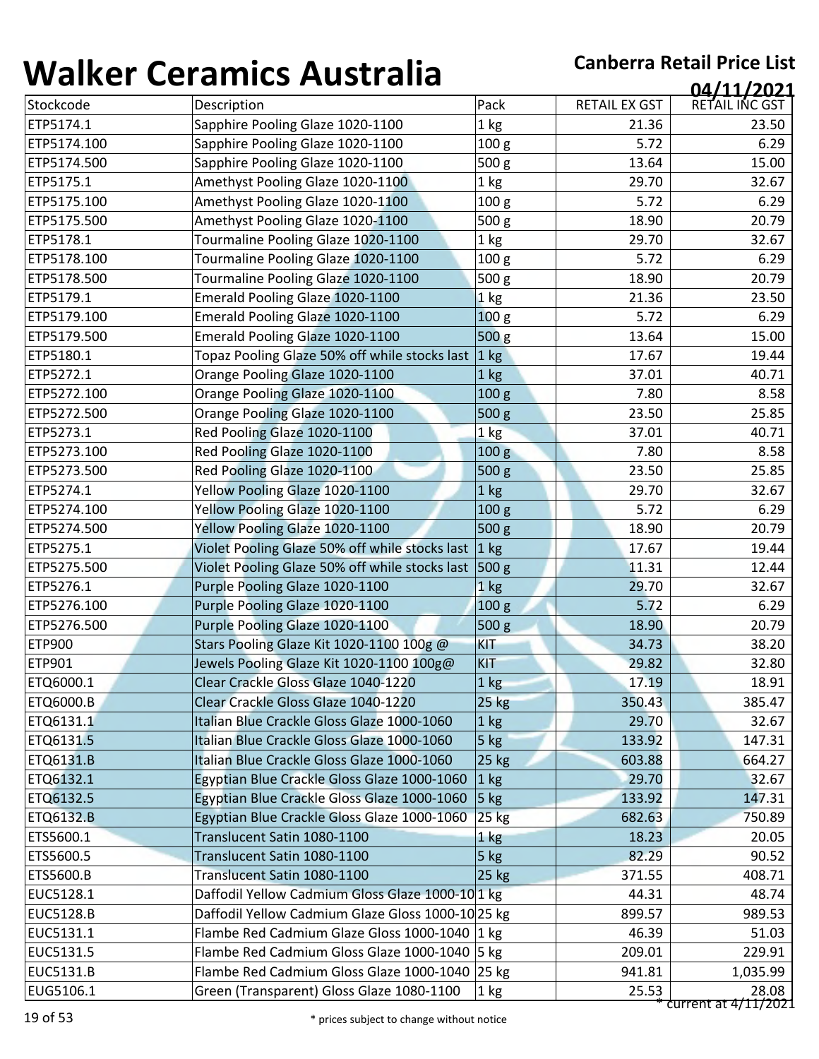# Walker Ceramics Australia

**Canberra Retail Price List**

**04/11/2021**

| Stockcode | Description | Pack | RETAIL EX GST | RETAIL INC GST |
|---|---|---|---|---|
| ETP5174.1 | Sapphire Pooling Glaze 1020-1100 | 1 kg | 21.36 | 23.50 |
| ETP5174.100 | Sapphire Pooling Glaze 1020-1100 | 100 g | 5.72 | 6.29 |
| ETP5174.500 | Sapphire Pooling Glaze 1020-1100 | 500 g | 13.64 | 15.00 |
| ETP5175.1 | Amethyst Pooling Glaze 1020-1100 | 1 kg | 29.70 | 32.67 |
| ETP5175.100 | Amethyst Pooling Glaze 1020-1100 | 100 g | 5.72 | 6.29 |
| ETP5175.500 | Amethyst Pooling Glaze 1020-1100 | 500 g | 18.90 | 20.79 |
| ETP5178.1 | Tourmaline Pooling Glaze 1020-1100 | 1 kg | 29.70 | 32.67 |
| ETP5178.100 | Tourmaline Pooling Glaze 1020-1100 | 100 g | 5.72 | 6.29 |
| ETP5178.500 | Tourmaline Pooling Glaze 1020-1100 | 500 g | 18.90 | 20.79 |
| ETP5179.1 | Emerald Pooling Glaze 1020-1100 | 1 kg | 21.36 | 23.50 |
| ETP5179.100 | Emerald Pooling Glaze 1020-1100 | 100 g | 5.72 | 6.29 |
| ETP5179.500 | Emerald Pooling Glaze 1020-1100 | 500 g | 13.64 | 15.00 |
| ETP5180.1 | Topaz Pooling Glaze 50% off while stocks last | 1 kg | 17.67 | 19.44 |
| ETP5272.1 | Orange Pooling Glaze 1020-1100 | 1 kg | 37.01 | 40.71 |
| ETP5272.100 | Orange Pooling Glaze 1020-1100 | 100 g | 7.80 | 8.58 |
| ETP5272.500 | Orange Pooling Glaze 1020-1100 | 500 g | 23.50 | 25.85 |
| ETP5273.1 | Red Pooling Glaze 1020-1100 | 1 kg | 37.01 | 40.71 |
| ETP5273.100 | Red Pooling Glaze 1020-1100 | 100 g | 7.80 | 8.58 |
| ETP5273.500 | Red Pooling Glaze 1020-1100 | 500 g | 23.50 | 25.85 |
| ETP5274.1 | Yellow Pooling Glaze 1020-1100 | 1 kg | 29.70 | 32.67 |
| ETP5274.100 | Yellow Pooling Glaze 1020-1100 | 100 g | 5.72 | 6.29 |
| ETP5274.500 | Yellow Pooling Glaze 1020-1100 | 500 g | 18.90 | 20.79 |
| ETP5275.1 | Violet Pooling Glaze 50% off while stocks last | 1 kg | 17.67 | 19.44 |
| ETP5275.500 | Violet Pooling Glaze 50% off while stocks last | 500 g | 11.31 | 12.44 |
| ETP5276.1 | Purple Pooling Glaze 1020-1100 | 1 kg | 29.70 | 32.67 |
| ETP5276.100 | Purple Pooling Glaze 1020-1100 | 100 g | 5.72 | 6.29 |
| ETP5276.500 | Purple Pooling Glaze 1020-1100 | 500 g | 18.90 | 20.79 |
| ETP900 | Stars Pooling Glaze Kit 1020-1100 100g @ | KIT | 34.73 | 38.20 |
| ETP901 | Jewels Pooling Glaze Kit 1020-1100 100g@ | KIT | 29.82 | 32.80 |
| ETQ6000.1 | Clear Crackle Gloss Glaze 1040-1220 | 1 kg | 17.19 | 18.91 |
| ETQ6000.B | Clear Crackle Gloss Glaze 1040-1220 | 25 kg | 350.43 | 385.47 |
| ETQ6131.1 | Italian Blue Crackle Gloss Glaze 1000-1060 | 1 kg | 29.70 | 32.67 |
| ETQ6131.5 | Italian Blue Crackle Gloss Glaze 1000-1060 | 5 kg | 133.92 | 147.31 |
| ETQ6131.B | Italian Blue Crackle Gloss Glaze 1000-1060 | 25 kg | 603.88 | 664.27 |
| ETQ6132.1 | Egyptian Blue Crackle Gloss Glaze 1000-1060 | 1 kg | 29.70 | 32.67 |
| ETQ6132.5 | Egyptian Blue Crackle Gloss Glaze 1000-1060 | 5 kg | 133.92 | 147.31 |
| ETQ6132.B | Egyptian Blue Crackle Gloss Glaze 1000-1060 | 25 kg | 682.63 | 750.89 |
| ETS5600.1 | Translucent Satin 1080-1100 | 1 kg | 18.23 | 20.05 |
| ETS5600.5 | Translucent Satin 1080-1100 | 5 kg | 82.29 | 90.52 |
| ETS5600.B | Translucent Satin 1080-1100 | 25 kg | 371.55 | 408.71 |
| EUC5128.1 | Daffodil Yellow Cadmium Gloss Glaze 1000-10 | 1 kg | 44.31 | 48.74 |
| EUC5128.B | Daffodil Yellow Cadmium Glaze Gloss 1000-10 | 25 kg | 899.57 | 989.53 |
| EUC5131.1 | Flambe Red Cadmium Glaze Gloss 1000-1040 | 1 kg | 46.39 | 51.03 |
| EUC5131.5 | Flambe Red Cadmium Gloss Glaze 1000-1040 | 5 kg | 209.01 | 229.91 |
| EUC5131.B | Flambe Red Cadmium Gloss Glaze 1000-1040 | 25 kg | 941.81 | 1,035.99 |
| EUG5106.1 | Green (Transparent) Gloss Glaze 1080-1100 | 1 kg | 25.53 | 28.08 |

\* current at 4/11/2021

\* prices subject to change without notice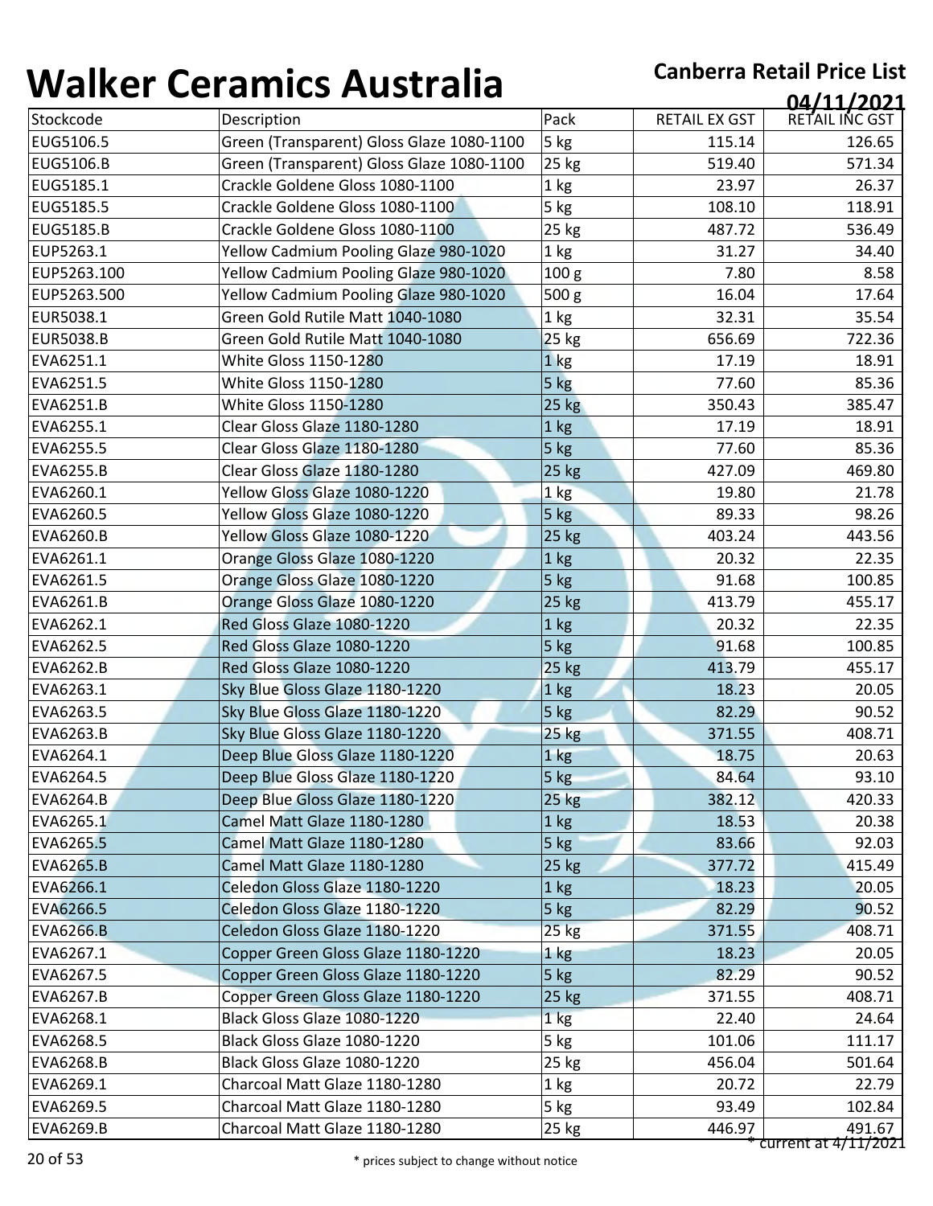# Walker Ceramics Australia

**Canberra Retail Price List**

**04/11/2021**

| Stockcode | Description | Pack | RETAIL EX GST | RETAIL INC GST |
|---|---|---|---|---|
| EUG5106.5 | Green (Transparent) Gloss Glaze 1080-1100 | 5 kg | 115.14 | 126.65 |
| EUG5106.B | Green (Transparent) Gloss Glaze 1080-1100 | 25 kg | 519.40 | 571.34 |
| EUG5185.1 | Crackle Goldene Gloss 1080-1100 | 1 kg | 23.97 | 26.37 |
| EUG5185.5 | Crackle Goldene Gloss 1080-1100 | 5 kg | 108.10 | 118.91 |
| EUG5185.B | Crackle Goldene Gloss 1080-1100 | 25 kg | 487.72 | 536.49 |
| EUP5263.1 | Yellow Cadmium Pooling Glaze 980-1020 | 1 kg | 31.27 | 34.40 |
| EUP5263.100 | Yellow Cadmium Pooling Glaze 980-1020 | 100 g | 7.80 | 8.58 |
| EUP5263.500 | Yellow Cadmium Pooling Glaze 980-1020 | 500 g | 16.04 | 17.64 |
| EUR5038.1 | Green Gold Rutile Matt 1040-1080 | 1 kg | 32.31 | 35.54 |
| EUR5038.B | Green Gold Rutile Matt 1040-1080 | 25 kg | 656.69 | 722.36 |
| EVA6251.1 | White Gloss 1150-1280 | 1 kg | 17.19 | 18.91 |
| EVA6251.5 | White Gloss 1150-1280 | 5 kg | 77.60 | 85.36 |
| EVA6251.B | White Gloss 1150-1280 | 25 kg | 350.43 | 385.47 |
| EVA6255.1 | Clear Gloss Glaze 1180-1280 | 1 kg | 17.19 | 18.91 |
| EVA6255.5 | Clear Gloss Glaze 1180-1280 | 5 kg | 77.60 | 85.36 |
| EVA6255.B | Clear Gloss Glaze 1180-1280 | 25 kg | 427.09 | 469.80 |
| EVA6260.1 | Yellow Gloss Glaze 1080-1220 | 1 kg | 19.80 | 21.78 |
| EVA6260.5 | Yellow Gloss Glaze 1080-1220 | 5 kg | 89.33 | 98.26 |
| EVA6260.B | Yellow Gloss Glaze 1080-1220 | 25 kg | 403.24 | 443.56 |
| EVA6261.1 | Orange Gloss Glaze 1080-1220 | 1 kg | 20.32 | 22.35 |
| EVA6261.5 | Orange Gloss Glaze 1080-1220 | 5 kg | 91.68 | 100.85 |
| EVA6261.B | Orange Gloss Glaze 1080-1220 | 25 kg | 413.79 | 455.17 |
| EVA6262.1 | Red Gloss Glaze 1080-1220 | 1 kg | 20.32 | 22.35 |
| EVA6262.5 | Red Gloss Glaze 1080-1220 | 5 kg | 91.68 | 100.85 |
| EVA6262.B | Red Gloss Glaze 1080-1220 | 25 kg | 413.79 | 455.17 |
| EVA6263.1 | Sky Blue Gloss Glaze 1180-1220 | 1 kg | 18.23 | 20.05 |
| EVA6263.5 | Sky Blue Gloss Glaze 1180-1220 | 5 kg | 82.29 | 90.52 |
| EVA6263.B | Sky Blue Gloss Glaze 1180-1220 | 25 kg | 371.55 | 408.71 |
| EVA6264.1 | Deep Blue Gloss Glaze 1180-1220 | 1 kg | 18.75 | 20.63 |
| EVA6264.5 | Deep Blue Gloss Glaze 1180-1220 | 5 kg | 84.64 | 93.10 |
| EVA6264.B | Deep Blue Gloss Glaze 1180-1220 | 25 kg | 382.12 | 420.33 |
| EVA6265.1 | Camel Matt Glaze 1180-1280 | 1 kg | 18.53 | 20.38 |
| EVA6265.5 | Camel Matt Glaze 1180-1280 | 5 kg | 83.66 | 92.03 |
| EVA6265.B | Camel Matt Glaze 1180-1280 | 25 kg | 377.72 | 415.49 |
| EVA6266.1 | Celedon Gloss Glaze 1180-1220 | 1 kg | 18.23 | 20.05 |
| EVA6266.5 | Celedon Gloss Glaze 1180-1220 | 5 kg | 82.29 | 90.52 |
| EVA6266.B | Celedon Gloss Glaze 1180-1220 | 25 kg | 371.55 | 408.71 |
| EVA6267.1 | Copper Green Gloss Glaze 1180-1220 | 1 kg | 18.23 | 20.05 |
| EVA6267.5 | Copper Green Gloss Glaze 1180-1220 | 5 kg | 82.29 | 90.52 |
| EVA6267.B | Copper Green Gloss Glaze 1180-1220 | 25 kg | 371.55 | 408.71 |
| EVA6268.1 | Black Gloss Glaze 1080-1220 | 1 kg | 22.40 | 24.64 |
| EVA6268.5 | Black Gloss Glaze 1080-1220 | 5 kg | 101.06 | 111.17 |
| EVA6268.B | Black Gloss Glaze 1080-1220 | 25 kg | 456.04 | 501.64 |
| EVA6269.1 | Charcoal Matt Glaze 1180-1280 | 1 kg | 20.72 | 22.79 |
| EVA6269.5 | Charcoal Matt Glaze 1180-1280 | 5 kg | 93.49 | 102.84 |
| EVA6269.B | Charcoal Matt Glaze 1180-1280 | 25 kg | 446.97 | 491.67 |

* current at 4/11/2021

* prices subject to change without notice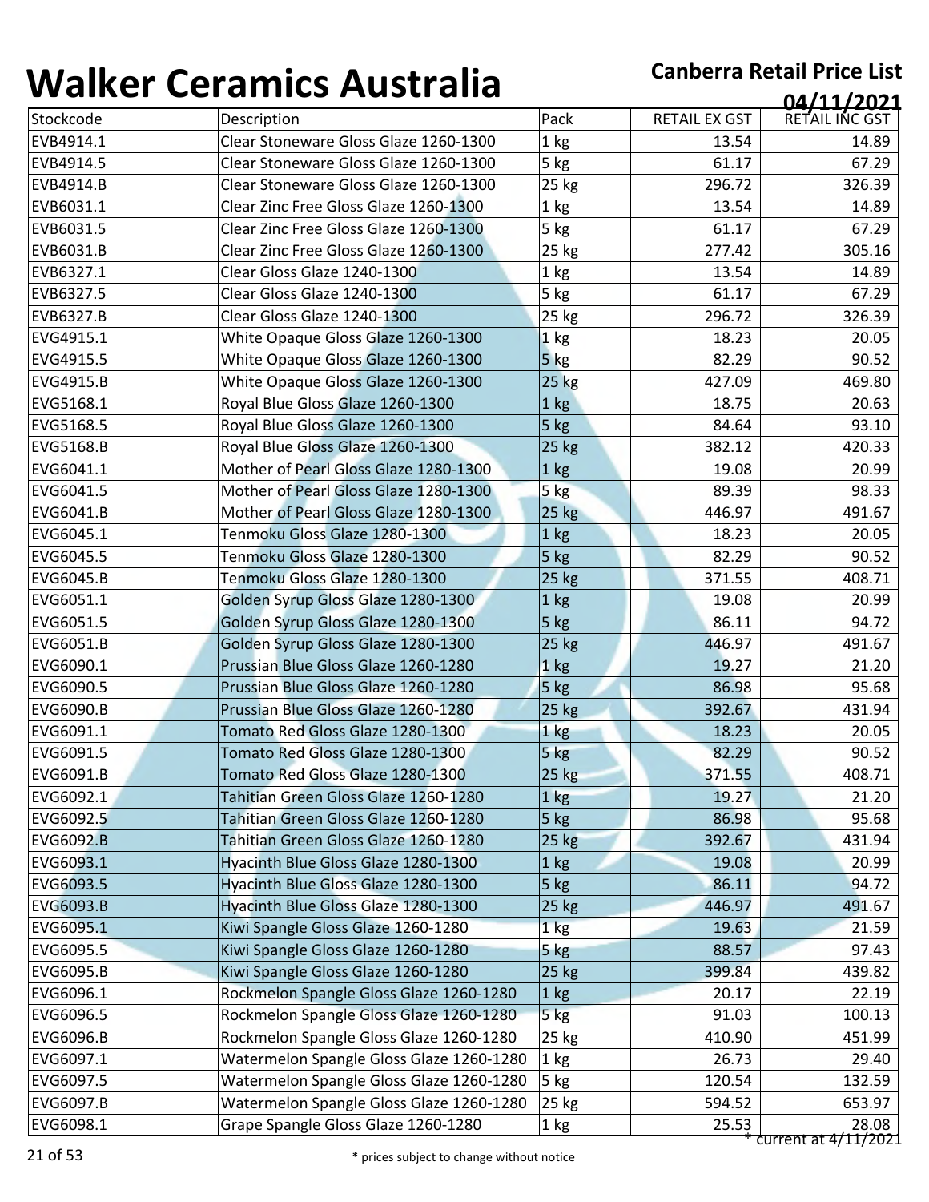# Walker Ceramics Australia

**Canberra Retail Price List**

**04/11/2021**

| Stockcode | Description | Pack | RETAIL EX GST | RETAIL INC GST |
|---|---|---|---|---|
| EVB4914.1 | Clear Stoneware Gloss Glaze 1260-1300 | 1 kg | 13.54 | 14.89 |
| EVB4914.5 | Clear Stoneware Gloss Glaze 1260-1300 | 5 kg | 61.17 | 67.29 |
| EVB4914.B | Clear Stoneware Gloss Glaze 1260-1300 | 25 kg | 296.72 | 326.39 |
| EVB6031.1 | Clear Zinc Free Gloss Glaze 1260-1300 | 1 kg | 13.54 | 14.89 |
| EVB6031.5 | Clear Zinc Free Gloss Glaze 1260-1300 | 5 kg | 61.17 | 67.29 |
| EVB6031.B | Clear Zinc Free Gloss Glaze 1260-1300 | 25 kg | 277.42 | 305.16 |
| EVB6327.1 | Clear Gloss Glaze 1240-1300 | 1 kg | 13.54 | 14.89 |
| EVB6327.5 | Clear Gloss Glaze 1240-1300 | 5 kg | 61.17 | 67.29 |
| EVB6327.B | Clear Gloss Glaze 1240-1300 | 25 kg | 296.72 | 326.39 |
| EVG4915.1 | White Opaque Gloss Glaze 1260-1300 | 1 kg | 18.23 | 20.05 |
| EVG4915.5 | White Opaque Gloss Glaze 1260-1300 | 5 kg | 82.29 | 90.52 |
| EVG4915.B | White Opaque Gloss Glaze 1260-1300 | 25 kg | 427.09 | 469.80 |
| EVG5168.1 | Royal Blue Gloss Glaze 1260-1300 | 1 kg | 18.75 | 20.63 |
| EVG5168.5 | Royal Blue Gloss Glaze 1260-1300 | 5 kg | 84.64 | 93.10 |
| EVG5168.B | Royal Blue Gloss Glaze 1260-1300 | 25 kg | 382.12 | 420.33 |
| EVG6041.1 | Mother of Pearl Gloss Glaze 1280-1300 | 1 kg | 19.08 | 20.99 |
| EVG6041.5 | Mother of Pearl Gloss Glaze 1280-1300 | 5 kg | 89.39 | 98.33 |
| EVG6041.B | Mother of Pearl Gloss Glaze 1280-1300 | 25 kg | 446.97 | 491.67 |
| EVG6045.1 | Tenmoku Gloss Glaze 1280-1300 | 1 kg | 18.23 | 20.05 |
| EVG6045.5 | Tenmoku Gloss Glaze 1280-1300 | 5 kg | 82.29 | 90.52 |
| EVG6045.B | Tenmoku Gloss Glaze 1280-1300 | 25 kg | 371.55 | 408.71 |
| EVG6051.1 | Golden Syrup Gloss Glaze 1280-1300 | 1 kg | 19.08 | 20.99 |
| EVG6051.5 | Golden Syrup Gloss Glaze 1280-1300 | 5 kg | 86.11 | 94.72 |
| EVG6051.B | Golden Syrup Gloss Glaze 1280-1300 | 25 kg | 446.97 | 491.67 |
| EVG6090.1 | Prussian Blue Gloss Glaze 1260-1280 | 1 kg | 19.27 | 21.20 |
| EVG6090.5 | Prussian Blue Gloss Glaze 1260-1280 | 5 kg | 86.98 | 95.68 |
| EVG6090.B | Prussian Blue Gloss Glaze 1260-1280 | 25 kg | 392.67 | 431.94 |
| EVG6091.1 | Tomato Red Gloss Glaze 1280-1300 | 1 kg | 18.23 | 20.05 |
| EVG6091.5 | Tomato Red Gloss Glaze 1280-1300 | 5 kg | 82.29 | 90.52 |
| EVG6091.B | Tomato Red Gloss Glaze 1280-1300 | 25 kg | 371.55 | 408.71 |
| EVG6092.1 | Tahitian Green Gloss Glaze 1260-1280 | 1 kg | 19.27 | 21.20 |
| EVG6092.5 | Tahitian Green Gloss Glaze 1260-1280 | 5 kg | 86.98 | 95.68 |
| EVG6092.B | Tahitian Green Gloss Glaze 1260-1280 | 25 kg | 392.67 | 431.94 |
| EVG6093.1 | Hyacinth Blue Gloss Glaze 1280-1300 | 1 kg | 19.08 | 20.99 |
| EVG6093.5 | Hyacinth Blue Gloss Glaze 1280-1300 | 5 kg | 86.11 | 94.72 |
| EVG6093.B | Hyacinth Blue Gloss Glaze 1280-1300 | 25 kg | 446.97 | 491.67 |
| EVG6095.1 | Kiwi Spangle Gloss Glaze 1260-1280 | 1 kg | 19.63 | 21.59 |
| EVG6095.5 | Kiwi Spangle Gloss Glaze 1260-1280 | 5 kg | 88.57 | 97.43 |
| EVG6095.B | Kiwi Spangle Gloss Glaze 1260-1280 | 25 kg | 399.84 | 439.82 |
| EVG6096.1 | Rockmelon Spangle Gloss Glaze 1260-1280 | 1 kg | 20.17 | 22.19 |
| EVG6096.5 | Rockmelon Spangle Gloss Glaze 1260-1280 | 5 kg | 91.03 | 100.13 |
| EVG6096.B | Rockmelon Spangle Gloss Glaze 1260-1280 | 25 kg | 410.90 | 451.99 |
| EVG6097.1 | Watermelon Spangle Gloss Glaze 1260-1280 | 1 kg | 26.73 | 29.40 |
| EVG6097.5 | Watermelon Spangle Gloss Glaze 1260-1280 | 5 kg | 120.54 | 132.59 |
| EVG6097.B | Watermelon Spangle Gloss Glaze 1260-1280 | 25 kg | 594.52 | 653.97 |
| EVG6098.1 | Grape Spangle Gloss Glaze 1260-1280 | 1 kg | 25.53 | 28.08 |

* current at 4/11/2021

* prices subject to change without notice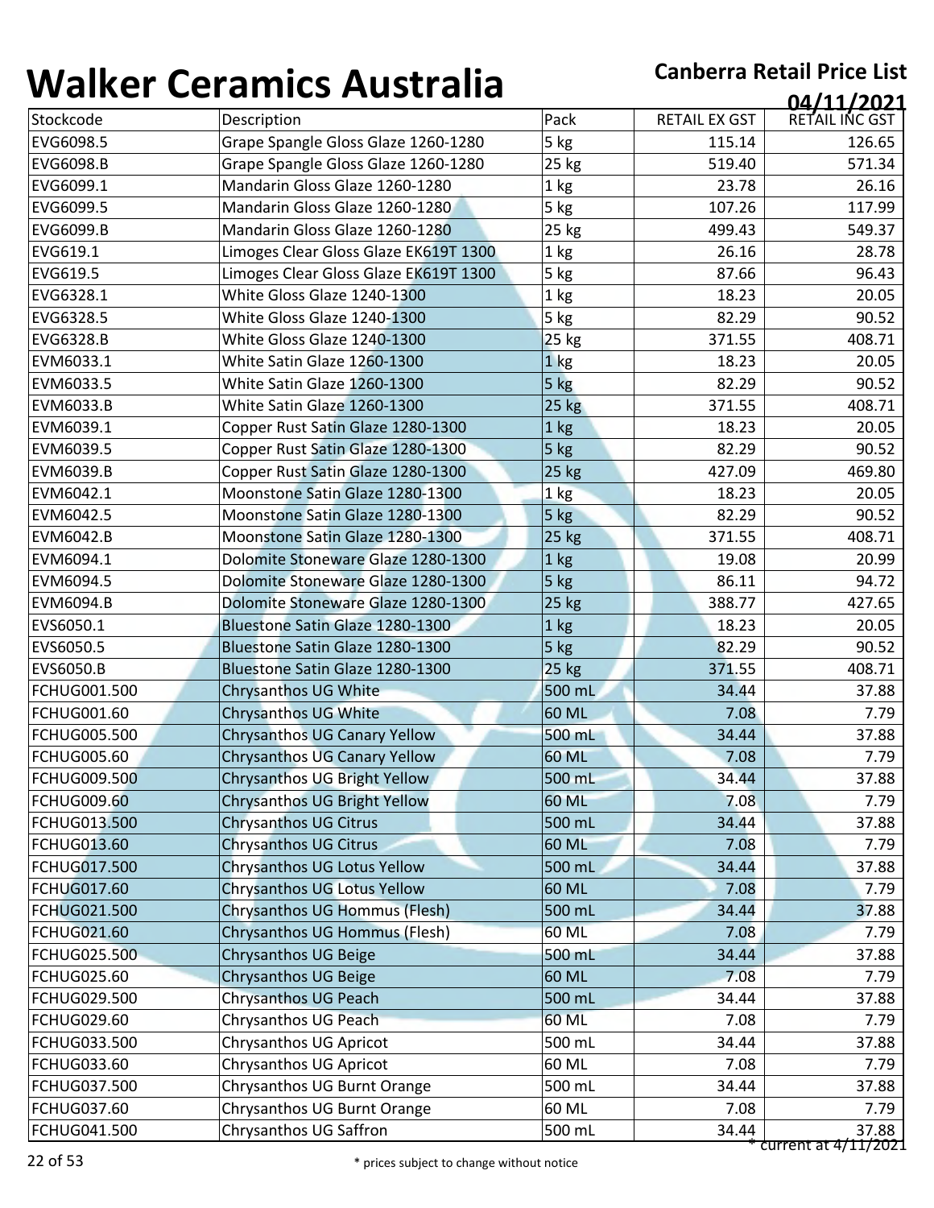# Walker Ceramics Australia

**Canberra Retail Price List**

**04/11/2021**

| Stockcode | Description | Pack | RETAIL EX GST | RETAIL INC GST |
|---|---|---|---|---|
| EVG6098.5 | Grape Spangle Gloss Glaze 1260-1280 | 5 kg | 115.14 | 126.65 |
| EVG6098.B | Grape Spangle Gloss Glaze 1260-1280 | 25 kg | 519.40 | 571.34 |
| EVG6099.1 | Mandarin Gloss Glaze 1260-1280 | 1 kg | 23.78 | 26.16 |
| EVG6099.5 | Mandarin Gloss Glaze 1260-1280 | 5 kg | 107.26 | 117.99 |
| EVG6099.B | Mandarin Gloss Glaze 1260-1280 | 25 kg | 499.43 | 549.37 |
| EVG619.1 | Limoges Clear Gloss Glaze EK619T 1300 | 1 kg | 26.16 | 28.78 |
| EVG619.5 | Limoges Clear Gloss Glaze EK619T 1300 | 5 kg | 87.66 | 96.43 |
| EVG6328.1 | White Gloss Glaze 1240-1300 | 1 kg | 18.23 | 20.05 |
| EVG6328.5 | White Gloss Glaze 1240-1300 | 5 kg | 82.29 | 90.52 |
| EVG6328.B | White Gloss Glaze 1240-1300 | 25 kg | 371.55 | 408.71 |
| EVM6033.1 | White Satin Glaze 1260-1300 | 1 kg | 18.23 | 20.05 |
| EVM6033.5 | White Satin Glaze 1260-1300 | 5 kg | 82.29 | 90.52 |
| EVM6033.B | White Satin Glaze 1260-1300 | 25 kg | 371.55 | 408.71 |
| EVM6039.1 | Copper Rust Satin Glaze 1280-1300 | 1 kg | 18.23 | 20.05 |
| EVM6039.5 | Copper Rust Satin Glaze 1280-1300 | 5 kg | 82.29 | 90.52 |
| EVM6039.B | Copper Rust Satin Glaze 1280-1300 | 25 kg | 427.09 | 469.80 |
| EVM6042.1 | Moonstone Satin Glaze 1280-1300 | 1 kg | 18.23 | 20.05 |
| EVM6042.5 | Moonstone Satin Glaze 1280-1300 | 5 kg | 82.29 | 90.52 |
| EVM6042.B | Moonstone Satin Glaze 1280-1300 | 25 kg | 371.55 | 408.71 |
| EVM6094.1 | Dolomite Stoneware Glaze 1280-1300 | 1 kg | 19.08 | 20.99 |
| EVM6094.5 | Dolomite Stoneware Glaze 1280-1300 | 5 kg | 86.11 | 94.72 |
| EVM6094.B | Dolomite Stoneware Glaze 1280-1300 | 25 kg | 388.77 | 427.65 |
| EVS6050.1 | Bluestone Satin Glaze 1280-1300 | 1 kg | 18.23 | 20.05 |
| EVS6050.5 | Bluestone Satin Glaze 1280-1300 | 5 kg | 82.29 | 90.52 |
| EVS6050.B | Bluestone Satin Glaze 1280-1300 | 25 kg | 371.55 | 408.71 |
| FCHUG001.500 | Chrysanthos UG White | 500 mL | 34.44 | 37.88 |
| FCHUG001.60 | Chrysanthos UG White | 60 ML | 7.08 | 7.79 |
| FCHUG005.500 | Chrysanthos UG Canary Yellow | 500 mL | 34.44 | 37.88 |
| FCHUG005.60 | Chrysanthos UG Canary Yellow | 60 ML | 7.08 | 7.79 |
| FCHUG009.500 | Chrysanthos UG Bright Yellow | 500 mL | 34.44 | 37.88 |
| FCHUG009.60 | Chrysanthos UG Bright Yellow | 60 ML | 7.08 | 7.79 |
| FCHUG013.500 | Chrysanthos UG Citrus | 500 mL | 34.44 | 37.88 |
| FCHUG013.60 | Chrysanthos UG Citrus | 60 ML | 7.08 | 7.79 |
| FCHUG017.500 | Chrysanthos UG Lotus Yellow | 500 mL | 34.44 | 37.88 |
| FCHUG017.60 | Chrysanthos UG Lotus Yellow | 60 ML | 7.08 | 7.79 |
| FCHUG021.500 | Chrysanthos UG Hommus (Flesh) | 500 mL | 34.44 | 37.88 |
| FCHUG021.60 | Chrysanthos UG Hommus (Flesh) | 60 ML | 7.08 | 7.79 |
| FCHUG025.500 | Chrysanthos UG Beige | 500 mL | 34.44 | 37.88 |
| FCHUG025.60 | Chrysanthos UG Beige | 60 ML | 7.08 | 7.79 |
| FCHUG029.500 | Chrysanthos UG Peach | 500 mL | 34.44 | 37.88 |
| FCHUG029.60 | Chrysanthos UG Peach | 60 ML | 7.08 | 7.79 |
| FCHUG033.500 | Chrysanthos UG Apricot | 500 mL | 34.44 | 37.88 |
| FCHUG033.60 | Chrysanthos UG Apricot | 60 ML | 7.08 | 7.79 |
| FCHUG037.500 | Chrysanthos UG Burnt Orange | 500 mL | 34.44 | 37.88 |
| FCHUG037.60 | Chrysanthos UG Burnt Orange | 60 ML | 7.08 | 7.79 |
| FCHUG041.500 | Chrysanthos UG Saffron | 500 mL | 34.44 | 37.88 |

* current at 4/11/2021

* prices subject to change without notice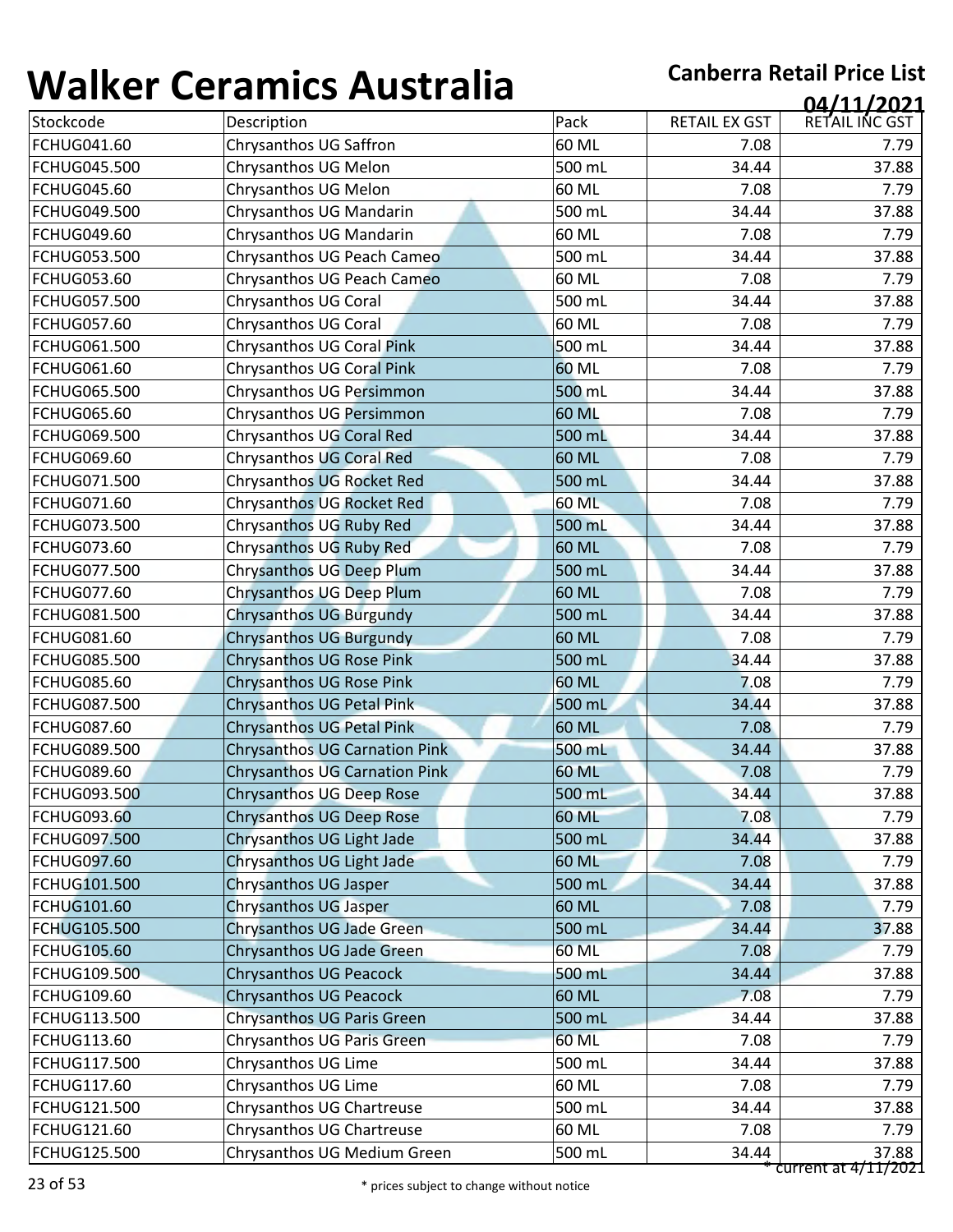# Walker Ceramics Australia

**Canberra Retail Price List**

**04/11/2021**

| Stockcode | Description | Pack | RETAIL EX GST | RETAIL INC GST |
|---|---|---|---|---|
| FCHUG041.60 | Chrysanthos UG Saffron | 60 ML | 7.08 | 7.79 |
| FCHUG045.500 | Chrysanthos UG Melon | 500 mL | 34.44 | 37.88 |
| FCHUG045.60 | Chrysanthos UG Melon | 60 ML | 7.08 | 7.79 |
| FCHUG049.500 | Chrysanthos UG Mandarin | 500 mL | 34.44 | 37.88 |
| FCHUG049.60 | Chrysanthos UG Mandarin | 60 ML | 7.08 | 7.79 |
| FCHUG053.500 | Chrysanthos UG Peach Cameo | 500 mL | 34.44 | 37.88 |
| FCHUG053.60 | Chrysanthos UG Peach Cameo | 60 ML | 7.08 | 7.79 |
| FCHUG057.500 | Chrysanthos UG Coral | 500 mL | 34.44 | 37.88 |
| FCHUG057.60 | Chrysanthos UG Coral | 60 ML | 7.08 | 7.79 |
| FCHUG061.500 | Chrysanthos UG Coral Pink | 500 mL | 34.44 | 37.88 |
| FCHUG061.60 | Chrysanthos UG Coral Pink | 60 ML | 7.08 | 7.79 |
| FCHUG065.500 | Chrysanthos UG Persimmon | 500 mL | 34.44 | 37.88 |
| FCHUG065.60 | Chrysanthos UG Persimmon | 60 ML | 7.08 | 7.79 |
| FCHUG069.500 | Chrysanthos UG Coral Red | 500 mL | 34.44 | 37.88 |
| FCHUG069.60 | Chrysanthos UG Coral Red | 60 ML | 7.08 | 7.79 |
| FCHUG071.500 | Chrysanthos UG Rocket Red | 500 mL | 34.44 | 37.88 |
| FCHUG071.60 | Chrysanthos UG Rocket Red | 60 ML | 7.08 | 7.79 |
| FCHUG073.500 | Chrysanthos UG Ruby Red | 500 mL | 34.44 | 37.88 |
| FCHUG073.60 | Chrysanthos UG Ruby Red | 60 ML | 7.08 | 7.79 |
| FCHUG077.500 | Chrysanthos UG Deep Plum | 500 mL | 34.44 | 37.88 |
| FCHUG077.60 | Chrysanthos UG Deep Plum | 60 ML | 7.08 | 7.79 |
| FCHUG081.500 | Chrysanthos UG Burgundy | 500 mL | 34.44 | 37.88 |
| FCHUG081.60 | Chrysanthos UG Burgundy | 60 ML | 7.08 | 7.79 |
| FCHUG085.500 | Chrysanthos UG Rose Pink | 500 mL | 34.44 | 37.88 |
| FCHUG085.60 | Chrysanthos UG Rose Pink | 60 ML | 7.08 | 7.79 |
| FCHUG087.500 | Chrysanthos UG Petal Pink | 500 mL | 34.44 | 37.88 |
| FCHUG087.60 | Chrysanthos UG Petal Pink | 60 ML | 7.08 | 7.79 |
| FCHUG089.500 | Chrysanthos UG Carnation Pink | 500 mL | 34.44 | 37.88 |
| FCHUG089.60 | Chrysanthos UG Carnation Pink | 60 ML | 7.08 | 7.79 |
| FCHUG093.500 | Chrysanthos UG Deep Rose | 500 mL | 34.44 | 37.88 |
| FCHUG093.60 | Chrysanthos UG Deep Rose | 60 ML | 7.08 | 7.79 |
| FCHUG097.500 | Chrysanthos UG Light Jade | 500 mL | 34.44 | 37.88 |
| FCHUG097.60 | Chrysanthos UG Light Jade | 60 ML | 7.08 | 7.79 |
| FCHUG101.500 | Chrysanthos UG Jasper | 500 mL | 34.44 | 37.88 |
| FCHUG101.60 | Chrysanthos UG Jasper | 60 ML | 7.08 | 7.79 |
| FCHUG105.500 | Chrysanthos UG Jade Green | 500 mL | 34.44 | 37.88 |
| FCHUG105.60 | Chrysanthos UG Jade Green | 60 ML | 7.08 | 7.79 |
| FCHUG109.500 | Chrysanthos UG Peacock | 500 mL | 34.44 | 37.88 |
| FCHUG109.60 | Chrysanthos UG Peacock | 60 ML | 7.08 | 7.79 |
| FCHUG113.500 | Chrysanthos UG Paris Green | 500 mL | 34.44 | 37.88 |
| FCHUG113.60 | Chrysanthos UG Paris Green | 60 ML | 7.08 | 7.79 |
| FCHUG117.500 | Chrysanthos UG Lime | 500 mL | 34.44 | 37.88 |
| FCHUG117.60 | Chrysanthos UG Lime | 60 ML | 7.08 | 7.79 |
| FCHUG121.500 | Chrysanthos UG Chartreuse | 500 mL | 34.44 | 37.88 |
| FCHUG121.60 | Chrysanthos UG Chartreuse | 60 ML | 7.08 | 7.79 |
| FCHUG125.500 | Chrysanthos UG Medium Green | 500 mL | 34.44 | 37.88 |

* current at 4/11/2021

* prices subject to change without notice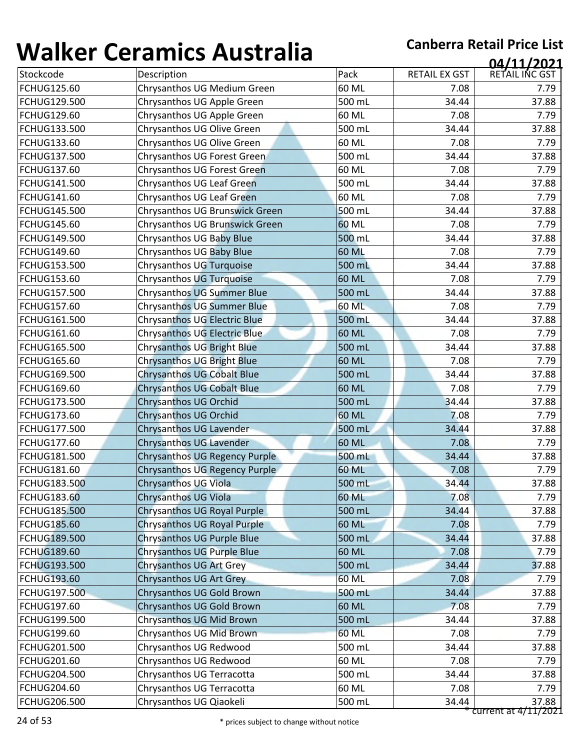# Walker Ceramics Australia

**Canberra Retail Price List**

**04/11/2021**

| Stockcode | Description | Pack | RETAIL EX GST | RETAIL INC GST |
|---|---|---|---|---|
| FCHUG125.60 | Chrysanthos UG Medium Green | 60 ML | 7.08 | 7.79 |
| FCHUG129.500 | Chrysanthos UG Apple Green | 500 mL | 34.44 | 37.88 |
| FCHUG129.60 | Chrysanthos UG Apple Green | 60 ML | 7.08 | 7.79 |
| FCHUG133.500 | Chrysanthos UG Olive Green | 500 mL | 34.44 | 37.88 |
| FCHUG133.60 | Chrysanthos UG Olive Green | 60 ML | 7.08 | 7.79 |
| FCHUG137.500 | Chrysanthos UG Forest Green | 500 mL | 34.44 | 37.88 |
| FCHUG137.60 | Chrysanthos UG Forest Green | 60 ML | 7.08 | 7.79 |
| FCHUG141.500 | Chrysanthos UG Leaf Green | 500 mL | 34.44 | 37.88 |
| FCHUG141.60 | Chrysanthos UG Leaf Green | 60 ML | 7.08 | 7.79 |
| FCHUG145.500 | Chrysanthos UG Brunswick Green | 500 mL | 34.44 | 37.88 |
| FCHUG145.60 | Chrysanthos UG Brunswick Green | 60 ML | 7.08 | 7.79 |
| FCHUG149.500 | Chrysanthos UG Baby Blue | 500 mL | 34.44 | 37.88 |
| FCHUG149.60 | Chrysanthos UG Baby Blue | 60 ML | 7.08 | 7.79 |
| FCHUG153.500 | Chrysanthos UG Turquoise | 500 mL | 34.44 | 37.88 |
| FCHUG153.60 | Chrysanthos UG Turquoise | 60 ML | 7.08 | 7.79 |
| FCHUG157.500 | Chrysanthos UG Summer Blue | 500 mL | 34.44 | 37.88 |
| FCHUG157.60 | Chrysanthos UG Summer Blue | 60 ML | 7.08 | 7.79 |
| FCHUG161.500 | Chrysanthos UG Electric Blue | 500 mL | 34.44 | 37.88 |
| FCHUG161.60 | Chrysanthos UG Electric Blue | 60 ML | 7.08 | 7.79 |
| FCHUG165.500 | Chrysanthos UG Bright Blue | 500 mL | 34.44 | 37.88 |
| FCHUG165.60 | Chrysanthos UG Bright Blue | 60 ML | 7.08 | 7.79 |
| FCHUG169.500 | Chrysanthos UG Cobalt Blue | 500 mL | 34.44 | 37.88 |
| FCHUG169.60 | Chrysanthos UG Cobalt Blue | 60 ML | 7.08 | 7.79 |
| FCHUG173.500 | Chrysanthos UG Orchid | 500 mL | 34.44 | 37.88 |
| FCHUG173.60 | Chrysanthos UG Orchid | 60 ML | 7.08 | 7.79 |
| FCHUG177.500 | Chrysanthos UG Lavender | 500 mL | 34.44 | 37.88 |
| FCHUG177.60 | Chrysanthos UG Lavender | 60 ML | 7.08 | 7.79 |
| FCHUG181.500 | Chrysanthos UG Regency Purple | 500 mL | 34.44 | 37.88 |
| FCHUG181.60 | Chrysanthos UG Regency Purple | 60 ML | 7.08 | 7.79 |
| FCHUG183.500 | Chrysanthos UG Viola | 500 mL | 34.44 | 37.88 |
| FCHUG183.60 | Chrysanthos UG Viola | 60 ML | 7.08 | 7.79 |
| FCHUG185.500 | Chrysanthos UG Royal Purple | 500 mL | 34.44 | 37.88 |
| FCHUG185.60 | Chrysanthos UG Royal Purple | 60 ML | 7.08 | 7.79 |
| FCHUG189.500 | Chrysanthos UG Purple Blue | 500 mL | 34.44 | 37.88 |
| FCHUG189.60 | Chrysanthos UG Purple Blue | 60 ML | 7.08 | 7.79 |
| FCHUG193.500 | Chrysanthos UG Art Grey | 500 mL | 34.44 | 37.88 |
| FCHUG193.60 | Chrysanthos UG Art Grey | 60 ML | 7.08 | 7.79 |
| FCHUG197.500 | Chrysanthos UG Gold Brown | 500 mL | 34.44 | 37.88 |
| FCHUG197.60 | Chrysanthos UG Gold Brown | 60 ML | 7.08 | 7.79 |
| FCHUG199.500 | Chrysanthos UG Mid Brown | 500 mL | 34.44 | 37.88 |
| FCHUG199.60 | Chrysanthos UG Mid Brown | 60 ML | 7.08 | 7.79 |
| FCHUG201.500 | Chrysanthos UG Redwood | 500 mL | 34.44 | 37.88 |
| FCHUG201.60 | Chrysanthos UG Redwood | 60 ML | 7.08 | 7.79 |
| FCHUG204.500 | Chrysanthos UG Terracotta | 500 mL | 34.44 | 37.88 |
| FCHUG204.60 | Chrysanthos UG Terracotta | 60 ML | 7.08 | 7.79 |
| FCHUG206.500 | Chrysanthos UG Qiaokeli | 500 mL | 34.44 | 37.88 |

* current at 4/11/2021

* prices subject to change without notice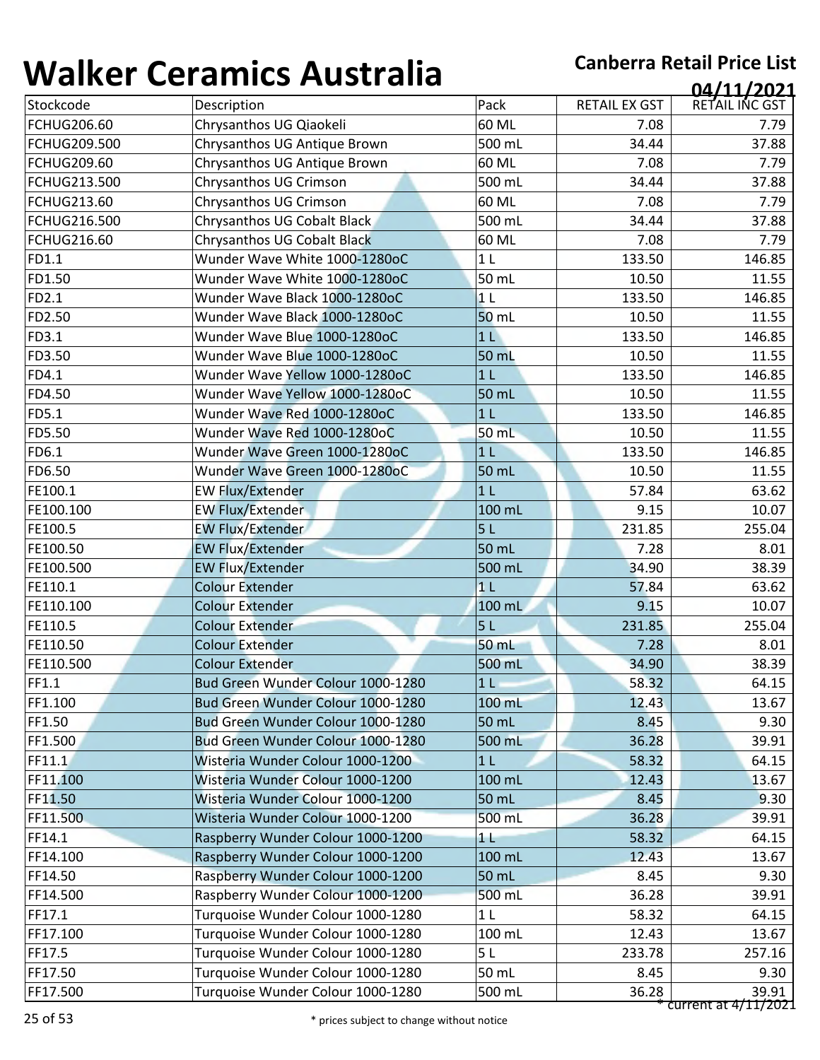# Walker Ceramics Australia

**Canberra Retail Price List**

**04/11/2021**

| Stockcode | Description | Pack | RETAIL EX GST | RETAIL INC GST |
|---|---|---|---|---|
| FCHUG206.60 | Chrysanthos UG Qiaokeli | 60 ML | 7.08 | 7.79 |
| FCHUG209.500 | Chrysanthos UG Antique Brown | 500 mL | 34.44 | 37.88 |
| FCHUG209.60 | Chrysanthos UG Antique Brown | 60 ML | 7.08 | 7.79 |
| FCHUG213.500 | Chrysanthos UG Crimson | 500 mL | 34.44 | 37.88 |
| FCHUG213.60 | Chrysanthos UG Crimson | 60 ML | 7.08 | 7.79 |
| FCHUG216.500 | Chrysanthos UG Cobalt Black | 500 mL | 34.44 | 37.88 |
| FCHUG216.60 | Chrysanthos UG Cobalt Black | 60 ML | 7.08 | 7.79 |
| FD1.1 | Wunder Wave White 1000-1280oC | 1 L | 133.50 | 146.85 |
| FD1.50 | Wunder Wave White 1000-1280oC | 50 mL | 10.50 | 11.55 |
| FD2.1 | Wunder Wave Black 1000-1280oC | 1 L | 133.50 | 146.85 |
| FD2.50 | Wunder Wave Black 1000-1280oC | 50 mL | 10.50 | 11.55 |
| FD3.1 | Wunder Wave Blue 1000-1280oC | 1 L | 133.50 | 146.85 |
| FD3.50 | Wunder Wave Blue 1000-1280oC | 50 mL | 10.50 | 11.55 |
| FD4.1 | Wunder Wave Yellow 1000-1280oC | 1 L | 133.50 | 146.85 |
| FD4.50 | Wunder Wave Yellow 1000-1280oC | 50 mL | 10.50 | 11.55 |
| FD5.1 | Wunder Wave Red 1000-1280oC | 1 L | 133.50 | 146.85 |
| FD5.50 | Wunder Wave Red 1000-1280oC | 50 mL | 10.50 | 11.55 |
| FD6.1 | Wunder Wave Green 1000-1280oC | 1 L | 133.50 | 146.85 |
| FD6.50 | Wunder Wave Green 1000-1280oC | 50 mL | 10.50 | 11.55 |
| FE100.1 | EW Flux/Extender | 1 L | 57.84 | 63.62 |
| FE100.100 | EW Flux/Extender | 100 mL | 9.15 | 10.07 |
| FE100.5 | EW Flux/Extender | 5 L | 231.85 | 255.04 |
| FE100.50 | EW Flux/Extender | 50 mL | 7.28 | 8.01 |
| FE100.500 | EW Flux/Extender | 500 mL | 34.90 | 38.39 |
| FE110.1 | Colour Extender | 1 L | 57.84 | 63.62 |
| FE110.100 | Colour Extender | 100 mL | 9.15 | 10.07 |
| FE110.5 | Colour Extender | 5 L | 231.85 | 255.04 |
| FE110.50 | Colour Extender | 50 mL | 7.28 | 8.01 |
| FE110.500 | Colour Extender | 500 mL | 34.90 | 38.39 |
| FF1.1 | Bud Green Wunder Colour 1000-1280 | 1 L | 58.32 | 64.15 |
| FF1.100 | Bud Green Wunder Colour 1000-1280 | 100 mL | 12.43 | 13.67 |
| FF1.50 | Bud Green Wunder Colour 1000-1280 | 50 mL | 8.45 | 9.30 |
| FF1.500 | Bud Green Wunder Colour 1000-1280 | 500 mL | 36.28 | 39.91 |
| FF11.1 | Wisteria Wunder Colour 1000-1200 | 1 L | 58.32 | 64.15 |
| FF11.100 | Wisteria Wunder Colour 1000-1200 | 100 mL | 12.43 | 13.67 |
| FF11.50 | Wisteria Wunder Colour 1000-1200 | 50 mL | 8.45 | 9.30 |
| FF11.500 | Wisteria Wunder Colour 1000-1200 | 500 mL | 36.28 | 39.91 |
| FF14.1 | Raspberry Wunder Colour 1000-1200 | 1 L | 58.32 | 64.15 |
| FF14.100 | Raspberry Wunder Colour 1000-1200 | 100 mL | 12.43 | 13.67 |
| FF14.50 | Raspberry Wunder Colour 1000-1200 | 50 mL | 8.45 | 9.30 |
| FF14.500 | Raspberry Wunder Colour 1000-1200 | 500 mL | 36.28 | 39.91 |
| FF17.1 | Turquoise Wunder Colour 1000-1280 | 1 L | 58.32 | 64.15 |
| FF17.100 | Turquoise Wunder Colour 1000-1280 | 100 mL | 12.43 | 13.67 |
| FF17.5 | Turquoise Wunder Colour 1000-1280 | 5 L | 233.78 | 257.16 |
| FF17.50 | Turquoise Wunder Colour 1000-1280 | 50 mL | 8.45 | 9.30 |
| FF17.500 | Turquoise Wunder Colour 1000-1280 | 500 mL | 36.28 | 39.91 |

* current at 4/11/2021

* prices subject to change without notice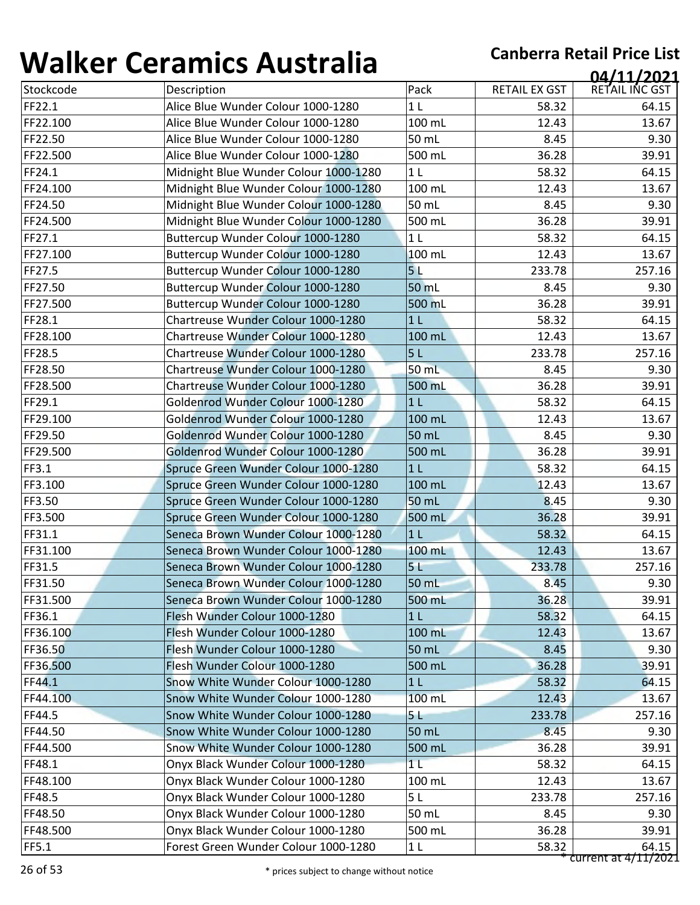# Walker Ceramics Australia

**Canberra Retail Price List**
**04/11/2021**

| Stockcode | Description | Pack | RETAIL EX GST | RETAIL INC GST |
|---|---|---|---|---|
| FF22.1 | Alice Blue Wunder Colour 1000-1280 | 1 L | 58.32 | 64.15 |
| FF22.100 | Alice Blue Wunder Colour 1000-1280 | 100 mL | 12.43 | 13.67 |
| FF22.50 | Alice Blue Wunder Colour 1000-1280 | 50 mL | 8.45 | 9.30 |
| FF22.500 | Alice Blue Wunder Colour 1000-1280 | 500 mL | 36.28 | 39.91 |
| FF24.1 | Midnight Blue Wunder Colour 1000-1280 | 1 L | 58.32 | 64.15 |
| FF24.100 | Midnight Blue Wunder Colour 1000-1280 | 100 mL | 12.43 | 13.67 |
| FF24.50 | Midnight Blue Wunder Colour 1000-1280 | 50 mL | 8.45 | 9.30 |
| FF24.500 | Midnight Blue Wunder Colour 1000-1280 | 500 mL | 36.28 | 39.91 |
| FF27.1 | Buttercup Wunder Colour 1000-1280 | 1 L | 58.32 | 64.15 |
| FF27.100 | Buttercup Wunder Colour 1000-1280 | 100 mL | 12.43 | 13.67 |
| FF27.5 | Buttercup Wunder Colour 1000-1280 | 5 L | 233.78 | 257.16 |
| FF27.50 | Buttercup Wunder Colour 1000-1280 | 50 mL | 8.45 | 9.30 |
| FF27.500 | Buttercup Wunder Colour 1000-1280 | 500 mL | 36.28 | 39.91 |
| FF28.1 | Chartreuse Wunder Colour 1000-1280 | 1 L | 58.32 | 64.15 |
| FF28.100 | Chartreuse Wunder Colour 1000-1280 | 100 mL | 12.43 | 13.67 |
| FF28.5 | Chartreuse Wunder Colour 1000-1280 | 5 L | 233.78 | 257.16 |
| FF28.50 | Chartreuse Wunder Colour 1000-1280 | 50 mL | 8.45 | 9.30 |
| FF28.500 | Chartreuse Wunder Colour 1000-1280 | 500 mL | 36.28 | 39.91 |
| FF29.1 | Goldenrod Wunder Colour 1000-1280 | 1 L | 58.32 | 64.15 |
| FF29.100 | Goldenrod Wunder Colour 1000-1280 | 100 mL | 12.43 | 13.67 |
| FF29.50 | Goldenrod Wunder Colour 1000-1280 | 50 mL | 8.45 | 9.30 |
| FF29.500 | Goldenrod Wunder Colour 1000-1280 | 500 mL | 36.28 | 39.91 |
| FF3.1 | Spruce Green Wunder Colour 1000-1280 | 1 L | 58.32 | 64.15 |
| FF3.100 | Spruce Green Wunder Colour 1000-1280 | 100 mL | 12.43 | 13.67 |
| FF3.50 | Spruce Green Wunder Colour 1000-1280 | 50 mL | 8.45 | 9.30 |
| FF3.500 | Spruce Green Wunder Colour 1000-1280 | 500 mL | 36.28 | 39.91 |
| FF31.1 | Seneca Brown Wunder Colour 1000-1280 | 1 L | 58.32 | 64.15 |
| FF31.100 | Seneca Brown Wunder Colour 1000-1280 | 100 mL | 12.43 | 13.67 |
| FF31.5 | Seneca Brown Wunder Colour 1000-1280 | 5 L | 233.78 | 257.16 |
| FF31.50 | Seneca Brown Wunder Colour 1000-1280 | 50 mL | 8.45 | 9.30 |
| FF31.500 | Seneca Brown Wunder Colour 1000-1280 | 500 mL | 36.28 | 39.91 |
| FF36.1 | Flesh Wunder Colour 1000-1280 | 1 L | 58.32 | 64.15 |
| FF36.100 | Flesh Wunder Colour 1000-1280 | 100 mL | 12.43 | 13.67 |
| FF36.50 | Flesh Wunder Colour 1000-1280 | 50 mL | 8.45 | 9.30 |
| FF36.500 | Flesh Wunder Colour 1000-1280 | 500 mL | 36.28 | 39.91 |
| FF44.1 | Snow White Wunder Colour 1000-1280 | 1 L | 58.32 | 64.15 |
| FF44.100 | Snow White Wunder Colour 1000-1280 | 100 mL | 12.43 | 13.67 |
| FF44.5 | Snow White Wunder Colour 1000-1280 | 5 L | 233.78 | 257.16 |
| FF44.50 | Snow White Wunder Colour 1000-1280 | 50 mL | 8.45 | 9.30 |
| FF44.500 | Snow White Wunder Colour 1000-1280 | 500 mL | 36.28 | 39.91 |
| FF48.1 | Onyx Black Wunder Colour 1000-1280 | 1 L | 58.32 | 64.15 |
| FF48.100 | Onyx Black Wunder Colour 1000-1280 | 100 mL | 12.43 | 13.67 |
| FF48.5 | Onyx Black Wunder Colour 1000-1280 | 5 L | 233.78 | 257.16 |
| FF48.50 | Onyx Black Wunder Colour 1000-1280 | 50 mL | 8.45 | 9.30 |
| FF48.500 | Onyx Black Wunder Colour 1000-1280 | 500 mL | 36.28 | 39.91 |
| FF5.1 | Forest Green Wunder Colour 1000-1280 | 1 L | 58.32 | 64.15 |

* current at 4/11/2021

* prices subject to change without notice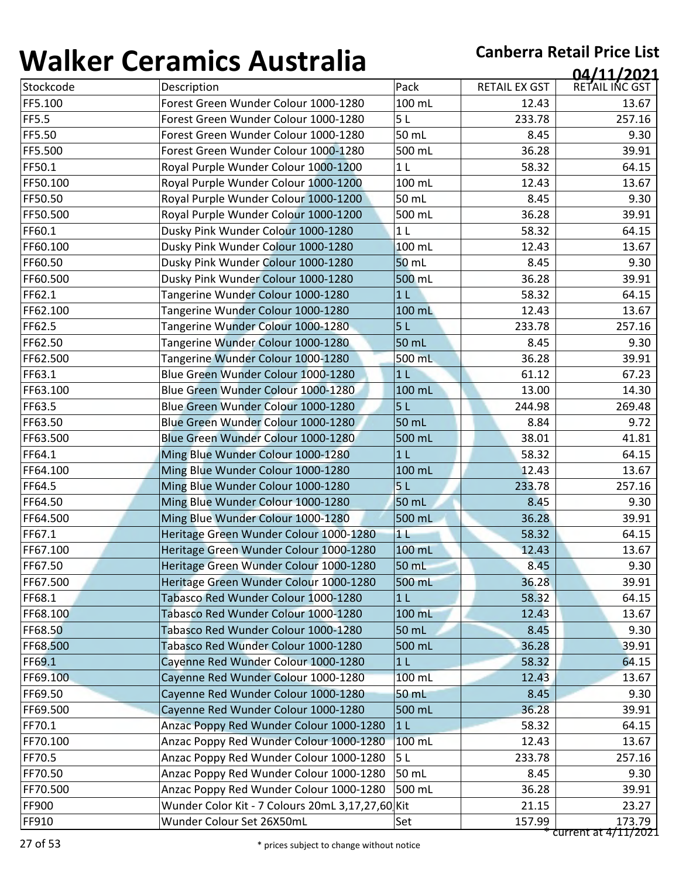# Walker Ceramics Australia

**Canberra Retail Price List**

**04/11/2021**

| Stockcode | Description | Pack | RETAIL EX GST | RETAIL INC GST |
|---|---|---|---|---|
| FF5.100 | Forest Green Wunder Colour 1000-1280 | 100 mL | 12.43 | 13.67 |
| FF5.5 | Forest Green Wunder Colour 1000-1280 | 5 L | 233.78 | 257.16 |
| FF5.50 | Forest Green Wunder Colour 1000-1280 | 50 mL | 8.45 | 9.30 |
| FF5.500 | Forest Green Wunder Colour 1000-1280 | 500 mL | 36.28 | 39.91 |
| FF50.1 | Royal Purple Wunder Colour 1000-1200 | 1 L | 58.32 | 64.15 |
| FF50.100 | Royal Purple Wunder Colour 1000-1200 | 100 mL | 12.43 | 13.67 |
| FF50.50 | Royal Purple Wunder Colour 1000-1200 | 50 mL | 8.45 | 9.30 |
| FF50.500 | Royal Purple Wunder Colour 1000-1200 | 500 mL | 36.28 | 39.91 |
| FF60.1 | Dusky Pink Wunder Colour 1000-1280 | 1 L | 58.32 | 64.15 |
| FF60.100 | Dusky Pink Wunder Colour 1000-1280 | 100 mL | 12.43 | 13.67 |
| FF60.50 | Dusky Pink Wunder Colour 1000-1280 | 50 mL | 8.45 | 9.30 |
| FF60.500 | Dusky Pink Wunder Colour 1000-1280 | 500 mL | 36.28 | 39.91 |
| FF62.1 | Tangerine Wunder Colour 1000-1280 | 1 L | 58.32 | 64.15 |
| FF62.100 | Tangerine Wunder Colour 1000-1280 | 100 mL | 12.43 | 13.67 |
| FF62.5 | Tangerine Wunder Colour 1000-1280 | 5 L | 233.78 | 257.16 |
| FF62.50 | Tangerine Wunder Colour 1000-1280 | 50 mL | 8.45 | 9.30 |
| FF62.500 | Tangerine Wunder Colour 1000-1280 | 500 mL | 36.28 | 39.91 |
| FF63.1 | Blue Green Wunder Colour 1000-1280 | 1 L | 61.12 | 67.23 |
| FF63.100 | Blue Green Wunder Colour 1000-1280 | 100 mL | 13.00 | 14.30 |
| FF63.5 | Blue Green Wunder Colour 1000-1280 | 5 L | 244.98 | 269.48 |
| FF63.50 | Blue Green Wunder Colour 1000-1280 | 50 mL | 8.84 | 9.72 |
| FF63.500 | Blue Green Wunder Colour 1000-1280 | 500 mL | 38.01 | 41.81 |
| FF64.1 | Ming Blue Wunder Colour 1000-1280 | 1 L | 58.32 | 64.15 |
| FF64.100 | Ming Blue Wunder Colour 1000-1280 | 100 mL | 12.43 | 13.67 |
| FF64.5 | Ming Blue Wunder Colour 1000-1280 | 5 L | 233.78 | 257.16 |
| FF64.50 | Ming Blue Wunder Colour 1000-1280 | 50 mL | 8.45 | 9.30 |
| FF64.500 | Ming Blue Wunder Colour 1000-1280 | 500 mL | 36.28 | 39.91 |
| FF67.1 | Heritage Green Wunder Colour 1000-1280 | 1 L | 58.32 | 64.15 |
| FF67.100 | Heritage Green Wunder Colour 1000-1280 | 100 mL | 12.43 | 13.67 |
| FF67.50 | Heritage Green Wunder Colour 1000-1280 | 50 mL | 8.45 | 9.30 |
| FF67.500 | Heritage Green Wunder Colour 1000-1280 | 500 mL | 36.28 | 39.91 |
| FF68.1 | Tabasco Red Wunder Colour 1000-1280 | 1 L | 58.32 | 64.15 |
| FF68.100 | Tabasco Red Wunder Colour 1000-1280 | 100 mL | 12.43 | 13.67 |
| FF68.50 | Tabasco Red Wunder Colour 1000-1280 | 50 mL | 8.45 | 9.30 |
| FF68.500 | Tabasco Red Wunder Colour 1000-1280 | 500 mL | 36.28 | 39.91 |
| FF69.1 | Cayenne Red Wunder Colour 1000-1280 | 1 L | 58.32 | 64.15 |
| FF69.100 | Cayenne Red Wunder Colour 1000-1280 | 100 mL | 12.43 | 13.67 |
| FF69.50 | Cayenne Red Wunder Colour 1000-1280 | 50 mL | 8.45 | 9.30 |
| FF69.500 | Cayenne Red Wunder Colour 1000-1280 | 500 mL | 36.28 | 39.91 |
| FF70.1 | Anzac Poppy Red Wunder Colour 1000-1280 | 1 L | 58.32 | 64.15 |
| FF70.100 | Anzac Poppy Red Wunder Colour 1000-1280 | 100 mL | 12.43 | 13.67 |
| FF70.5 | Anzac Poppy Red Wunder Colour 1000-1280 | 5 L | 233.78 | 257.16 |
| FF70.50 | Anzac Poppy Red Wunder Colour 1000-1280 | 50 mL | 8.45 | 9.30 |
| FF70.500 | Anzac Poppy Red Wunder Colour 1000-1280 | 500 mL | 36.28 | 39.91 |
| FF900 | Wunder Color Kit - 7 Colours 20mL 3,17,27,60 | Kit | 21.15 | 23.27 |
| FF910 | Wunder Colour Set 26X50mL | Set | 157.99 | 173.79 |

\* current at 4/11/2021

\* prices subject to change without notice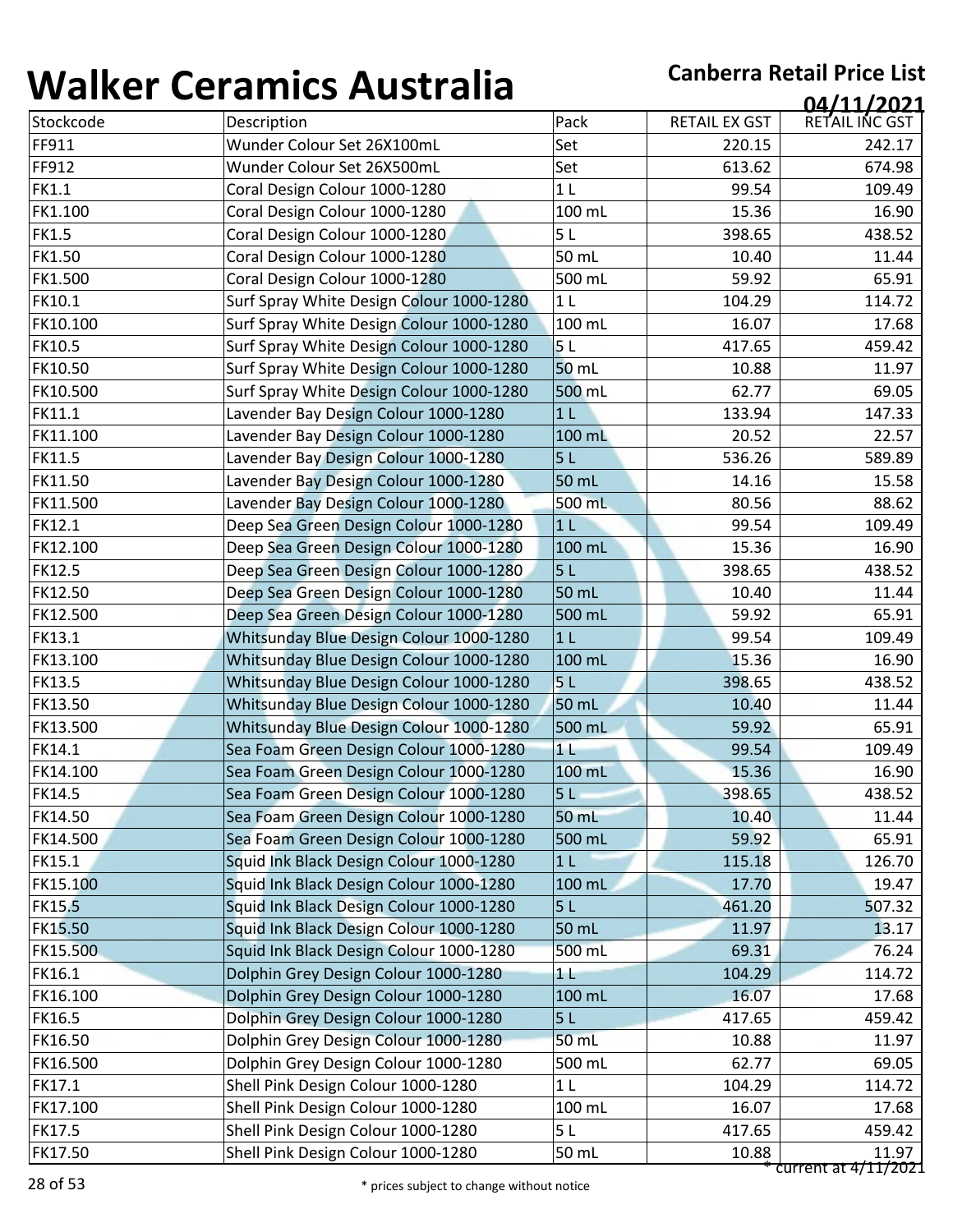# Walker Ceramics Australia

**Canberra Retail Price List**
**04/11/2021**

| Stockcode | Description | Pack | RETAIL EX GST | RETAIL INC GST |
|---|---|---|---|---|
| FF911 | Wunder Colour Set 26X100mL | Set | 220.15 | 242.17 |
| FF912 | Wunder Colour Set 26X500mL | Set | 613.62 | 674.98 |
| FK1.1 | Coral Design Colour 1000-1280 | 1 L | 99.54 | 109.49 |
| FK1.100 | Coral Design Colour 1000-1280 | 100 mL | 15.36 | 16.90 |
| FK1.5 | Coral Design Colour 1000-1280 | 5 L | 398.65 | 438.52 |
| FK1.50 | Coral Design Colour 1000-1280 | 50 mL | 10.40 | 11.44 |
| FK1.500 | Coral Design Colour 1000-1280 | 500 mL | 59.92 | 65.91 |
| FK10.1 | Surf Spray White Design Colour 1000-1280 | 1 L | 104.29 | 114.72 |
| FK10.100 | Surf Spray White Design Colour 1000-1280 | 100 mL | 16.07 | 17.68 |
| FK10.5 | Surf Spray White Design Colour 1000-1280 | 5 L | 417.65 | 459.42 |
| FK10.50 | Surf Spray White Design Colour 1000-1280 | 50 mL | 10.88 | 11.97 |
| FK10.500 | Surf Spray White Design Colour 1000-1280 | 500 mL | 62.77 | 69.05 |
| FK11.1 | Lavender Bay Design Colour 1000-1280 | 1 L | 133.94 | 147.33 |
| FK11.100 | Lavender Bay Design Colour 1000-1280 | 100 mL | 20.52 | 22.57 |
| FK11.5 | Lavender Bay Design Colour 1000-1280 | 5 L | 536.26 | 589.89 |
| FK11.50 | Lavender Bay Design Colour 1000-1280 | 50 mL | 14.16 | 15.58 |
| FK11.500 | Lavender Bay Design Colour 1000-1280 | 500 mL | 80.56 | 88.62 |
| FK12.1 | Deep Sea Green Design Colour 1000-1280 | 1 L | 99.54 | 109.49 |
| FK12.100 | Deep Sea Green Design Colour 1000-1280 | 100 mL | 15.36 | 16.90 |
| FK12.5 | Deep Sea Green Design Colour 1000-1280 | 5 L | 398.65 | 438.52 |
| FK12.50 | Deep Sea Green Design Colour 1000-1280 | 50 mL | 10.40 | 11.44 |
| FK12.500 | Deep Sea Green Design Colour 1000-1280 | 500 mL | 59.92 | 65.91 |
| FK13.1 | Whitsunday Blue Design Colour 1000-1280 | 1 L | 99.54 | 109.49 |
| FK13.100 | Whitsunday Blue Design Colour 1000-1280 | 100 mL | 15.36 | 16.90 |
| FK13.5 | Whitsunday Blue Design Colour 1000-1280 | 5 L | 398.65 | 438.52 |
| FK13.50 | Whitsunday Blue Design Colour 1000-1280 | 50 mL | 10.40 | 11.44 |
| FK13.500 | Whitsunday Blue Design Colour 1000-1280 | 500 mL | 59.92 | 65.91 |
| FK14.1 | Sea Foam Green Design Colour 1000-1280 | 1 L | 99.54 | 109.49 |
| FK14.100 | Sea Foam Green Design Colour 1000-1280 | 100 mL | 15.36 | 16.90 |
| FK14.5 | Sea Foam Green Design Colour 1000-1280 | 5 L | 398.65 | 438.52 |
| FK14.50 | Sea Foam Green Design Colour 1000-1280 | 50 mL | 10.40 | 11.44 |
| FK14.500 | Sea Foam Green Design Colour 1000-1280 | 500 mL | 59.92 | 65.91 |
| FK15.1 | Squid Ink Black Design Colour 1000-1280 | 1 L | 115.18 | 126.70 |
| FK15.100 | Squid Ink Black Design Colour 1000-1280 | 100 mL | 17.70 | 19.47 |
| FK15.5 | Squid Ink Black Design Colour 1000-1280 | 5 L | 461.20 | 507.32 |
| FK15.50 | Squid Ink Black Design Colour 1000-1280 | 50 mL | 11.97 | 13.17 |
| FK15.500 | Squid Ink Black Design Colour 1000-1280 | 500 mL | 69.31 | 76.24 |
| FK16.1 | Dolphin Grey Design Colour 1000-1280 | 1 L | 104.29 | 114.72 |
| FK16.100 | Dolphin Grey Design Colour 1000-1280 | 100 mL | 16.07 | 17.68 |
| FK16.5 | Dolphin Grey Design Colour 1000-1280 | 5 L | 417.65 | 459.42 |
| FK16.50 | Dolphin Grey Design Colour 1000-1280 | 50 mL | 10.88 | 11.97 |
| FK16.500 | Dolphin Grey Design Colour 1000-1280 | 500 mL | 62.77 | 69.05 |
| FK17.1 | Shell Pink Design Colour 1000-1280 | 1 L | 104.29 | 114.72 |
| FK17.100 | Shell Pink Design Colour 1000-1280 | 100 mL | 16.07 | 17.68 |
| FK17.5 | Shell Pink Design Colour 1000-1280 | 5 L | 417.65 | 459.42 |
| FK17.50 | Shell Pink Design Colour 1000-1280 | 50 mL | 10.88 | 11.97 |

* current at 4/11/2021

* prices subject to change without notice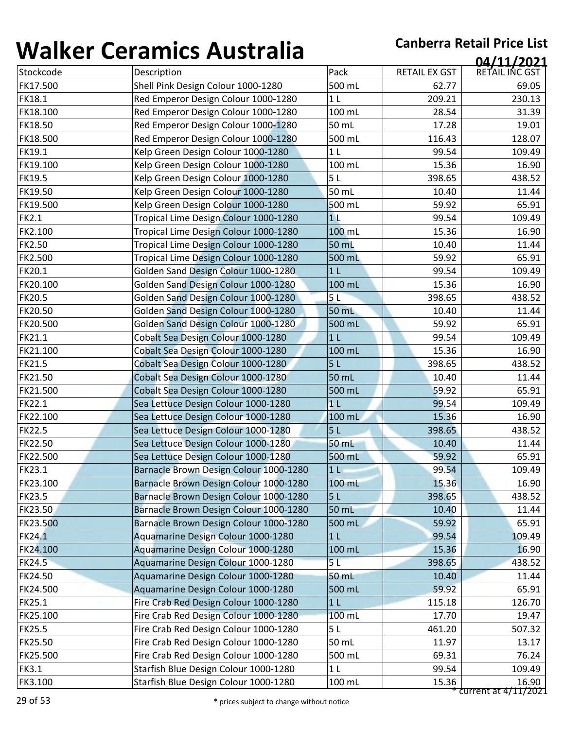# Walker Ceramics Australia

**Canberra Retail Price List**

**04/11/2021**

| Stockcode | Description | Pack | RETAIL EX GST | RETAIL INC GST |
|---|---|---|---|---|
| FK17.500 | Shell Pink Design Colour 1000-1280 | 500 mL | 62.77 | 69.05 |
| FK18.1 | Red Emperor Design Colour 1000-1280 | 1 L | 209.21 | 230.13 |
| FK18.100 | Red Emperor Design Colour 1000-1280 | 100 mL | 28.54 | 31.39 |
| FK18.50 | Red Emperor Design Colour 1000-1280 | 50 mL | 17.28 | 19.01 |
| FK18.500 | Red Emperor Design Colour 1000-1280 | 500 mL | 116.43 | 128.07 |
| FK19.1 | Kelp Green Design Colour 1000-1280 | 1 L | 99.54 | 109.49 |
| FK19.100 | Kelp Green Design Colour 1000-1280 | 100 mL | 15.36 | 16.90 |
| FK19.5 | Kelp Green Design Colour 1000-1280 | 5 L | 398.65 | 438.52 |
| FK19.50 | Kelp Green Design Colour 1000-1280 | 50 mL | 10.40 | 11.44 |
| FK19.500 | Kelp Green Design Colour 1000-1280 | 500 mL | 59.92 | 65.91 |
| FK2.1 | Tropical Lime Design Colour 1000-1280 | 1 L | 99.54 | 109.49 |
| FK2.100 | Tropical Lime Design Colour 1000-1280 | 100 mL | 15.36 | 16.90 |
| FK2.50 | Tropical Lime Design Colour 1000-1280 | 50 mL | 10.40 | 11.44 |
| FK2.500 | Tropical Lime Design Colour 1000-1280 | 500 mL | 59.92 | 65.91 |
| FK20.1 | Golden Sand Design Colour 1000-1280 | 1 L | 99.54 | 109.49 |
| FK20.100 | Golden Sand Design Colour 1000-1280 | 100 mL | 15.36 | 16.90 |
| FK20.5 | Golden Sand Design Colour 1000-1280 | 5 L | 398.65 | 438.52 |
| FK20.50 | Golden Sand Design Colour 1000-1280 | 50 mL | 10.40 | 11.44 |
| FK20.500 | Golden Sand Design Colour 1000-1280 | 500 mL | 59.92 | 65.91 |
| FK21.1 | Cobalt Sea Design Colour 1000-1280 | 1 L | 99.54 | 109.49 |
| FK21.100 | Cobalt Sea Design Colour 1000-1280 | 100 mL | 15.36 | 16.90 |
| FK21.5 | Cobalt Sea Design Colour 1000-1280 | 5 L | 398.65 | 438.52 |
| FK21.50 | Cobalt Sea Design Colour 1000-1280 | 50 mL | 10.40 | 11.44 |
| FK21.500 | Cobalt Sea Design Colour 1000-1280 | 500 mL | 59.92 | 65.91 |
| FK22.1 | Sea Lettuce Design Colour 1000-1280 | 1 L | 99.54 | 109.49 |
| FK22.100 | Sea Lettuce Design Colour 1000-1280 | 100 mL | 15.36 | 16.90 |
| FK22.5 | Sea Lettuce Design Colour 1000-1280 | 5 L | 398.65 | 438.52 |
| FK22.50 | Sea Lettuce Design Colour 1000-1280 | 50 mL | 10.40 | 11.44 |
| FK22.500 | Sea Lettuce Design Colour 1000-1280 | 500 mL | 59.92 | 65.91 |
| FK23.1 | Barnacle Brown Design Colour 1000-1280 | 1 L | 99.54 | 109.49 |
| FK23.100 | Barnacle Brown Design Colour 1000-1280 | 100 mL | 15.36 | 16.90 |
| FK23.5 | Barnacle Brown Design Colour 1000-1280 | 5 L | 398.65 | 438.52 |
| FK23.50 | Barnacle Brown Design Colour 1000-1280 | 50 mL | 10.40 | 11.44 |
| FK23.500 | Barnacle Brown Design Colour 1000-1280 | 500 mL | 59.92 | 65.91 |
| FK24.1 | Aquamarine Design Colour 1000-1280 | 1 L | 99.54 | 109.49 |
| FK24.100 | Aquamarine Design Colour 1000-1280 | 100 mL | 15.36 | 16.90 |
| FK24.5 | Aquamarine Design Colour 1000-1280 | 5 L | 398.65 | 438.52 |
| FK24.50 | Aquamarine Design Colour 1000-1280 | 50 mL | 10.40 | 11.44 |
| FK24.500 | Aquamarine Design Colour 1000-1280 | 500 mL | 59.92 | 65.91 |
| FK25.1 | Fire Crab Red Design Colour 1000-1280 | 1 L | 115.18 | 126.70 |
| FK25.100 | Fire Crab Red Design Colour 1000-1280 | 100 mL | 17.70 | 19.47 |
| FK25.5 | Fire Crab Red Design Colour 1000-1280 | 5 L | 461.20 | 507.32 |
| FK25.50 | Fire Crab Red Design Colour 1000-1280 | 50 mL | 11.97 | 13.17 |
| FK25.500 | Fire Crab Red Design Colour 1000-1280 | 500 mL | 69.31 | 76.24 |
| FK3.1 | Starfish Blue Design Colour 1000-1280 | 1 L | 99.54 | 109.49 |
| FK3.100 | Starfish Blue Design Colour 1000-1280 | 100 mL | 15.36 | 16.90 |

* current at 4/11/2021

* prices subject to change without notice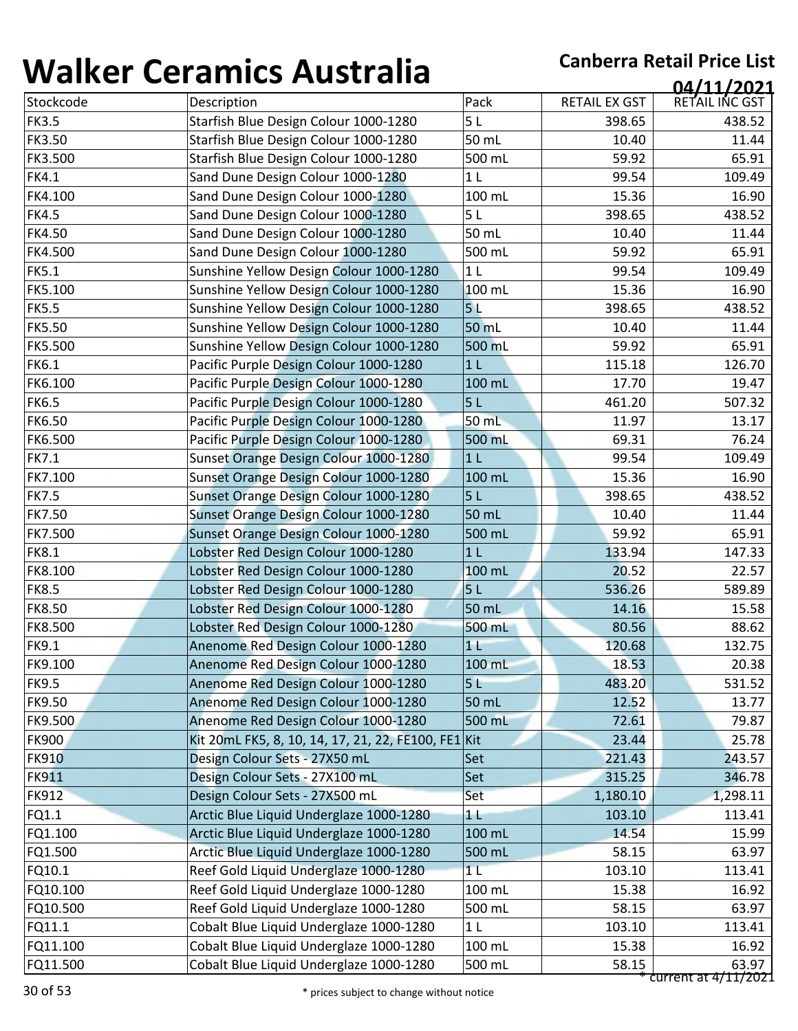# Walker Ceramics Australia

**Canberra Retail Price List**

**04/11/2021**

| Stockcode | Description | Pack | RETAIL EX GST | RETAIL INC GST |
|---|---|---|---|---|
| FK3.5 | Starfish Blue Design Colour 1000-1280 | 5 L | 398.65 | 438.52 |
| FK3.50 | Starfish Blue Design Colour 1000-1280 | 50 mL | 10.40 | 11.44 |
| FK3.500 | Starfish Blue Design Colour 1000-1280 | 500 mL | 59.92 | 65.91 |
| FK4.1 | Sand Dune Design Colour 1000-1280 | 1 L | 99.54 | 109.49 |
| FK4.100 | Sand Dune Design Colour 1000-1280 | 100 mL | 15.36 | 16.90 |
| FK4.5 | Sand Dune Design Colour 1000-1280 | 5 L | 398.65 | 438.52 |
| FK4.50 | Sand Dune Design Colour 1000-1280 | 50 mL | 10.40 | 11.44 |
| FK4.500 | Sand Dune Design Colour 1000-1280 | 500 mL | 59.92 | 65.91 |
| FK5.1 | Sunshine Yellow Design Colour 1000-1280 | 1 L | 99.54 | 109.49 |
| FK5.100 | Sunshine Yellow Design Colour 1000-1280 | 100 mL | 15.36 | 16.90 |
| FK5.5 | Sunshine Yellow Design Colour 1000-1280 | 5 L | 398.65 | 438.52 |
| FK5.50 | Sunshine Yellow Design Colour 1000-1280 | 50 mL | 10.40 | 11.44 |
| FK5.500 | Sunshine Yellow Design Colour 1000-1280 | 500 mL | 59.92 | 65.91 |
| FK6.1 | Pacific Purple Design Colour 1000-1280 | 1 L | 115.18 | 126.70 |
| FK6.100 | Pacific Purple Design Colour 1000-1280 | 100 mL | 17.70 | 19.47 |
| FK6.5 | Pacific Purple Design Colour 1000-1280 | 5 L | 461.20 | 507.32 |
| FK6.50 | Pacific Purple Design Colour 1000-1280 | 50 mL | 11.97 | 13.17 |
| FK6.500 | Pacific Purple Design Colour 1000-1280 | 500 mL | 69.31 | 76.24 |
| FK7.1 | Sunset Orange Design Colour 1000-1280 | 1 L | 99.54 | 109.49 |
| FK7.100 | Sunset Orange Design Colour 1000-1280 | 100 mL | 15.36 | 16.90 |
| FK7.5 | Sunset Orange Design Colour 1000-1280 | 5 L | 398.65 | 438.52 |
| FK7.50 | Sunset Orange Design Colour 1000-1280 | 50 mL | 10.40 | 11.44 |
| FK7.500 | Sunset Orange Design Colour 1000-1280 | 500 mL | 59.92 | 65.91 |
| FK8.1 | Lobster Red Design Colour 1000-1280 | 1 L | 133.94 | 147.33 |
| FK8.100 | Lobster Red Design Colour 1000-1280 | 100 mL | 20.52 | 22.57 |
| FK8.5 | Lobster Red Design Colour 1000-1280 | 5 L | 536.26 | 589.89 |
| FK8.50 | Lobster Red Design Colour 1000-1280 | 50 mL | 14.16 | 15.58 |
| FK8.500 | Lobster Red Design Colour 1000-1280 | 500 mL | 80.56 | 88.62 |
| FK9.1 | Anenome Red Design Colour 1000-1280 | 1 L | 120.68 | 132.75 |
| FK9.100 | Anenome Red Design Colour 1000-1280 | 100 mL | 18.53 | 20.38 |
| FK9.5 | Anenome Red Design Colour 1000-1280 | 5 L | 483.20 | 531.52 |
| FK9.50 | Anenome Red Design Colour 1000-1280 | 50 mL | 12.52 | 13.77 |
| FK9.500 | Anenome Red Design Colour 1000-1280 | 500 mL | 72.61 | 79.87 |
| FK900 | Kit 20mL FK5, 8, 10, 14, 17, 21, 22, FE100, FE1 | Kit | 23.44 | 25.78 |
| FK910 | Design Colour Sets - 27X50 mL | Set | 221.43 | 243.57 |
| FK911 | Design Colour Sets - 27X100 mL | Set | 315.25 | 346.78 |
| FK912 | Design Colour Sets - 27X500 mL | Set | 1,180.10 | 1,298.11 |
| FQ1.1 | Arctic Blue Liquid Underglaze 1000-1280 | 1 L | 103.10 | 113.41 |
| FQ1.100 | Arctic Blue Liquid Underglaze 1000-1280 | 100 mL | 14.54 | 15.99 |
| FQ1.500 | Arctic Blue Liquid Underglaze 1000-1280 | 500 mL | 58.15 | 63.97 |
| FQ10.1 | Reef Gold Liquid Underglaze 1000-1280 | 1 L | 103.10 | 113.41 |
| FQ10.100 | Reef Gold Liquid Underglaze 1000-1280 | 100 mL | 15.38 | 16.92 |
| FQ10.500 | Reef Gold Liquid Underglaze 1000-1280 | 500 mL | 58.15 | 63.97 |
| FQ11.1 | Cobalt Blue Liquid Underglaze 1000-1280 | 1 L | 103.10 | 113.41 |
| FQ11.100 | Cobalt Blue Liquid Underglaze 1000-1280 | 100 mL | 15.38 | 16.92 |
| FQ11.500 | Cobalt Blue Liquid Underglaze 1000-1280 | 500 mL | 58.15 | 63.97 |

\* current at 4/11/2021

\* prices subject to change without notice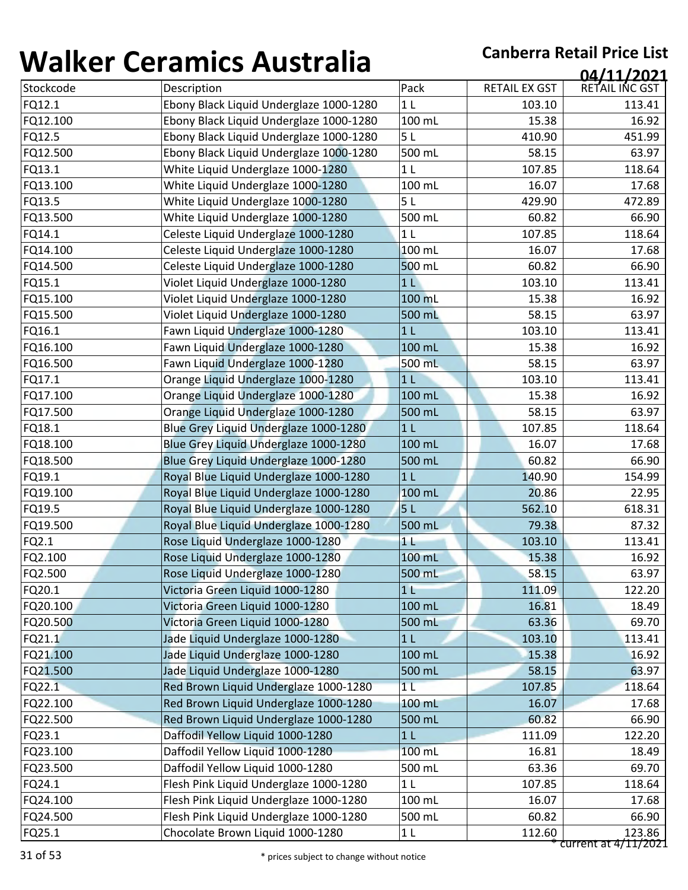# Walker Ceramics Australia

**Canberra Retail Price List**

**04/11/2021**

| Stockcode | Description | Pack | RETAIL EX GST | RETAIL INC GST |
|---|---|---|---|---|
| FQ12.1 | Ebony Black Liquid Underglaze 1000-1280 | 1 L | 103.10 | 113.41 |
| FQ12.100 | Ebony Black Liquid Underglaze 1000-1280 | 100 mL | 15.38 | 16.92 |
| FQ12.5 | Ebony Black Liquid Underglaze 1000-1280 | 5 L | 410.90 | 451.99 |
| FQ12.500 | Ebony Black Liquid Underglaze 1000-1280 | 500 mL | 58.15 | 63.97 |
| FQ13.1 | White Liquid Underglaze 1000-1280 | 1 L | 107.85 | 118.64 |
| FQ13.100 | White Liquid Underglaze 1000-1280 | 100 mL | 16.07 | 17.68 |
| FQ13.5 | White Liquid Underglaze 1000-1280 | 5 L | 429.90 | 472.89 |
| FQ13.500 | White Liquid Underglaze 1000-1280 | 500 mL | 60.82 | 66.90 |
| FQ14.1 | Celeste Liquid Underglaze 1000-1280 | 1 L | 107.85 | 118.64 |
| FQ14.100 | Celeste Liquid Underglaze 1000-1280 | 100 mL | 16.07 | 17.68 |
| FQ14.500 | Celeste Liquid Underglaze 1000-1280 | 500 mL | 60.82 | 66.90 |
| FQ15.1 | Violet Liquid Underglaze 1000-1280 | 1 L | 103.10 | 113.41 |
| FQ15.100 | Violet Liquid Underglaze 1000-1280 | 100 mL | 15.38 | 16.92 |
| FQ15.500 | Violet Liquid Underglaze 1000-1280 | 500 mL | 58.15 | 63.97 |
| FQ16.1 | Fawn Liquid Underglaze 1000-1280 | 1 L | 103.10 | 113.41 |
| FQ16.100 | Fawn Liquid Underglaze 1000-1280 | 100 mL | 15.38 | 16.92 |
| FQ16.500 | Fawn Liquid Underglaze 1000-1280 | 500 mL | 58.15 | 63.97 |
| FQ17.1 | Orange Liquid Underglaze 1000-1280 | 1 L | 103.10 | 113.41 |
| FQ17.100 | Orange Liquid Underglaze 1000-1280 | 100 mL | 15.38 | 16.92 |
| FQ17.500 | Orange Liquid Underglaze 1000-1280 | 500 mL | 58.15 | 63.97 |
| FQ18.1 | Blue Grey Liquid Underglaze 1000-1280 | 1 L | 107.85 | 118.64 |
| FQ18.100 | Blue Grey Liquid Underglaze 1000-1280 | 100 mL | 16.07 | 17.68 |
| FQ18.500 | Blue Grey Liquid Underglaze 1000-1280 | 500 mL | 60.82 | 66.90 |
| FQ19.1 | Royal Blue Liquid Underglaze 1000-1280 | 1 L | 140.90 | 154.99 |
| FQ19.100 | Royal Blue Liquid Underglaze 1000-1280 | 100 mL | 20.86 | 22.95 |
| FQ19.5 | Royal Blue Liquid Underglaze 1000-1280 | 5 L | 562.10 | 618.31 |
| FQ19.500 | Royal Blue Liquid Underglaze 1000-1280 | 500 mL | 79.38 | 87.32 |
| FQ2.1 | Rose Liquid Underglaze 1000-1280 | 1 L | 103.10 | 113.41 |
| FQ2.100 | Rose Liquid Underglaze 1000-1280 | 100 mL | 15.38 | 16.92 |
| FQ2.500 | Rose Liquid Underglaze 1000-1280 | 500 mL | 58.15 | 63.97 |
| FQ20.1 | Victoria Green Liquid 1000-1280 | 1 L | 111.09 | 122.20 |
| FQ20.100 | Victoria Green Liquid 1000-1280 | 100 mL | 16.81 | 18.49 |
| FQ20.500 | Victoria Green Liquid 1000-1280 | 500 mL | 63.36 | 69.70 |
| FQ21.1 | Jade Liquid Underglaze 1000-1280 | 1 L | 103.10 | 113.41 |
| FQ21.100 | Jade Liquid Underglaze 1000-1280 | 100 mL | 15.38 | 16.92 |
| FQ21.500 | Jade Liquid Underglaze 1000-1280 | 500 mL | 58.15 | 63.97 |
| FQ22.1 | Red Brown Liquid Underglaze 1000-1280 | 1 L | 107.85 | 118.64 |
| FQ22.100 | Red Brown Liquid Underglaze 1000-1280 | 100 mL | 16.07 | 17.68 |
| FQ22.500 | Red Brown Liquid Underglaze 1000-1280 | 500 mL | 60.82 | 66.90 |
| FQ23.1 | Daffodil Yellow Liquid 1000-1280 | 1 L | 111.09 | 122.20 |
| FQ23.100 | Daffodil Yellow Liquid 1000-1280 | 100 mL | 16.81 | 18.49 |
| FQ23.500 | Daffodil Yellow Liquid 1000-1280 | 500 mL | 63.36 | 69.70 |
| FQ24.1 | Flesh Pink Liquid Underglaze 1000-1280 | 1 L | 107.85 | 118.64 |
| FQ24.100 | Flesh Pink Liquid Underglaze 1000-1280 | 100 mL | 16.07 | 17.68 |
| FQ24.500 | Flesh Pink Liquid Underglaze 1000-1280 | 500 mL | 60.82 | 66.90 |
| FQ25.1 | Chocolate Brown Liquid 1000-1280 | 1 L | 112.60 | 123.86 |

\* current at 4/11/2021

\* prices subject to change without notice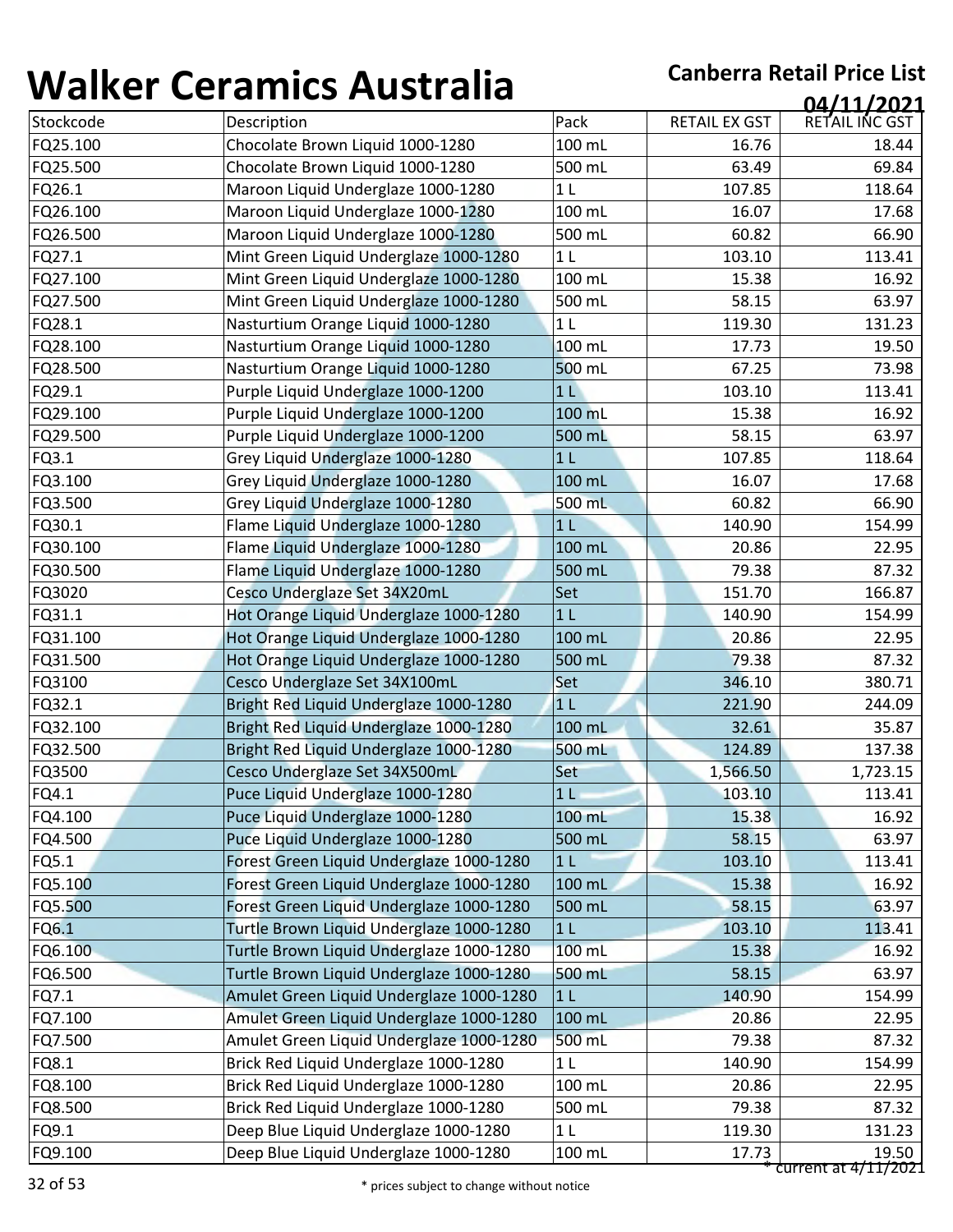# Walker Ceramics Australia

**Canberra Retail Price List**

**04/11/2021**

| Stockcode | Description | Pack | RETAIL EX GST | RETAIL INC GST |
|---|---|---|---|---|
| FQ25.100 | Chocolate Brown Liquid 1000-1280 | 100 mL | 16.76 | 18.44 |
| FQ25.500 | Chocolate Brown Liquid 1000-1280 | 500 mL | 63.49 | 69.84 |
| FQ26.1 | Maroon Liquid Underglaze 1000-1280 | 1 L | 107.85 | 118.64 |
| FQ26.100 | Maroon Liquid Underglaze 1000-1280 | 100 mL | 16.07 | 17.68 |
| FQ26.500 | Maroon Liquid Underglaze 1000-1280 | 500 mL | 60.82 | 66.90 |
| FQ27.1 | Mint Green Liquid Underglaze 1000-1280 | 1 L | 103.10 | 113.41 |
| FQ27.100 | Mint Green Liquid Underglaze 1000-1280 | 100 mL | 15.38 | 16.92 |
| FQ27.500 | Mint Green Liquid Underglaze 1000-1280 | 500 mL | 58.15 | 63.97 |
| FQ28.1 | Nasturtium Orange Liquid 1000-1280 | 1 L | 119.30 | 131.23 |
| FQ28.100 | Nasturtium Orange Liquid 1000-1280 | 100 mL | 17.73 | 19.50 |
| FQ28.500 | Nasturtium Orange Liquid 1000-1280 | 500 mL | 67.25 | 73.98 |
| FQ29.1 | Purple Liquid Underglaze 1000-1200 | 1 L | 103.10 | 113.41 |
| FQ29.100 | Purple Liquid Underglaze 1000-1200 | 100 mL | 15.38 | 16.92 |
| FQ29.500 | Purple Liquid Underglaze 1000-1200 | 500 mL | 58.15 | 63.97 |
| FQ3.1 | Grey Liquid Underglaze 1000-1280 | 1 L | 107.85 | 118.64 |
| FQ3.100 | Grey Liquid Underglaze 1000-1280 | 100 mL | 16.07 | 17.68 |
| FQ3.500 | Grey Liquid Underglaze 1000-1280 | 500 mL | 60.82 | 66.90 |
| FQ30.1 | Flame Liquid Underglaze 1000-1280 | 1 L | 140.90 | 154.99 |
| FQ30.100 | Flame Liquid Underglaze 1000-1280 | 100 mL | 20.86 | 22.95 |
| FQ30.500 | Flame Liquid Underglaze 1000-1280 | 500 mL | 79.38 | 87.32 |
| FQ3020 | Cesco Underglaze Set 34X20mL | Set | 151.70 | 166.87 |
| FQ31.1 | Hot Orange Liquid Underglaze 1000-1280 | 1 L | 140.90 | 154.99 |
| FQ31.100 | Hot Orange Liquid Underglaze 1000-1280 | 100 mL | 20.86 | 22.95 |
| FQ31.500 | Hot Orange Liquid Underglaze 1000-1280 | 500 mL | 79.38 | 87.32 |
| FQ3100 | Cesco Underglaze Set 34X100mL | Set | 346.10 | 380.71 |
| FQ32.1 | Bright Red Liquid Underglaze 1000-1280 | 1 L | 221.90 | 244.09 |
| FQ32.100 | Bright Red Liquid Underglaze 1000-1280 | 100 mL | 32.61 | 35.87 |
| FQ32.500 | Bright Red Liquid Underglaze 1000-1280 | 500 mL | 124.89 | 137.38 |
| FQ3500 | Cesco Underglaze Set 34X500mL | Set | 1,566.50 | 1,723.15 |
| FQ4.1 | Puce Liquid Underglaze 1000-1280 | 1 L | 103.10 | 113.41 |
| FQ4.100 | Puce Liquid Underglaze 1000-1280 | 100 mL | 15.38 | 16.92 |
| FQ4.500 | Puce Liquid Underglaze 1000-1280 | 500 mL | 58.15 | 63.97 |
| FQ5.1 | Forest Green Liquid Underglaze 1000-1280 | 1 L | 103.10 | 113.41 |
| FQ5.100 | Forest Green Liquid Underglaze 1000-1280 | 100 mL | 15.38 | 16.92 |
| FQ5.500 | Forest Green Liquid Underglaze 1000-1280 | 500 mL | 58.15 | 63.97 |
| FQ6.1 | Turtle Brown Liquid Underglaze 1000-1280 | 1 L | 103.10 | 113.41 |
| FQ6.100 | Turtle Brown Liquid Underglaze 1000-1280 | 100 mL | 15.38 | 16.92 |
| FQ6.500 | Turtle Brown Liquid Underglaze 1000-1280 | 500 mL | 58.15 | 63.97 |
| FQ7.1 | Amulet Green Liquid Underglaze 1000-1280 | 1 L | 140.90 | 154.99 |
| FQ7.100 | Amulet Green Liquid Underglaze 1000-1280 | 100 mL | 20.86 | 22.95 |
| FQ7.500 | Amulet Green Liquid Underglaze 1000-1280 | 500 mL | 79.38 | 87.32 |
| FQ8.1 | Brick Red Liquid Underglaze 1000-1280 | 1 L | 140.90 | 154.99 |
| FQ8.100 | Brick Red Liquid Underglaze 1000-1280 | 100 mL | 20.86 | 22.95 |
| FQ8.500 | Brick Red Liquid Underglaze 1000-1280 | 500 mL | 79.38 | 87.32 |
| FQ9.1 | Deep Blue Liquid Underglaze 1000-1280 | 1 L | 119.30 | 131.23 |
| FQ9.100 | Deep Blue Liquid Underglaze 1000-1280 | 100 mL | 17.73 | 19.50 |

* current at 4/11/2021

* prices subject to change without notice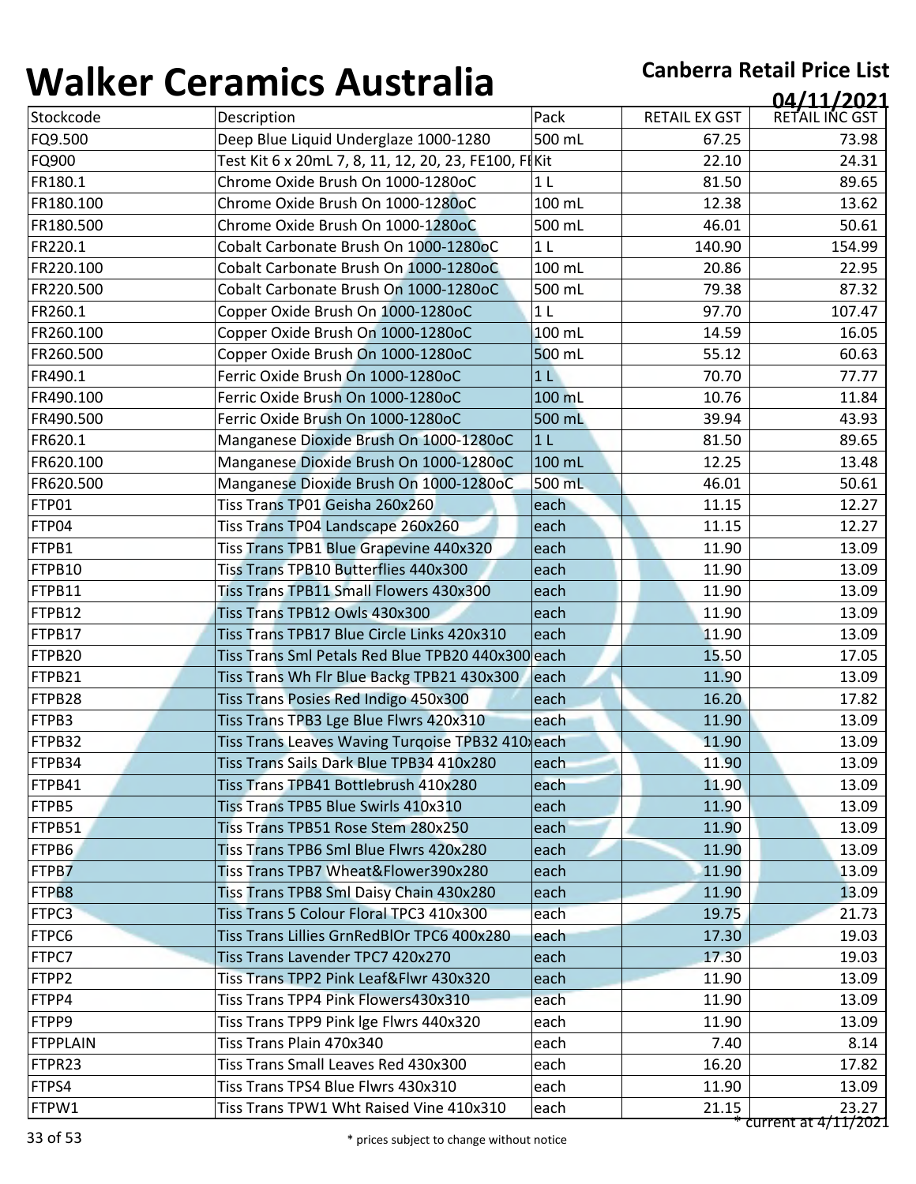# Walker Ceramics Australia

**Canberra Retail Price List**

**04/11/2021**

| Stockcode | Description | Pack | RETAIL EX GST | RETAIL INC GST |
|---|---|---|---|---|
| FQ9.500 | Deep Blue Liquid Underglaze 1000-1280 | 500 mL | 67.25 | 73.98 |
| FQ900 | Test Kit 6 x 20mL 7, 8, 11, 12, 20, 23, FE100, FI | Kit | 22.10 | 24.31 |
| FR180.1 | Chrome Oxide Brush On 1000-1280oC | 1 L | 81.50 | 89.65 |
| FR180.100 | Chrome Oxide Brush On 1000-1280oC | 100 mL | 12.38 | 13.62 |
| FR180.500 | Chrome Oxide Brush On 1000-1280oC | 500 mL | 46.01 | 50.61 |
| FR220.1 | Cobalt Carbonate Brush On 1000-1280oC | 1 L | 140.90 | 154.99 |
| FR220.100 | Cobalt Carbonate Brush On 1000-1280oC | 100 mL | 20.86 | 22.95 |
| FR220.500 | Cobalt Carbonate Brush On 1000-1280oC | 500 mL | 79.38 | 87.32 |
| FR260.1 | Copper Oxide Brush On 1000-1280oC | 1 L | 97.70 | 107.47 |
| FR260.100 | Copper Oxide Brush On 1000-1280oC | 100 mL | 14.59 | 16.05 |
| FR260.500 | Copper Oxide Brush On 1000-1280oC | 500 mL | 55.12 | 60.63 |
| FR490.1 | Ferric Oxide Brush On 1000-1280oC | 1 L | 70.70 | 77.77 |
| FR490.100 | Ferric Oxide Brush On 1000-1280oC | 100 mL | 10.76 | 11.84 |
| FR490.500 | Ferric Oxide Brush On 1000-1280oC | 500 mL | 39.94 | 43.93 |
| FR620.1 | Manganese Dioxide Brush On 1000-1280oC | 1 L | 81.50 | 89.65 |
| FR620.100 | Manganese Dioxide Brush On 1000-1280oC | 100 mL | 12.25 | 13.48 |
| FR620.500 | Manganese Dioxide Brush On 1000-1280oC | 500 mL | 46.01 | 50.61 |
| FTP01 | Tiss Trans TP01 Geisha 260x260 | each | 11.15 | 12.27 |
| FTP04 | Tiss Trans TP04 Landscape 260x260 | each | 11.15 | 12.27 |
| FTPB1 | Tiss Trans TPB1 Blue Grapevine 440x320 | each | 11.90 | 13.09 |
| FTPB10 | Tiss Trans TPB10 Butterflies 440x300 | each | 11.90 | 13.09 |
| FTPB11 | Tiss Trans TPB11 Small Flowers 430x300 | each | 11.90 | 13.09 |
| FTPB12 | Tiss Trans TPB12 Owls 430x300 | each | 11.90 | 13.09 |
| FTPB17 | Tiss Trans TPB17 Blue Circle Links 420x310 | each | 11.90 | 13.09 |
| FTPB20 | Tiss Trans Sml Petals Red Blue TPB20 440x300 | each | 15.50 | 17.05 |
| FTPB21 | Tiss Trans Wh Flr Blue Backg TPB21 430x300 | each | 11.90 | 13.09 |
| FTPB28 | Tiss Trans Posies Red Indigo 450x300 | each | 16.20 | 17.82 |
| FTPB3 | Tiss Trans TPB3 Lge Blue Flwrs 420x310 | each | 11.90 | 13.09 |
| FTPB32 | Tiss Trans Leaves Waving Turqoise TPB32 410x | each | 11.90 | 13.09 |
| FTPB34 | Tiss Trans Sails Dark Blue TPB34 410x280 | each | 11.90 | 13.09 |
| FTPB41 | Tiss Trans TPB41 Bottlebrush 410x280 | each | 11.90 | 13.09 |
| FTPB5 | Tiss Trans TPB5 Blue Swirls 410x310 | each | 11.90 | 13.09 |
| FTPB51 | Tiss Trans TPB51 Rose Stem 280x250 | each | 11.90 | 13.09 |
| FTPB6 | Tiss Trans TPB6 Sml Blue Flwrs 420x280 | each | 11.90 | 13.09 |
| FTPB7 | Tiss Trans TPB7 Wheat&Flower390x280 | each | 11.90 | 13.09 |
| FTPB8 | Tiss Trans TPB8 Sml Daisy Chain 430x280 | each | 11.90 | 13.09 |
| FTPC3 | Tiss Trans 5 Colour Floral TPC3 410x300 | each | 19.75 | 21.73 |
| FTPC6 | Tiss Trans Lillies GrnRedBlOr TPC6 400x280 | each | 17.30 | 19.03 |
| FTPC7 | Tiss Trans Lavender TPC7 420x270 | each | 17.30 | 19.03 |
| FTPP2 | Tiss Trans TPP2 Pink Leaf&Flwr 430x320 | each | 11.90 | 13.09 |
| FTPP4 | Tiss Trans TPP4 Pink Flowers430x310 | each | 11.90 | 13.09 |
| FTPP9 | Tiss Trans TPP9 Pink lge Flwrs 440x320 | each | 11.90 | 13.09 |
| FTPPLAIN | Tiss Trans Plain 470x340 | each | 7.40 | 8.14 |
| FTPR23 | Tiss Trans Small Leaves Red 430x300 | each | 16.20 | 17.82 |
| FTPS4 | Tiss Trans TPS4 Blue Flwrs 430x310 | each | 11.90 | 13.09 |
| FTPW1 | Tiss Trans TPW1 Wht Raised Vine 410x310 | each | 21.15 | 23.27 |

* current at 4/11/2021

* prices subject to change without notice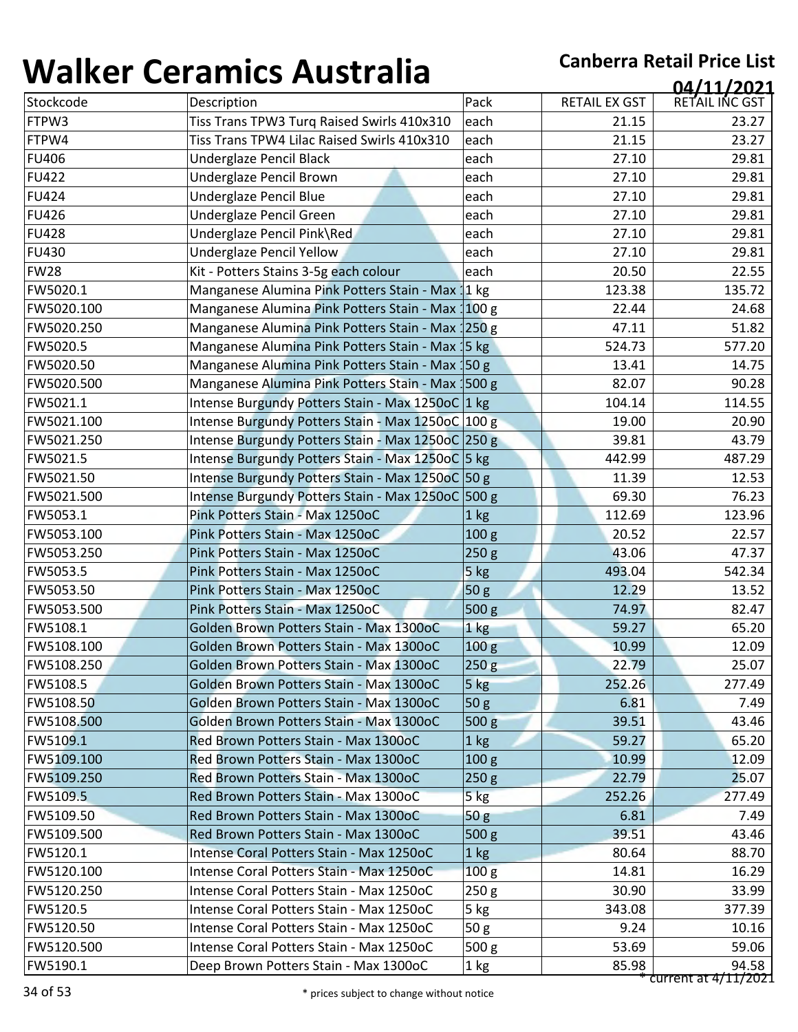# Walker Ceramics Australia

**Canberra Retail Price List**

**04/11/2021**

| Stockcode | Description | Pack | RETAIL EX GST | RETAIL INC GST |
|---|---|---|---|---|
| FTPW3 | Tiss Trans TPW3 Turq Raised Swirls 410x310 | each | 21.15 | 23.27 |
| FTPW4 | Tiss Trans TPW4 Lilac Raised Swirls 410x310 | each | 21.15 | 23.27 |
| FU406 | Underglaze Pencil Black | each | 27.10 | 29.81 |
| FU422 | Underglaze Pencil Brown | each | 27.10 | 29.81 |
| FU424 | Underglaze Pencil Blue | each | 27.10 | 29.81 |
| FU426 | Underglaze Pencil Green | each | 27.10 | 29.81 |
| FU428 | Underglaze Pencil Pink\Red | each | 27.10 | 29.81 |
| FU430 | Underglaze Pencil Yellow | each | 27.10 | 29.81 |
| FW28 | Kit - Potters Stains 3-5g each colour | each | 20.50 | 22.55 |
| FW5020.1 | Manganese Alumina Pink Potters Stain - Max 1 | 1 kg | 123.38 | 135.72 |
| FW5020.100 | Manganese Alumina Pink Potters Stain - Max 1 | 100 g | 22.44 | 24.68 |
| FW5020.250 | Manganese Alumina Pink Potters Stain - Max 1 | 250 g | 47.11 | 51.82 |
| FW5020.5 | Manganese Alumina Pink Potters Stain - Max 1 | 5 kg | 524.73 | 577.20 |
| FW5020.50 | Manganese Alumina Pink Potters Stain - Max 1 | 50 g | 13.41 | 14.75 |
| FW5020.500 | Manganese Alumina Pink Potters Stain - Max 1 | 500 g | 82.07 | 90.28 |
| FW5021.1 | Intense Burgundy Potters Stain - Max 1250oC | 1 kg | 104.14 | 114.55 |
| FW5021.100 | Intense Burgundy Potters Stain - Max 1250oC | 100 g | 19.00 | 20.90 |
| FW5021.250 | Intense Burgundy Potters Stain - Max 1250oC | 250 g | 39.81 | 43.79 |
| FW5021.5 | Intense Burgundy Potters Stain - Max 1250oC | 5 kg | 442.99 | 487.29 |
| FW5021.50 | Intense Burgundy Potters Stain - Max 1250oC | 50 g | 11.39 | 12.53 |
| FW5021.500 | Intense Burgundy Potters Stain - Max 1250oC | 500 g | 69.30 | 76.23 |
| FW5053.1 | Pink Potters Stain - Max 1250oC | 1 kg | 112.69 | 123.96 |
| FW5053.100 | Pink Potters Stain - Max 1250oC | 100 g | 20.52 | 22.57 |
| FW5053.250 | Pink Potters Stain - Max 1250oC | 250 g | 43.06 | 47.37 |
| FW5053.5 | Pink Potters Stain - Max 1250oC | 5 kg | 493.04 | 542.34 |
| FW5053.50 | Pink Potters Stain - Max 1250oC | 50 g | 12.29 | 13.52 |
| FW5053.500 | Pink Potters Stain - Max 1250oC | 500 g | 74.97 | 82.47 |
| FW5108.1 | Golden Brown Potters Stain - Max 1300oC | 1 kg | 59.27 | 65.20 |
| FW5108.100 | Golden Brown Potters Stain - Max 1300oC | 100 g | 10.99 | 12.09 |
| FW5108.250 | Golden Brown Potters Stain - Max 1300oC | 250 g | 22.79 | 25.07 |
| FW5108.5 | Golden Brown Potters Stain - Max 1300oC | 5 kg | 252.26 | 277.49 |
| FW5108.50 | Golden Brown Potters Stain - Max 1300oC | 50 g | 6.81 | 7.49 |
| FW5108.500 | Golden Brown Potters Stain - Max 1300oC | 500 g | 39.51 | 43.46 |
| FW5109.1 | Red Brown Potters Stain - Max 1300oC | 1 kg | 59.27 | 65.20 |
| FW5109.100 | Red Brown Potters Stain - Max 1300oC | 100 g | 10.99 | 12.09 |
| FW5109.250 | Red Brown Potters Stain - Max 1300oC | 250 g | 22.79 | 25.07 |
| FW5109.5 | Red Brown Potters Stain - Max 1300oC | 5 kg | 252.26 | 277.49 |
| FW5109.50 | Red Brown Potters Stain - Max 1300oC | 50 g | 6.81 | 7.49 |
| FW5109.500 | Red Brown Potters Stain - Max 1300oC | 500 g | 39.51 | 43.46 |
| FW5120.1 | Intense Coral Potters Stain - Max 1250oC | 1 kg | 80.64 | 88.70 |
| FW5120.100 | Intense Coral Potters Stain - Max 1250oC | 100 g | 14.81 | 16.29 |
| FW5120.250 | Intense Coral Potters Stain - Max 1250oC | 250 g | 30.90 | 33.99 |
| FW5120.5 | Intense Coral Potters Stain - Max 1250oC | 5 kg | 343.08 | 377.39 |
| FW5120.50 | Intense Coral Potters Stain - Max 1250oC | 50 g | 9.24 | 10.16 |
| FW5120.500 | Intense Coral Potters Stain - Max 1250oC | 500 g | 53.69 | 59.06 |
| FW5190.1 | Deep Brown Potters Stain - Max 1300oC | 1 kg | 85.98 | 94.58 |

* current at 4/11/2021

* prices subject to change without notice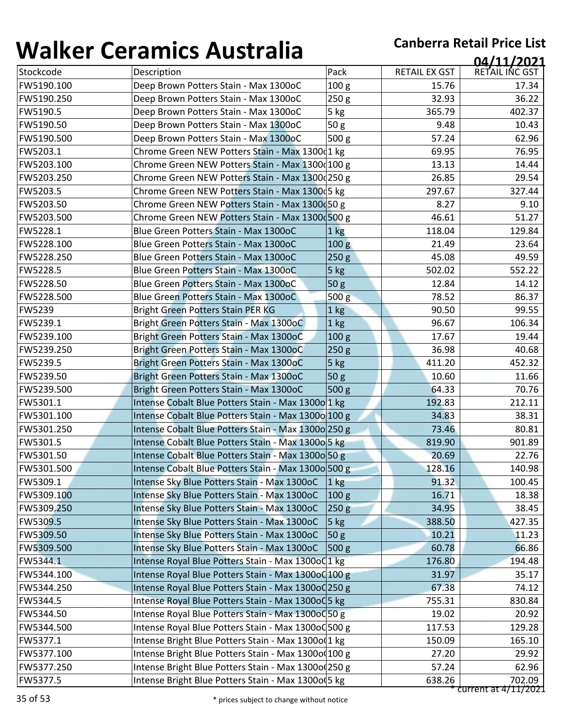# Walker Ceramics Australia

**Canberra Retail Price List**

**04/11/2021**

| Stockcode | Description | Pack | RETAIL EX GST | RETAIL INC GST |
|---|---|---|---|---|
| FW5190.100 | Deep Brown Potters Stain - Max 1300oC | 100 g | 15.76 | 17.34 |
| FW5190.250 | Deep Brown Potters Stain - Max 1300oC | 250 g | 32.93 | 36.22 |
| FW5190.5 | Deep Brown Potters Stain - Max 1300oC | 5 kg | 365.79 | 402.37 |
| FW5190.50 | Deep Brown Potters Stain - Max 1300oC | 50 g | 9.48 | 10.43 |
| FW5190.500 | Deep Brown Potters Stain - Max 1300oC | 500 g | 57.24 | 62.96 |
| FW5203.1 | Chrome Green NEW Potters Stain - Max 1300oC | 1 kg | 69.95 | 76.95 |
| FW5203.100 | Chrome Green NEW Potters Stain - Max 1300oC | 100 g | 13.13 | 14.44 |
| FW5203.250 | Chrome Green NEW Potters Stain - Max 1300oC | 250 g | 26.85 | 29.54 |
| FW5203.5 | Chrome Green NEW Potters Stain - Max 1300oC | 5 kg | 297.67 | 327.44 |
| FW5203.50 | Chrome Green NEW Potters Stain - Max 1300oC | 50 g | 8.27 | 9.10 |
| FW5203.500 | Chrome Green NEW Potters Stain - Max 1300oC | 500 g | 46.61 | 51.27 |
| FW5228.1 | Blue Green Potters Stain - Max 1300oC | 1 kg | 118.04 | 129.84 |
| FW5228.100 | Blue Green Potters Stain - Max 1300oC | 100 g | 21.49 | 23.64 |
| FW5228.250 | Blue Green Potters Stain - Max 1300oC | 250 g | 45.08 | 49.59 |
| FW5228.5 | Blue Green Potters Stain - Max 1300oC | 5 kg | 502.02 | 552.22 |
| FW5228.50 | Blue Green Potters Stain - Max 1300oC | 50 g | 12.84 | 14.12 |
| FW5228.500 | Blue Green Potters Stain - Max 1300oC | 500 g | 78.52 | 86.37 |
| FW5239 | Bright Green Potters Stain PER KG | 1 kg | 90.50 | 99.55 |
| FW5239.1 | Bright Green Potters Stain - Max 1300oC | 1 kg | 96.67 | 106.34 |
| FW5239.100 | Bright Green Potters Stain - Max 1300oC | 100 g | 17.67 | 19.44 |
| FW5239.250 | Bright Green Potters Stain - Max 1300oC | 250 g | 36.98 | 40.68 |
| FW5239.5 | Bright Green Potters Stain - Max 1300oC | 5 kg | 411.20 | 452.32 |
| FW5239.50 | Bright Green Potters Stain - Max 1300oC | 50 g | 10.60 | 11.66 |
| FW5239.500 | Bright Green Potters Stain - Max 1300oC | 500 g | 64.33 | 70.76 |
| FW5301.1 | Intense Cobalt Blue Potters Stain - Max 1300oC | 1 kg | 192.83 | 212.11 |
| FW5301.100 | Intense Cobalt Blue Potters Stain - Max 1300oC | 100 g | 34.83 | 38.31 |
| FW5301.250 | Intense Cobalt Blue Potters Stain - Max 1300oC | 250 g | 73.46 | 80.81 |
| FW5301.5 | Intense Cobalt Blue Potters Stain - Max 1300oC | 5 kg | 819.90 | 901.89 |
| FW5301.50 | Intense Cobalt Blue Potters Stain - Max 1300oC | 50 g | 20.69 | 22.76 |
| FW5301.500 | Intense Cobalt Blue Potters Stain - Max 1300oC | 500 g | 128.16 | 140.98 |
| FW5309.1 | Intense Sky Blue Potters Stain - Max 1300oC | 1 kg | 91.32 | 100.45 |
| FW5309.100 | Intense Sky Blue Potters Stain - Max 1300oC | 100 g | 16.71 | 18.38 |
| FW5309.250 | Intense Sky Blue Potters Stain - Max 1300oC | 250 g | 34.95 | 38.45 |
| FW5309.5 | Intense Sky Blue Potters Stain - Max 1300oC | 5 kg | 388.50 | 427.35 |
| FW5309.50 | Intense Sky Blue Potters Stain - Max 1300oC | 50 g | 10.21 | 11.23 |
| FW5309.500 | Intense Sky Blue Potters Stain - Max 1300oC | 500 g | 60.78 | 66.86 |
| FW5344.1 | Intense Royal Blue Potters Stain - Max 1300oC | 1 kg | 176.80 | 194.48 |
| FW5344.100 | Intense Royal Blue Potters Stain - Max 1300oC | 100 g | 31.97 | 35.17 |
| FW5344.250 | Intense Royal Blue Potters Stain - Max 1300oC | 250 g | 67.38 | 74.12 |
| FW5344.5 | Intense Royal Blue Potters Stain - Max 1300oC | 5 kg | 755.31 | 830.84 |
| FW5344.50 | Intense Royal Blue Potters Stain - Max 1300oC | 50 g | 19.02 | 20.92 |
| FW5344.500 | Intense Royal Blue Potters Stain - Max 1300oC | 500 g | 117.53 | 129.28 |
| FW5377.1 | Intense Bright Blue Potters Stain - Max 1300oC | 1 kg | 150.09 | 165.10 |
| FW5377.100 | Intense Bright Blue Potters Stain - Max 1300oC | 100 g | 27.20 | 29.92 |
| FW5377.250 | Intense Bright Blue Potters Stain - Max 1300oC | 250 g | 57.24 | 62.96 |
| FW5377.5 | Intense Bright Blue Potters Stain - Max 1300oC | 5 kg | 638.26 | 702.09 |

* current at 4/11/2021

* prices subject to change without notice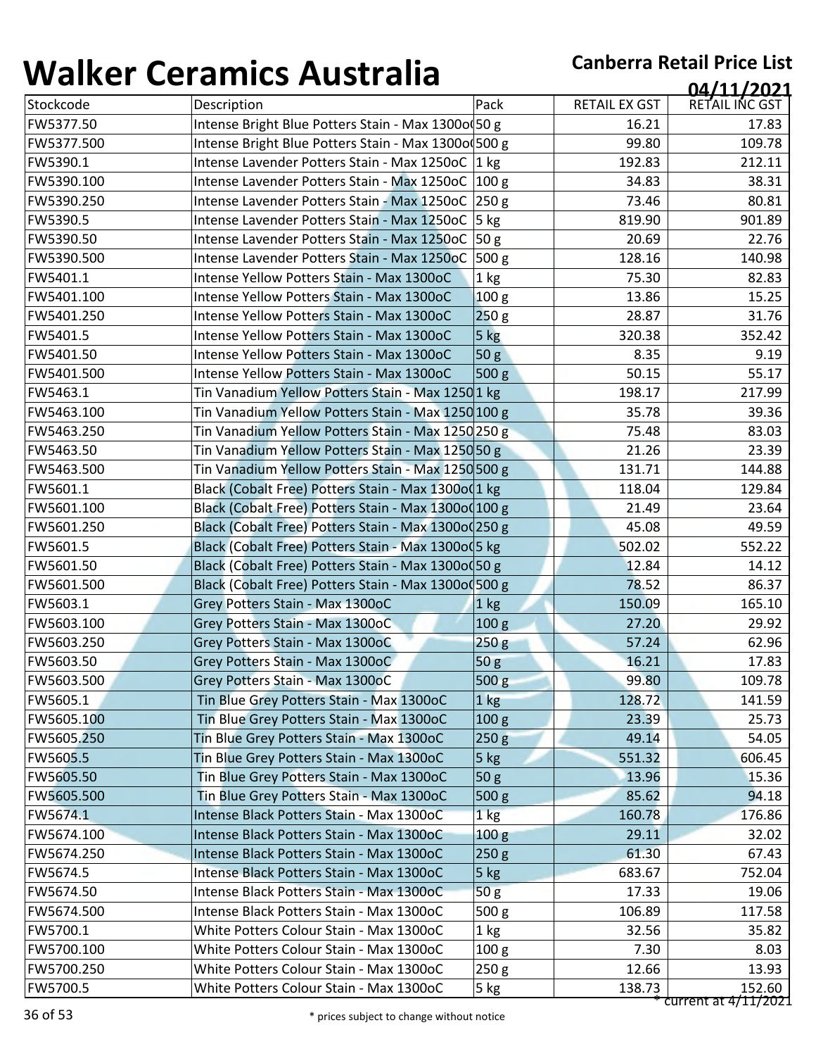# Walker Ceramics Australia

**Canberra Retail Price List**

**04/11/2021**

| Stockcode | Description | Pack | RETAIL EX GST | RETAIL INC GST |
|---|---|---|---|---|
| FW5377.50 | Intense Bright Blue Potters Stain - Max 1300o( | 50 g | 16.21 | 17.83 |
| FW5377.500 | Intense Bright Blue Potters Stain - Max 1300o( | 500 g | 99.80 | 109.78 |
| FW5390.1 | Intense Lavender Potters Stain - Max 1250oC | 1 kg | 192.83 | 212.11 |
| FW5390.100 | Intense Lavender Potters Stain - Max 1250oC | 100 g | 34.83 | 38.31 |
| FW5390.250 | Intense Lavender Potters Stain - Max 1250oC | 250 g | 73.46 | 80.81 |
| FW5390.5 | Intense Lavender Potters Stain - Max 1250oC | 5 kg | 819.90 | 901.89 |
| FW5390.50 | Intense Lavender Potters Stain - Max 1250oC | 50 g | 20.69 | 22.76 |
| FW5390.500 | Intense Lavender Potters Stain - Max 1250oC | 500 g | 128.16 | 140.98 |
| FW5401.1 | Intense Yellow Potters Stain - Max 1300oC | 1 kg | 75.30 | 82.83 |
| FW5401.100 | Intense Yellow Potters Stain - Max 1300oC | 100 g | 13.86 | 15.25 |
| FW5401.250 | Intense Yellow Potters Stain - Max 1300oC | 250 g | 28.87 | 31.76 |
| FW5401.5 | Intense Yellow Potters Stain - Max 1300oC | 5 kg | 320.38 | 352.42 |
| FW5401.50 | Intense Yellow Potters Stain - Max 1300oC | 50 g | 8.35 | 9.19 |
| FW5401.500 | Intense Yellow Potters Stain - Max 1300oC | 500 g | 50.15 | 55.17 |
| FW5463.1 | Tin Vanadium Yellow Potters Stain - Max 1250 | 1 kg | 198.17 | 217.99 |
| FW5463.100 | Tin Vanadium Yellow Potters Stain - Max 1250 | 100 g | 35.78 | 39.36 |
| FW5463.250 | Tin Vanadium Yellow Potters Stain - Max 1250 | 250 g | 75.48 | 83.03 |
| FW5463.50 | Tin Vanadium Yellow Potters Stain - Max 1250 | 50 g | 21.26 | 23.39 |
| FW5463.500 | Tin Vanadium Yellow Potters Stain - Max 1250 | 500 g | 131.71 | 144.88 |
| FW5601.1 | Black (Cobalt Free) Potters Stain - Max 1300o( | 1 kg | 118.04 | 129.84 |
| FW5601.100 | Black (Cobalt Free) Potters Stain - Max 1300o( | 100 g | 21.49 | 23.64 |
| FW5601.250 | Black (Cobalt Free) Potters Stain - Max 1300o( | 250 g | 45.08 | 49.59 |
| FW5601.5 | Black (Cobalt Free) Potters Stain - Max 1300o( | 5 kg | 502.02 | 552.22 |
| FW5601.50 | Black (Cobalt Free) Potters Stain - Max 1300o( | 50 g | 12.84 | 14.12 |
| FW5601.500 | Black (Cobalt Free) Potters Stain - Max 1300o( | 500 g | 78.52 | 86.37 |
| FW5603.1 | Grey Potters Stain - Max 1300oC | 1 kg | 150.09 | 165.10 |
| FW5603.100 | Grey Potters Stain - Max 1300oC | 100 g | 27.20 | 29.92 |
| FW5603.250 | Grey Potters Stain - Max 1300oC | 250 g | 57.24 | 62.96 |
| FW5603.50 | Grey Potters Stain - Max 1300oC | 50 g | 16.21 | 17.83 |
| FW5603.500 | Grey Potters Stain - Max 1300oC | 500 g | 99.80 | 109.78 |
| FW5605.1 | Tin Blue Grey Potters Stain - Max 1300oC | 1 kg | 128.72 | 141.59 |
| FW5605.100 | Tin Blue Grey Potters Stain - Max 1300oC | 100 g | 23.39 | 25.73 |
| FW5605.250 | Tin Blue Grey Potters Stain - Max 1300oC | 250 g | 49.14 | 54.05 |
| FW5605.5 | Tin Blue Grey Potters Stain - Max 1300oC | 5 kg | 551.32 | 606.45 |
| FW5605.50 | Tin Blue Grey Potters Stain - Max 1300oC | 50 g | 13.96 | 15.36 |
| FW5605.500 | Tin Blue Grey Potters Stain - Max 1300oC | 500 g | 85.62 | 94.18 |
| FW5674.1 | Intense Black Potters Stain - Max 1300oC | 1 kg | 160.78 | 176.86 |
| FW5674.100 | Intense Black Potters Stain - Max 1300oC | 100 g | 29.11 | 32.02 |
| FW5674.250 | Intense Black Potters Stain - Max 1300oC | 250 g | 61.30 | 67.43 |
| FW5674.5 | Intense Black Potters Stain - Max 1300oC | 5 kg | 683.67 | 752.04 |
| FW5674.50 | Intense Black Potters Stain - Max 1300oC | 50 g | 17.33 | 19.06 |
| FW5674.500 | Intense Black Potters Stain - Max 1300oC | 500 g | 106.89 | 117.58 |
| FW5700.1 | White Potters Colour Stain - Max 1300oC | 1 kg | 32.56 | 35.82 |
| FW5700.100 | White Potters Colour Stain - Max 1300oC | 100 g | 7.30 | 8.03 |
| FW5700.250 | White Potters Colour Stain - Max 1300oC | 250 g | 12.66 | 13.93 |
| FW5700.5 | White Potters Colour Stain - Max 1300oC | 5 kg | 138.73 | 152.60 |

\* current at 4/11/2021

\* prices subject to change without notice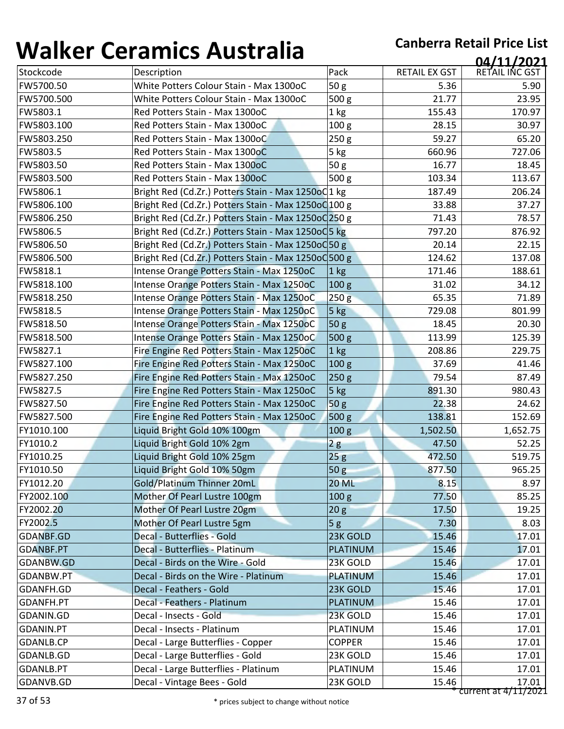# Walker Ceramics Australia

**Canberra Retail Price List**
**04/11/2021**

| Stockcode | Description | Pack | RETAIL EX GST | RETAIL INC GST |
|---|---|---|---|---|
| FW5700.50 | White Potters Colour Stain - Max 1300oC | 50 g | 5.36 | 5.90 |
| FW5700.500 | White Potters Colour Stain - Max 1300oC | 500 g | 21.77 | 23.95 |
| FW5803.1 | Red Potters Stain - Max 1300oC | 1 kg | 155.43 | 170.97 |
| FW5803.100 | Red Potters Stain - Max 1300oC | 100 g | 28.15 | 30.97 |
| FW5803.250 | Red Potters Stain - Max 1300oC | 250 g | 59.27 | 65.20 |
| FW5803.5 | Red Potters Stain - Max 1300oC | 5 kg | 660.96 | 727.06 |
| FW5803.50 | Red Potters Stain - Max 1300oC | 50 g | 16.77 | 18.45 |
| FW5803.500 | Red Potters Stain - Max 1300oC | 500 g | 103.34 | 113.67 |
| FW5806.1 | Bright Red (Cd.Zr.) Potters Stain - Max 1250oC | 1 kg | 187.49 | 206.24 |
| FW5806.100 | Bright Red (Cd.Zr.) Potters Stain - Max 1250oC | 100 g | 33.88 | 37.27 |
| FW5806.250 | Bright Red (Cd.Zr.) Potters Stain - Max 1250oC | 250 g | 71.43 | 78.57 |
| FW5806.5 | Bright Red (Cd.Zr.) Potters Stain - Max 1250oC | 5 kg | 797.20 | 876.92 |
| FW5806.50 | Bright Red (Cd.Zr.) Potters Stain - Max 1250oC | 50 g | 20.14 | 22.15 |
| FW5806.500 | Bright Red (Cd.Zr.) Potters Stain - Max 1250oC | 500 g | 124.62 | 137.08 |
| FW5818.1 | Intense Orange Potters Stain - Max 1250oC | 1 kg | 171.46 | 188.61 |
| FW5818.100 | Intense Orange Potters Stain - Max 1250oC | 100 g | 31.02 | 34.12 |
| FW5818.250 | Intense Orange Potters Stain - Max 1250oC | 250 g | 65.35 | 71.89 |
| FW5818.5 | Intense Orange Potters Stain - Max 1250oC | 5 kg | 729.08 | 801.99 |
| FW5818.50 | Intense Orange Potters Stain - Max 1250oC | 50 g | 18.45 | 20.30 |
| FW5818.500 | Intense Orange Potters Stain - Max 1250oC | 500 g | 113.99 | 125.39 |
| FW5827.1 | Fire Engine Red Potters Stain - Max 1250oC | 1 kg | 208.86 | 229.75 |
| FW5827.100 | Fire Engine Red Potters Stain - Max 1250oC | 100 g | 37.69 | 41.46 |
| FW5827.250 | Fire Engine Red Potters Stain - Max 1250oC | 250 g | 79.54 | 87.49 |
| FW5827.5 | Fire Engine Red Potters Stain - Max 1250oC | 5 kg | 891.30 | 980.43 |
| FW5827.50 | Fire Engine Red Potters Stain - Max 1250oC | 50 g | 22.38 | 24.62 |
| FW5827.500 | Fire Engine Red Potters Stain - Max 1250oC | 500 g | 138.81 | 152.69 |
| FY1010.100 | Liquid Bright Gold 10% 100gm | 100 g | 1,502.50 | 1,652.75 |
| FY1010.2 | Liquid Bright Gold 10% 2gm | 2 g | 47.50 | 52.25 |
| FY1010.25 | Liquid Bright Gold 10% 25gm | 25 g | 472.50 | 519.75 |
| FY1010.50 | Liquid Bright Gold 10% 50gm | 50 g | 877.50 | 965.25 |
| FY1012.20 | Gold/Platinum Thinner 20mL | 20 ML | 8.15 | 8.97 |
| FY2002.100 | Mother Of Pearl Lustre 100gm | 100 g | 77.50 | 85.25 |
| FY2002.20 | Mother Of Pearl Lustre 20gm | 20 g | 17.50 | 19.25 |
| FY2002.5 | Mother Of Pearl Lustre 5gm | 5 g | 7.30 | 8.03 |
| GDANBF.GD | Decal - Butterflies - Gold | 23K GOLD | 15.46 | 17.01 |
| GDANBF.PT | Decal - Butterflies - Platinum | PLATINUM | 15.46 | 17.01 |
| GDANBW.GD | Decal - Birds on the Wire - Gold | 23K GOLD | 15.46 | 17.01 |
| GDANBW.PT | Decal - Birds on the Wire - Platinum | PLATINUM | 15.46 | 17.01 |
| GDANFH.GD | Decal - Feathers - Gold | 23K GOLD | 15.46 | 17.01 |
| GDANFH.PT | Decal - Feathers - Platinum | PLATINUM | 15.46 | 17.01 |
| GDANIN.GD | Decal - Insects - Gold | 23K GOLD | 15.46 | 17.01 |
| GDANIN.PT | Decal - Insects - Platinum | PLATINUM | 15.46 | 17.01 |
| GDANLB.CP | Decal - Large Butterflies - Copper | COPPER | 15.46 | 17.01 |
| GDANLB.GD | Decal - Large Butterflies - Gold | 23K GOLD | 15.46 | 17.01 |
| GDANLB.PT | Decal - Large Butterflies - Platinum | PLATINUM | 15.46 | 17.01 |
| GDANVB.GD | Decal - Vintage Bees - Gold | 23K GOLD | 15.46 | 17.01 |

* current at 4/11/2021

* prices subject to change without notice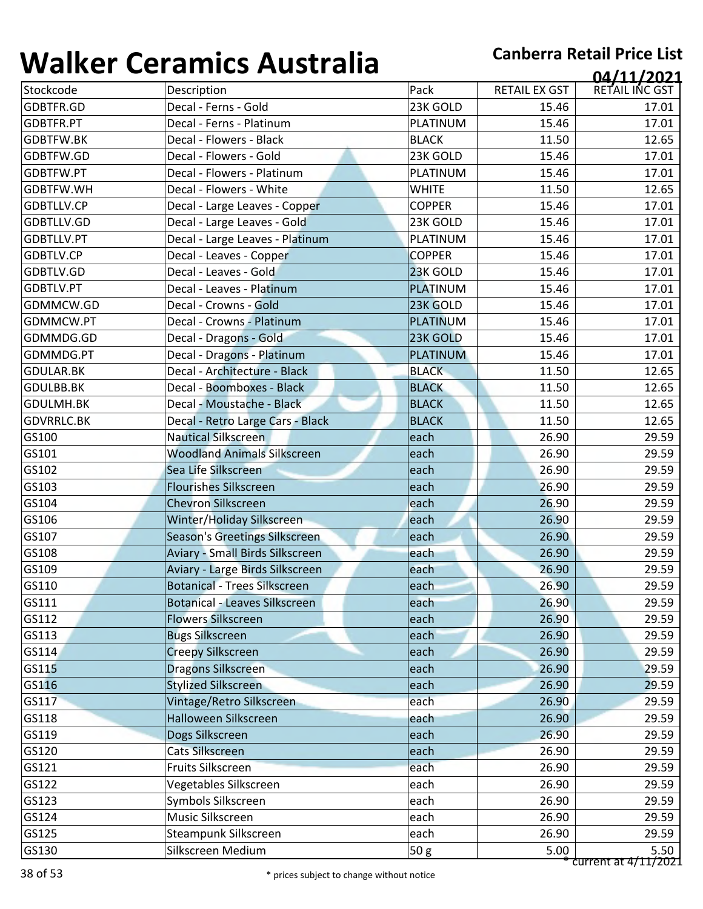# Walker Ceramics Australia

**Canberra Retail Price List**

**04/11/2021**

| Stockcode | Description | Pack | RETAIL EX GST | RETAIL INC GST |
|---|---|---|---|---|
| GDBTFR.GD | Decal - Ferns - Gold | 23K GOLD | 15.46 | 17.01 |
| GDBTFR.PT | Decal - Ferns - Platinum | PLATINUM | 15.46 | 17.01 |
| GDBTFW.BK | Decal - Flowers - Black | BLACK | 11.50 | 12.65 |
| GDBTFW.GD | Decal - Flowers - Gold | 23K GOLD | 15.46 | 17.01 |
| GDBTFW.PT | Decal - Flowers - Platinum | PLATINUM | 15.46 | 17.01 |
| GDBTFW.WH | Decal - Flowers - White | WHITE | 11.50 | 12.65 |
| GDBTLLV.CP | Decal - Large Leaves - Copper | COPPER | 15.46 | 17.01 |
| GDBTLLV.GD | Decal - Large Leaves - Gold | 23K GOLD | 15.46 | 17.01 |
| GDBTLLV.PT | Decal - Large Leaves - Platinum | PLATINUM | 15.46 | 17.01 |
| GDBTLV.CP | Decal - Leaves - Copper | COPPER | 15.46 | 17.01 |
| GDBTLV.GD | Decal - Leaves - Gold | 23K GOLD | 15.46 | 17.01 |
| GDBTLV.PT | Decal - Leaves - Platinum | PLATINUM | 15.46 | 17.01 |
| GDMMCW.GD | Decal - Crowns - Gold | 23K GOLD | 15.46 | 17.01 |
| GDMMCW.PT | Decal - Crowns - Platinum | PLATINUM | 15.46 | 17.01 |
| GDMMDG.GD | Decal - Dragons - Gold | 23K GOLD | 15.46 | 17.01 |
| GDMMDG.PT | Decal - Dragons - Platinum | PLATINUM | 15.46 | 17.01 |
| GDULAR.BK | Decal - Architecture - Black | BLACK | 11.50 | 12.65 |
| GDULBB.BK | Decal - Boomboxes - Black | BLACK | 11.50 | 12.65 |
| GDULMH.BK | Decal - Moustache - Black | BLACK | 11.50 | 12.65 |
| GDVRRLC.BK | Decal - Retro Large Cars - Black | BLACK | 11.50 | 12.65 |
| GS100 | Nautical Silkscreen | each | 26.90 | 29.59 |
| GS101 | Woodland Animals Silkscreen | each | 26.90 | 29.59 |
| GS102 | Sea Life Silkscreen | each | 26.90 | 29.59 |
| GS103 | Flourishes Silkscreen | each | 26.90 | 29.59 |
| GS104 | Chevron Silkscreen | each | 26.90 | 29.59 |
| GS106 | Winter/Holiday Silkscreen | each | 26.90 | 29.59 |
| GS107 | Season's Greetings Silkscreen | each | 26.90 | 29.59 |
| GS108 | Aviary - Small Birds Silkscreen | each | 26.90 | 29.59 |
| GS109 | Aviary - Large Birds Silkscreen | each | 26.90 | 29.59 |
| GS110 | Botanical - Trees Silkscreen | each | 26.90 | 29.59 |
| GS111 | Botanical - Leaves Silkscreen | each | 26.90 | 29.59 |
| GS112 | Flowers Silkscreen | each | 26.90 | 29.59 |
| GS113 | Bugs Silkscreen | each | 26.90 | 29.59 |
| GS114 | Creepy Silkscreen | each | 26.90 | 29.59 |
| GS115 | Dragons Silkscreen | each | 26.90 | 29.59 |
| GS116 | Stylized Silkscreen | each | 26.90 | 29.59 |
| GS117 | Vintage/Retro Silkscreen | each | 26.90 | 29.59 |
| GS118 | Halloween Silkscreen | each | 26.90 | 29.59 |
| GS119 | Dogs Silkscreen | each | 26.90 | 29.59 |
| GS120 | Cats Silkscreen | each | 26.90 | 29.59 |
| GS121 | Fruits Silkscreen | each | 26.90 | 29.59 |
| GS122 | Vegetables Silkscreen | each | 26.90 | 29.59 |
| GS123 | Symbols Silkscreen | each | 26.90 | 29.59 |
| GS124 | Music Silkscreen | each | 26.90 | 29.59 |
| GS125 | Steampunk Silkscreen | each | 26.90 | 29.59 |
| GS130 | Silkscreen Medium | 50 g | 5.00 | 5.50 |

* current at 4/11/2021

* prices subject to change without notice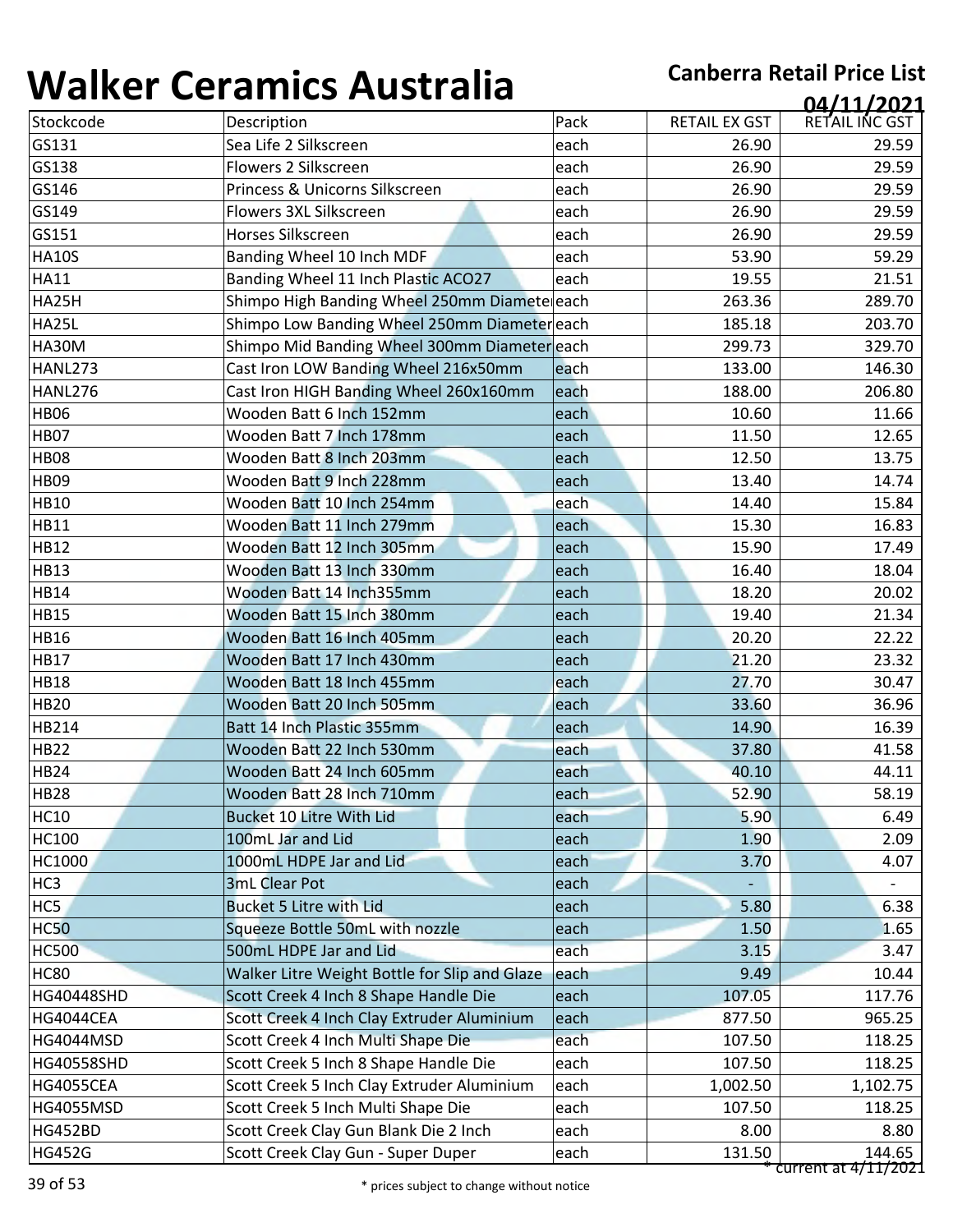# Walker Ceramics Australia

**Canberra Retail Price List**

**04/11/2021**

| Stockcode | Description | Pack | RETAIL EX GST | RETAIL INC GST |
|---|---|---|---|---|
| GS131 | Sea Life 2 Silkscreen | each | 26.90 | 29.59 |
| GS138 | Flowers 2 Silkscreen | each | 26.90 | 29.59 |
| GS146 | Princess & Unicorns Silkscreen | each | 26.90 | 29.59 |
| GS149 | Flowers 3XL Silkscreen | each | 26.90 | 29.59 |
| GS151 | Horses Silkscreen | each | 26.90 | 29.59 |
| HA10S | Banding Wheel 10 Inch MDF | each | 53.90 | 59.29 |
| HA11 | Banding Wheel 11 Inch Plastic ACO27 | each | 19.55 | 21.51 |
| HA25H | Shimpo High Banding Wheel 250mm Diameter | each | 263.36 | 289.70 |
| HA25L | Shimpo Low Banding Wheel 250mm Diameter | each | 185.18 | 203.70 |
| HA30M | Shimpo Mid Banding Wheel 300mm Diameter | each | 299.73 | 329.70 |
| HANL273 | Cast Iron LOW Banding Wheel 216x50mm | each | 133.00 | 146.30 |
| HANL276 | Cast Iron HIGH Banding Wheel 260x160mm | each | 188.00 | 206.80 |
| HB06 | Wooden Batt 6 Inch 152mm | each | 10.60 | 11.66 |
| HB07 | Wooden Batt 7 Inch 178mm | each | 11.50 | 12.65 |
| HB08 | Wooden Batt 8 Inch 203mm | each | 12.50 | 13.75 |
| HB09 | Wooden Batt 9 Inch 228mm | each | 13.40 | 14.74 |
| HB10 | Wooden Batt 10 Inch 254mm | each | 14.40 | 15.84 |
| HB11 | Wooden Batt 11 Inch 279mm | each | 15.30 | 16.83 |
| HB12 | Wooden Batt 12 Inch 305mm | each | 15.90 | 17.49 |
| HB13 | Wooden Batt 13 Inch 330mm | each | 16.40 | 18.04 |
| HB14 | Wooden Batt 14 Inch355mm | each | 18.20 | 20.02 |
| HB15 | Wooden Batt 15 Inch 380mm | each | 19.40 | 21.34 |
| HB16 | Wooden Batt 16 Inch 405mm | each | 20.20 | 22.22 |
| HB17 | Wooden Batt 17 Inch 430mm | each | 21.20 | 23.32 |
| HB18 | Wooden Batt 18 Inch 455mm | each | 27.70 | 30.47 |
| HB20 | Wooden Batt 20 Inch 505mm | each | 33.60 | 36.96 |
| HB214 | Batt 14 Inch Plastic 355mm | each | 14.90 | 16.39 |
| HB22 | Wooden Batt 22 Inch 530mm | each | 37.80 | 41.58 |
| HB24 | Wooden Batt 24 Inch 605mm | each | 40.10 | 44.11 |
| HB28 | Wooden Batt 28 Inch 710mm | each | 52.90 | 58.19 |
| HC10 | Bucket 10 Litre With Lid | each | 5.90 | 6.49 |
| HC100 | 100mL Jar and Lid | each | 1.90 | 2.09 |
| HC1000 | 1000mL HDPE Jar and Lid | each | 3.70 | 4.07 |
| HC3 | 3mL Clear Pot | each | - | - |
| HC5 | Bucket 5 Litre with Lid | each | 5.80 | 6.38 |
| HC50 | Squeeze Bottle 50mL with nozzle | each | 1.50 | 1.65 |
| HC500 | 500mL HDPE Jar and Lid | each | 3.15 | 3.47 |
| HC80 | Walker Litre Weight Bottle for Slip and Glaze | each | 9.49 | 10.44 |
| HG40448SHD | Scott Creek 4 Inch 8 Shape Handle Die | each | 107.05 | 117.76 |
| HG4044CEA | Scott Creek 4 Inch Clay Extruder Aluminium | each | 877.50 | 965.25 |
| HG4044MSD | Scott Creek 4 Inch Multi Shape Die | each | 107.50 | 118.25 |
| HG40558SHD | Scott Creek 5 Inch 8 Shape Handle Die | each | 107.50 | 118.25 |
| HG4055CEA | Scott Creek 5 Inch Clay Extruder Aluminium | each | 1,002.50 | 1,102.75 |
| HG4055MSD | Scott Creek 5 Inch Multi Shape Die | each | 107.50 | 118.25 |
| HG452BD | Scott Creek Clay Gun Blank Die 2 Inch | each | 8.00 | 8.80 |
| HG452G | Scott Creek Clay Gun - Super Duper | each | 131.50 | 144.65 |

\* current at 4/11/2021

\* prices subject to change without notice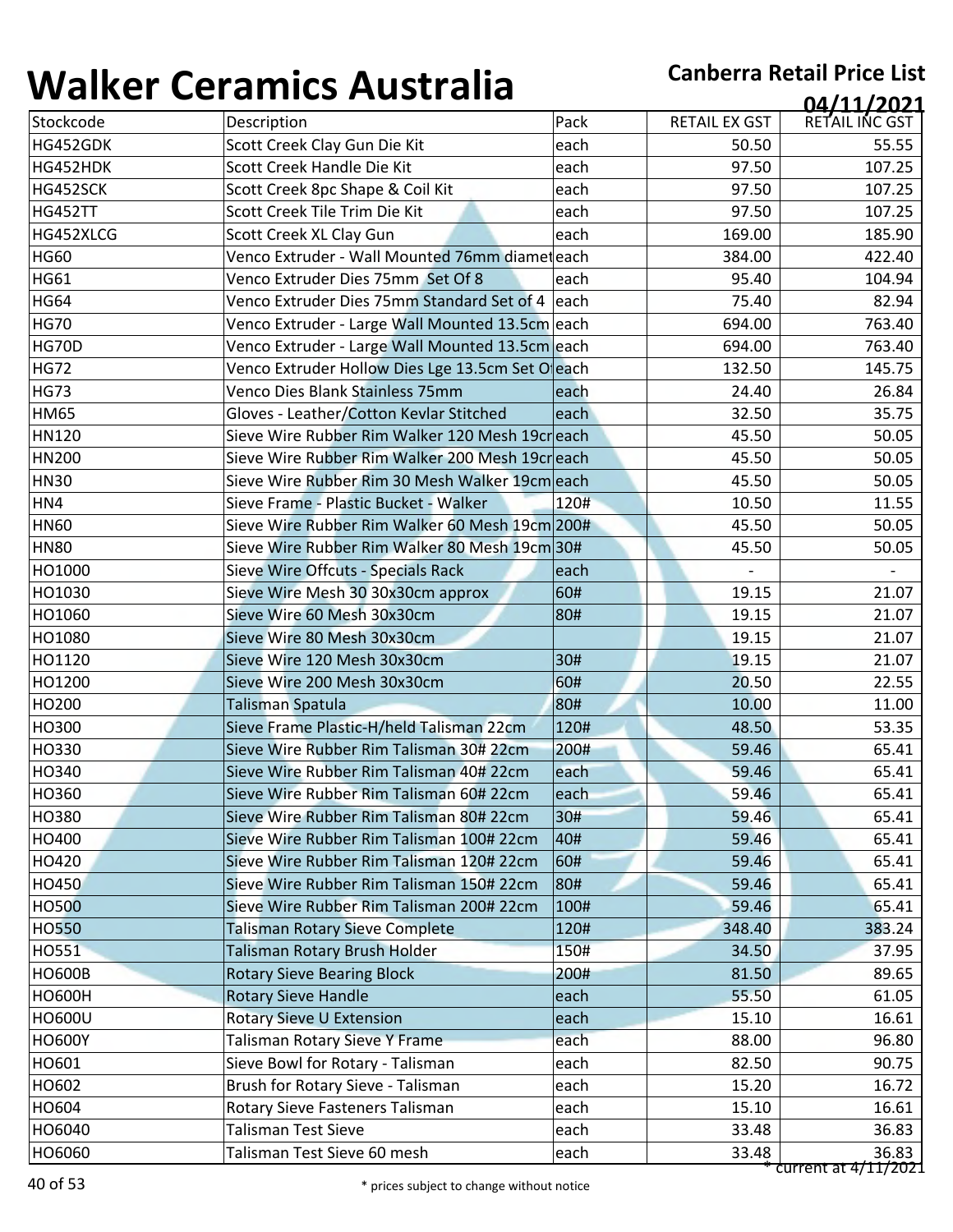# Walker Ceramics Australia

**Canberra Retail Price List**

**04/11/2021**

| Stockcode | Description | Pack | RETAIL EX GST | RETAIL INC GST |
|---|---|---|---|---|
| HG452GDK | Scott Creek Clay Gun Die Kit | each | 50.50 | 55.55 |
| HG452HDK | Scott Creek Handle Die Kit | each | 97.50 | 107.25 |
| HG452SCK | Scott Creek 8pc Shape & Coil Kit | each | 97.50 | 107.25 |
| HG452TT | Scott Creek Tile Trim Die Kit | each | 97.50 | 107.25 |
| HG452XLCG | Scott Creek XL Clay Gun | each | 169.00 | 185.90 |
| HG60 | Venco Extruder - Wall Mounted 76mm diamet | each | 384.00 | 422.40 |
| HG61 | Venco Extruder Dies 75mm Set Of 8 | each | 95.40 | 104.94 |
| HG64 | Venco Extruder Dies 75mm Standard Set of 4 | each | 75.40 | 82.94 |
| HG70 | Venco Extruder - Large Wall Mounted 13.5cm | each | 694.00 | 763.40 |
| HG70D | Venco Extruder - Large Wall Mounted 13.5cm | each | 694.00 | 763.40 |
| HG72 | Venco Extruder Hollow Dies Lge 13.5cm Set O | each | 132.50 | 145.75 |
| HG73 | Venco Dies Blank Stainless 75mm | each | 24.40 | 26.84 |
| HM65 | Gloves - Leather/Cotton Kevlar Stitched | each | 32.50 | 35.75 |
| HN120 | Sieve Wire Rubber Rim Walker 120 Mesh 19cr | each | 45.50 | 50.05 |
| HN200 | Sieve Wire Rubber Rim Walker 200 Mesh 19cr | each | 45.50 | 50.05 |
| HN30 | Sieve Wire Rubber Rim 30 Mesh Walker 19cm | each | 45.50 | 50.05 |
| HN4 | Sieve Frame - Plastic Bucket - Walker | 120# | 10.50 | 11.55 |
| HN60 | Sieve Wire Rubber Rim Walker 60 Mesh 19cm | 200# | 45.50 | 50.05 |
| HN80 | Sieve Wire Rubber Rim Walker 80 Mesh 19cm | 30# | 45.50 | 50.05 |
| HO1000 | Sieve Wire Offcuts - Specials Rack | each | - | - |
| HO1030 | Sieve Wire Mesh 30 30x30cm approx | 60# | 19.15 | 21.07 |
| HO1060 | Sieve Wire 60 Mesh 30x30cm | 80# | 19.15 | 21.07 |
| HO1080 | Sieve Wire 80 Mesh 30x30cm | | 19.15 | 21.07 |
| HO1120 | Sieve Wire 120 Mesh 30x30cm | 30# | 19.15 | 21.07 |
| HO1200 | Sieve Wire 200 Mesh 30x30cm | 60# | 20.50 | 22.55 |
| HO200 | Talisman Spatula | 80# | 10.00 | 11.00 |
| HO300 | Sieve Frame Plastic-H/held Talisman 22cm | 120# | 48.50 | 53.35 |
| HO330 | Sieve Wire Rubber Rim Talisman 30# 22cm | 200# | 59.46 | 65.41 |
| HO340 | Sieve Wire Rubber Rim Talisman 40# 22cm | each | 59.46 | 65.41 |
| HO360 | Sieve Wire Rubber Rim Talisman 60# 22cm | each | 59.46 | 65.41 |
| HO380 | Sieve Wire Rubber Rim Talisman 80# 22cm | 30# | 59.46 | 65.41 |
| HO400 | Sieve Wire Rubber Rim Talisman 100# 22cm | 40# | 59.46 | 65.41 |
| HO420 | Sieve Wire Rubber Rim Talisman 120# 22cm | 60# | 59.46 | 65.41 |
| HO450 | Sieve Wire Rubber Rim Talisman 150# 22cm | 80# | 59.46 | 65.41 |
| HO500 | Sieve Wire Rubber Rim Talisman 200# 22cm | 100# | 59.46 | 65.41 |
| HO550 | Talisman Rotary Sieve Complete | 120# | 348.40 | 383.24 |
| HO551 | Talisman Rotary Brush Holder | 150# | 34.50 | 37.95 |
| HO600B | Rotary Sieve Bearing Block | 200# | 81.50 | 89.65 |
| HO600H | Rotary Sieve Handle | each | 55.50 | 61.05 |
| HO600U | Rotary Sieve U Extension | each | 15.10 | 16.61 |
| HO600Y | Talisman Rotary Sieve Y Frame | each | 88.00 | 96.80 |
| HO601 | Sieve Bowl for Rotary - Talisman | each | 82.50 | 90.75 |
| HO602 | Brush for Rotary Sieve - Talisman | each | 15.20 | 16.72 |
| HO604 | Rotary Sieve Fasteners Talisman | each | 15.10 | 16.61 |
| HO6040 | Talisman Test Sieve | each | 33.48 | 36.83 |
| HO6060 | Talisman Test Sieve 60 mesh | each | 33.48 | 36.83 |

* current at 4/11/2021

* prices subject to change without notice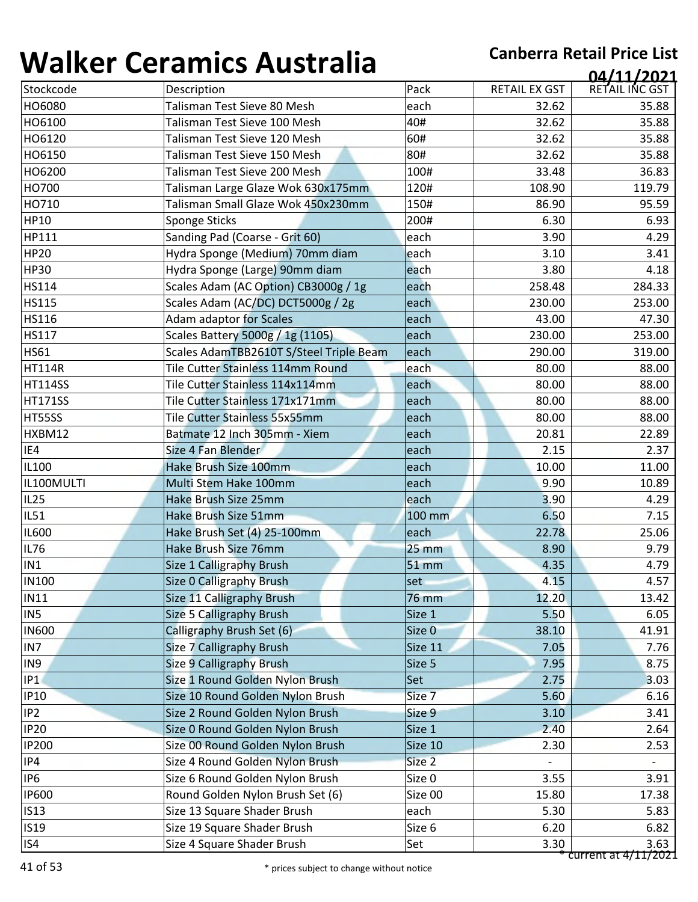# Walker Ceramics Australia

**Canberra Retail Price List**

**04/11/2021**

| Stockcode | Description | Pack | RETAIL EX GST | RETAIL INC GST |
|---|---|---|---|---|
| HO6080 | Talisman Test Sieve 80 Mesh | each | 32.62 | 35.88 |
| HO6100 | Talisman Test Sieve 100 Mesh | 40# | 32.62 | 35.88 |
| HO6120 | Talisman Test Sieve 120 Mesh | 60# | 32.62 | 35.88 |
| HO6150 | Talisman Test Sieve 150 Mesh | 80# | 32.62 | 35.88 |
| HO6200 | Talisman Test Sieve 200 Mesh | 100# | 33.48 | 36.83 |
| HO700 | Talisman Large Glaze Wok 630x175mm | 120# | 108.90 | 119.79 |
| HO710 | Talisman Small Glaze Wok 450x230mm | 150# | 86.90 | 95.59 |
| HP10 | Sponge Sticks | 200# | 6.30 | 6.93 |
| HP111 | Sanding Pad (Coarse - Grit 60) | each | 3.90 | 4.29 |
| HP20 | Hydra Sponge (Medium) 70mm diam | each | 3.10 | 3.41 |
| HP30 | Hydra Sponge (Large) 90mm diam | each | 3.80 | 4.18 |
| HS114 | Scales Adam (AC Option) CB3000g / 1g | each | 258.48 | 284.33 |
| HS115 | Scales Adam (AC/DC) DCT5000g / 2g | each | 230.00 | 253.00 |
| HS116 | Adam adaptor for Scales | each | 43.00 | 47.30 |
| HS117 | Scales Battery 5000g / 1g (1105) | each | 230.00 | 253.00 |
| HS61 | Scales AdamTBB2610T S/Steel Triple Beam | each | 290.00 | 319.00 |
| HT114R | Tile Cutter Stainless 114mm Round | each | 80.00 | 88.00 |
| HT114SS | Tile Cutter Stainless 114x114mm | each | 80.00 | 88.00 |
| HT171SS | Tile Cutter Stainless 171x171mm | each | 80.00 | 88.00 |
| HT55SS | Tile Cutter Stainless 55x55mm | each | 80.00 | 88.00 |
| HXBM12 | Batmate 12 Inch 305mm - Xiem | each | 20.81 | 22.89 |
| IE4 | Size 4 Fan Blender | each | 2.15 | 2.37 |
| IL100 | Hake Brush Size 100mm | each | 10.00 | 11.00 |
| IL100MULTI | Multi Stem Hake 100mm | each | 9.90 | 10.89 |
| IL25 | Hake Brush Size 25mm | each | 3.90 | 4.29 |
| IL51 | Hake Brush Size 51mm | 100 mm | 6.50 | 7.15 |
| IL600 | Hake Brush Set (4) 25-100mm | each | 22.78 | 25.06 |
| IL76 | Hake Brush Size 76mm | 25 mm | 8.90 | 9.79 |
| IN1 | Size 1 Calligraphy Brush | 51 mm | 4.35 | 4.79 |
| IN100 | Size 0 Calligraphy Brush | set | 4.15 | 4.57 |
| IN11 | Size 11 Calligraphy Brush | 76 mm | 12.20 | 13.42 |
| IN5 | Size 5 Calligraphy Brush | Size 1 | 5.50 | 6.05 |
| IN600 | Calligraphy Brush Set (6) | Size 0 | 38.10 | 41.91 |
| IN7 | Size 7 Calligraphy Brush | Size 11 | 7.05 | 7.76 |
| IN9 | Size 9 Calligraphy Brush | Size 5 | 7.95 | 8.75 |
| IP1 | Size 1 Round Golden Nylon Brush | Set | 2.75 | 3.03 |
| IP10 | Size 10 Round Golden Nylon Brush | Size 7 | 5.60 | 6.16 |
| IP2 | Size 2 Round Golden Nylon Brush | Size 9 | 3.10 | 3.41 |
| IP20 | Size 0 Round Golden Nylon Brush | Size 1 | 2.40 | 2.64 |
| IP200 | Size 00 Round Golden Nylon Brush | Size 10 | 2.30 | 2.53 |
| IP4 | Size 4 Round Golden Nylon Brush | Size 2 | - | - |
| IP6 | Size 6 Round Golden Nylon Brush | Size 0 | 3.55 | 3.91 |
| IP600 | Round Golden Nylon Brush Set (6) | Size 00 | 15.80 | 17.38 |
| IS13 | Size 13 Square Shader Brush | each | 5.30 | 5.83 |
| IS19 | Size 19 Square Shader Brush | Size 6 | 6.20 | 6.82 |
| IS4 | Size 4 Square Shader Brush | Set | 3.30 | 3.63 |

* current at 4/11/2021

* prices subject to change without notice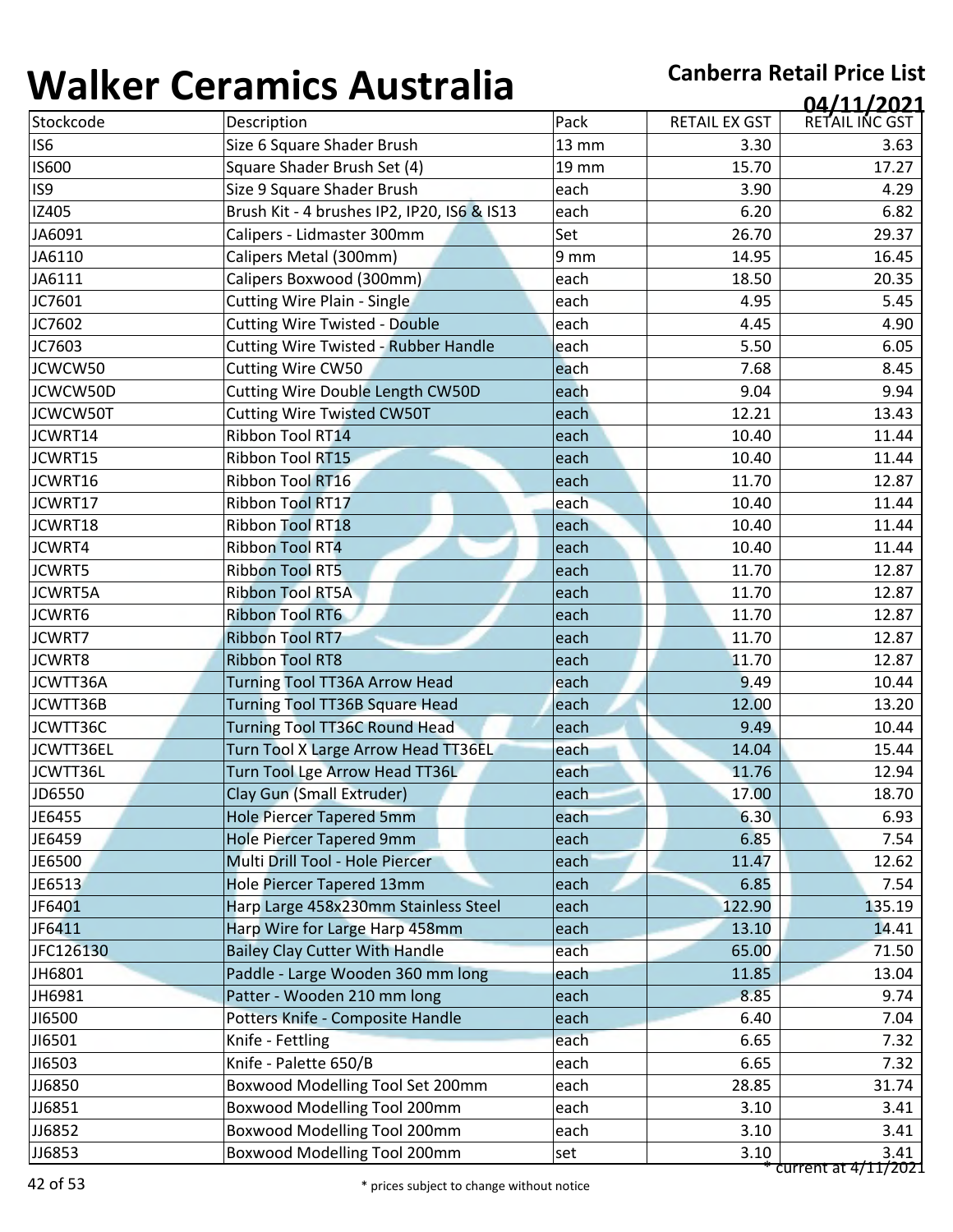# Walker Ceramics Australia

## Canberra Retail Price List

**04/11/2021**

| Stockcode | Description | Pack | RETAIL EX GST | RETAIL INC GST |
|---|---|---|---|---|
| IS6 | Size 6 Square Shader Brush | 13 mm | 3.30 | 3.63 |
| IS600 | Square Shader Brush Set (4) | 19 mm | 15.70 | 17.27 |
| IS9 | Size 9 Square Shader Brush | each | 3.90 | 4.29 |
| IZ405 | Brush Kit - 4 brushes IP2, IP20, IS6 & IS13 | each | 6.20 | 6.82 |
| JA6091 | Calipers - Lidmaster 300mm | Set | 26.70 | 29.37 |
| JA6110 | Calipers Metal (300mm) | 9 mm | 14.95 | 16.45 |
| JA6111 | Calipers Boxwood (300mm) | each | 18.50 | 20.35 |
| JC7601 | Cutting Wire Plain - Single | each | 4.95 | 5.45 |
| JC7602 | Cutting Wire Twisted - Double | each | 4.45 | 4.90 |
| JC7603 | Cutting Wire Twisted - Rubber Handle | each | 5.50 | 6.05 |
| JCWCW50 | Cutting Wire CW50 | each | 7.68 | 8.45 |
| JCWCW50D | Cutting Wire Double Length CW50D | each | 9.04 | 9.94 |
| JCWCW50T | Cutting Wire Twisted CW50T | each | 12.21 | 13.43 |
| JCWRT14 | Ribbon Tool RT14 | each | 10.40 | 11.44 |
| JCWRT15 | Ribbon Tool RT15 | each | 10.40 | 11.44 |
| JCWRT16 | Ribbon Tool RT16 | each | 11.70 | 12.87 |
| JCWRT17 | Ribbon Tool RT17 | each | 10.40 | 11.44 |
| JCWRT18 | Ribbon Tool RT18 | each | 10.40 | 11.44 |
| JCWRT4 | Ribbon Tool RT4 | each | 10.40 | 11.44 |
| JCWRT5 | Ribbon Tool RT5 | each | 11.70 | 12.87 |
| JCWRT5A | Ribbon Tool RT5A | each | 11.70 | 12.87 |
| JCWRT6 | Ribbon Tool RT6 | each | 11.70 | 12.87 |
| JCWRT7 | Ribbon Tool RT7 | each | 11.70 | 12.87 |
| JCWRT8 | Ribbon Tool RT8 | each | 11.70 | 12.87 |
| JCWTT36A | Turning Tool TT36A Arrow Head | each | 9.49 | 10.44 |
| JCWTT36B | Turning Tool TT36B Square Head | each | 12.00 | 13.20 |
| JCWTT36C | Turning Tool TT36C Round Head | each | 9.49 | 10.44 |
| JCWTT36EL | Turn Tool X Large Arrow Head TT36EL | each | 14.04 | 15.44 |
| JCWTT36L | Turn Tool Lge Arrow Head TT36L | each | 11.76 | 12.94 |
| JD6550 | Clay Gun (Small Extruder) | each | 17.00 | 18.70 |
| JE6455 | Hole Piercer Tapered 5mm | each | 6.30 | 6.93 |
| JE6459 | Hole Piercer Tapered 9mm | each | 6.85 | 7.54 |
| JE6500 | Multi Drill Tool - Hole Piercer | each | 11.47 | 12.62 |
| JE6513 | Hole Piercer Tapered 13mm | each | 6.85 | 7.54 |
| JF6401 | Harp Large 458x230mm Stainless Steel | each | 122.90 | 135.19 |
| JF6411 | Harp Wire for Large Harp 458mm | each | 13.10 | 14.41 |
| JFC126130 | Bailey Clay Cutter With Handle | each | 65.00 | 71.50 |
| JH6801 | Paddle - Large Wooden 360 mm long | each | 11.85 | 13.04 |
| JH6981 | Patter - Wooden 210 mm long | each | 8.85 | 9.74 |
| JI6500 | Potters Knife - Composite Handle | each | 6.40 | 7.04 |
| JI6501 | Knife - Fettling | each | 6.65 | 7.32 |
| JI6503 | Knife - Palette 650/B | each | 6.65 | 7.32 |
| JJ6850 | Boxwood Modelling Tool Set 200mm | each | 28.85 | 31.74 |
| JJ6851 | Boxwood Modelling Tool 200mm | each | 3.10 | 3.41 |
| JJ6852 | Boxwood Modelling Tool 200mm | each | 3.10 | 3.41 |
| JJ6853 | Boxwood Modelling Tool 200mm | set | 3.10 | 3.41 |

* current at 4/11/2021

* prices subject to change without notice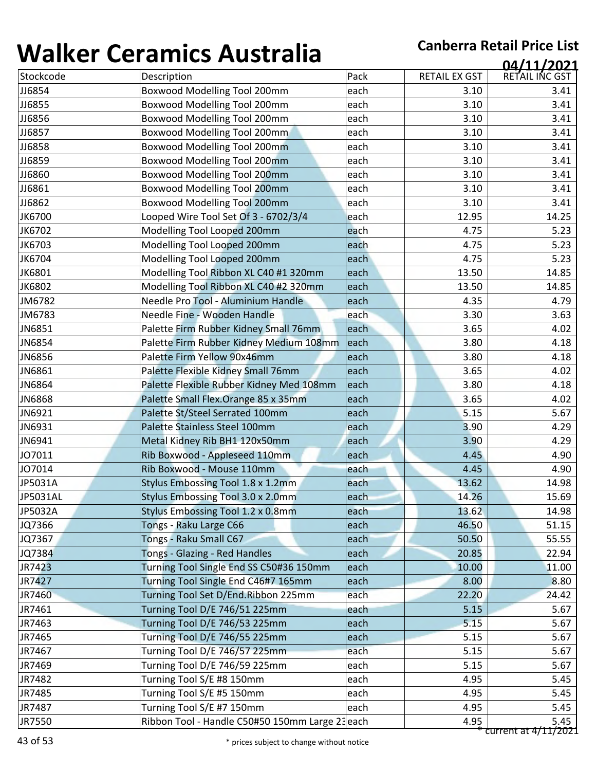# Walker Ceramics Australia

**Canberra Retail Price List**

**04/11/2021**

| Stockcode | Description | Pack | RETAIL EX GST | RETAIL INC GST |
|---|---|---|---|---|
| JJ6854 | Boxwood Modelling Tool 200mm | each | 3.10 | 3.41 |
| JJ6855 | Boxwood Modelling Tool 200mm | each | 3.10 | 3.41 |
| JJ6856 | Boxwood Modelling Tool 200mm | each | 3.10 | 3.41 |
| JJ6857 | Boxwood Modelling Tool 200mm | each | 3.10 | 3.41 |
| JJ6858 | Boxwood Modelling Tool 200mm | each | 3.10 | 3.41 |
| JJ6859 | Boxwood Modelling Tool 200mm | each | 3.10 | 3.41 |
| JJ6860 | Boxwood Modelling Tool 200mm | each | 3.10 | 3.41 |
| JJ6861 | Boxwood Modelling Tool 200mm | each | 3.10 | 3.41 |
| JJ6862 | Boxwood Modelling Tool 200mm | each | 3.10 | 3.41 |
| JK6700 | Looped Wire Tool Set Of 3 - 6702/3/4 | each | 12.95 | 14.25 |
| JK6702 | Modelling Tool Looped 200mm | each | 4.75 | 5.23 |
| JK6703 | Modelling Tool Looped 200mm | each | 4.75 | 5.23 |
| JK6704 | Modelling Tool Looped 200mm | each | 4.75 | 5.23 |
| JK6801 | Modelling Tool Ribbon XL C40 #1 320mm | each | 13.50 | 14.85 |
| JK6802 | Modelling Tool Ribbon XL C40 #2 320mm | each | 13.50 | 14.85 |
| JM6782 | Needle Pro Tool - Aluminium Handle | each | 4.35 | 4.79 |
| JM6783 | Needle Fine - Wooden Handle | each | 3.30 | 3.63 |
| JN6851 | Palette Firm Rubber Kidney Small 76mm | each | 3.65 | 4.02 |
| JN6854 | Palette Firm Rubber Kidney Medium 108mm | each | 3.80 | 4.18 |
| JN6856 | Palette Firm Yellow 90x46mm | each | 3.80 | 4.18 |
| JN6861 | Palette Flexible Kidney Small 76mm | each | 3.65 | 4.02 |
| JN6864 | Palette Flexible Rubber Kidney Med 108mm | each | 3.80 | 4.18 |
| JN6868 | Palette Small Flex.Orange 85 x 35mm | each | 3.65 | 4.02 |
| JN6921 | Palette St/Steel Serrated 100mm | each | 5.15 | 5.67 |
| JN6931 | Palette Stainless Steel 100mm | each | 3.90 | 4.29 |
| JN6941 | Metal Kidney Rib BH1 120x50mm | each | 3.90 | 4.29 |
| JO7011 | Rib Boxwood - Appleseed 110mm | each | 4.45 | 4.90 |
| JO7014 | Rib Boxwood - Mouse 110mm | each | 4.45 | 4.90 |
| JP5031A | Stylus Embossing Tool 1.8 x 1.2mm | each | 13.62 | 14.98 |
| JP5031AL | Stylus Embossing Tool 3.0 x 2.0mm | each | 14.26 | 15.69 |
| JP5032A | Stylus Embossing Tool 1.2 x 0.8mm | each | 13.62 | 14.98 |
| JQ7366 | Tongs - Raku Large C66 | each | 46.50 | 51.15 |
| JQ7367 | Tongs - Raku Small C67 | each | 50.50 | 55.55 |
| JQ7384 | Tongs - Glazing - Red Handles | each | 20.85 | 22.94 |
| JR7423 | Turning Tool Single End SS C50#36 150mm | each | 10.00 | 11.00 |
| JR7427 | Turning Tool Single End C46#7 165mm | each | 8.00 | 8.80 |
| JR7460 | Turning Tool Set D/End.Ribbon 225mm | each | 22.20 | 24.42 |
| JR7461 | Turning Tool D/E 746/51 225mm | each | 5.15 | 5.67 |
| JR7463 | Turning Tool D/E 746/53 225mm | each | 5.15 | 5.67 |
| JR7465 | Turning Tool D/E 746/55 225mm | each | 5.15 | 5.67 |
| JR7467 | Turning Tool D/E 746/57 225mm | each | 5.15 | 5.67 |
| JR7469 | Turning Tool D/E 746/59 225mm | each | 5.15 | 5.67 |
| JR7482 | Turning Tool S/E #8 150mm | each | 4.95 | 5.45 |
| JR7485 | Turning Tool S/E #5 150mm | each | 4.95 | 5.45 |
| JR7487 | Turning Tool S/E #7 150mm | each | 4.95 | 5.45 |
| JR7550 | Ribbon Tool - Handle C50#50 150mm Large 23 | each | 4.95 | 5.45 |

\* current at 4/11/2021

\* prices subject to change without notice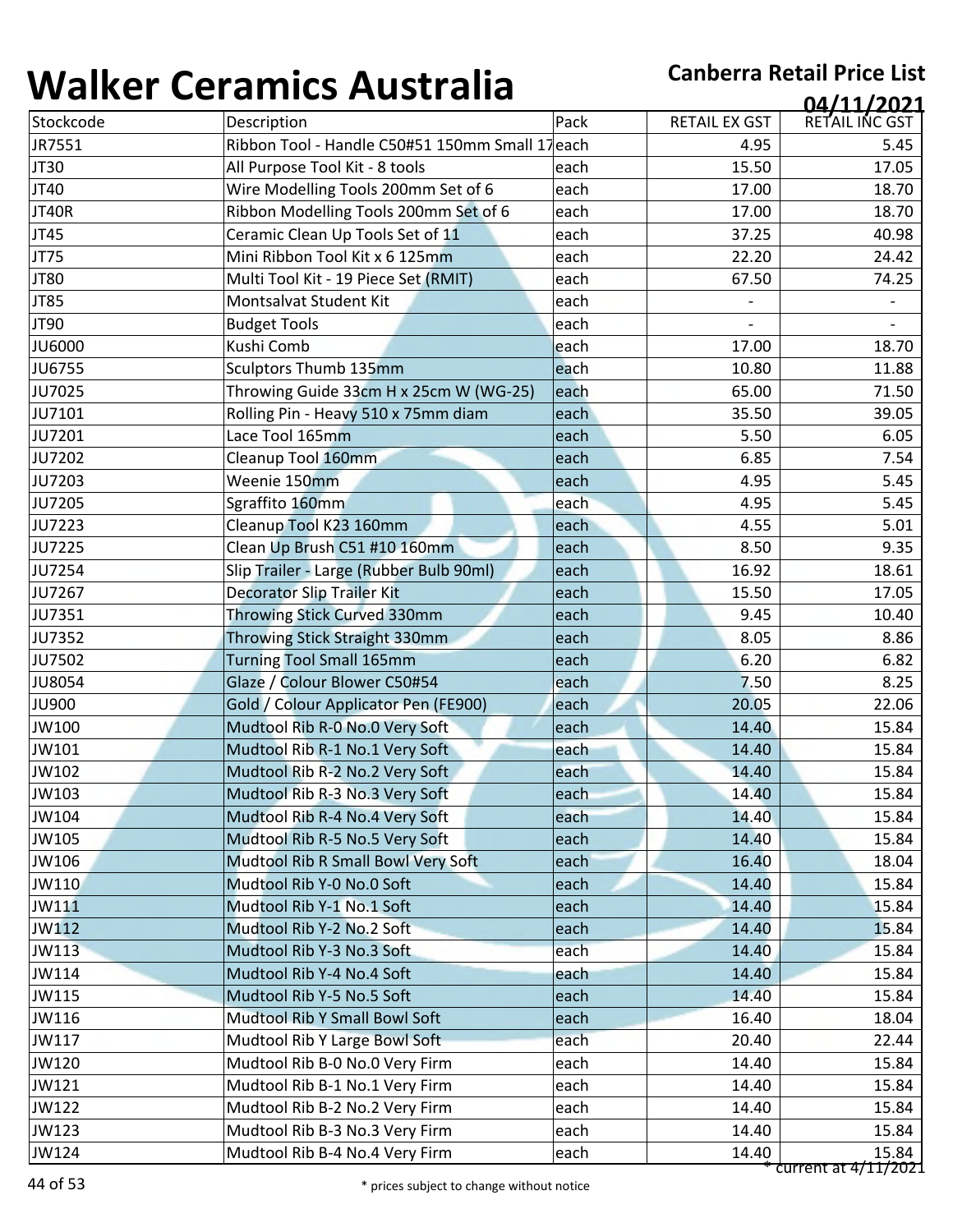# Walker Ceramics Australia

**Canberra Retail Price List**
**04/11/2021**

| Stockcode | Description | Pack | RETAIL EX GST | RETAIL INC GST |
|---|---|---|---|---|
| JR7551 | Ribbon Tool - Handle C50#51 150mm Small 17 | each | 4.95 | 5.45 |
| JT30 | All Purpose Tool Kit - 8 tools | each | 15.50 | 17.05 |
| JT40 | Wire Modelling Tools 200mm Set of 6 | each | 17.00 | 18.70 |
| JT40R | Ribbon Modelling Tools 200mm Set of 6 | each | 17.00 | 18.70 |
| JT45 | Ceramic Clean Up Tools Set of 11 | each | 37.25 | 40.98 |
| JT75 | Mini Ribbon Tool Kit x 6 125mm | each | 22.20 | 24.42 |
| JT80 | Multi Tool Kit - 19 Piece Set (RMIT) | each | 67.50 | 74.25 |
| JT85 | Montsalvat Student Kit | each | - | - |
| JT90 | Budget Tools | each | - | - |
| JU6000 | Kushi Comb | each | 17.00 | 18.70 |
| JU6755 | Sculptors Thumb 135mm | each | 10.80 | 11.88 |
| JU7025 | Throwing Guide 33cm H x 25cm W (WG-25) | each | 65.00 | 71.50 |
| JU7101 | Rolling Pin - Heavy 510 x 75mm diam | each | 35.50 | 39.05 |
| JU7201 | Lace Tool 165mm | each | 5.50 | 6.05 |
| JU7202 | Cleanup Tool 160mm | each | 6.85 | 7.54 |
| JU7203 | Weenie 150mm | each | 4.95 | 5.45 |
| JU7205 | Sgraffito 160mm | each | 4.95 | 5.45 |
| JU7223 | Cleanup Tool K23 160mm | each | 4.55 | 5.01 |
| JU7225 | Clean Up Brush C51 #10 160mm | each | 8.50 | 9.35 |
| JU7254 | Slip Trailer - Large (Rubber Bulb 90ml) | each | 16.92 | 18.61 |
| JU7267 | Decorator Slip Trailer Kit | each | 15.50 | 17.05 |
| JU7351 | Throwing Stick Curved 330mm | each | 9.45 | 10.40 |
| JU7352 | Throwing Stick Straight 330mm | each | 8.05 | 8.86 |
| JU7502 | Turning Tool Small 165mm | each | 6.20 | 6.82 |
| JU8054 | Glaze / Colour Blower C50#54 | each | 7.50 | 8.25 |
| JU900 | Gold / Colour Applicator Pen (FE900) | each | 20.05 | 22.06 |
| JW100 | Mudtool Rib R-0 No.0 Very Soft | each | 14.40 | 15.84 |
| JW101 | Mudtool Rib R-1 No.1 Very Soft | each | 14.40 | 15.84 |
| JW102 | Mudtool Rib R-2 No.2 Very Soft | each | 14.40 | 15.84 |
| JW103 | Mudtool Rib R-3 No.3 Very Soft | each | 14.40 | 15.84 |
| JW104 | Mudtool Rib R-4 No.4 Very Soft | each | 14.40 | 15.84 |
| JW105 | Mudtool Rib R-5 No.5 Very Soft | each | 14.40 | 15.84 |
| JW106 | Mudtool Rib R Small Bowl Very Soft | each | 16.40 | 18.04 |
| JW110 | Mudtool Rib Y-0 No.0 Soft | each | 14.40 | 15.84 |
| JW111 | Mudtool Rib Y-1 No.1 Soft | each | 14.40 | 15.84 |
| JW112 | Mudtool Rib Y-2 No.2 Soft | each | 14.40 | 15.84 |
| JW113 | Mudtool Rib Y-3 No.3 Soft | each | 14.40 | 15.84 |
| JW114 | Mudtool Rib Y-4 No.4 Soft | each | 14.40 | 15.84 |
| JW115 | Mudtool Rib Y-5 No.5 Soft | each | 14.40 | 15.84 |
| JW116 | Mudtool Rib Y Small Bowl Soft | each | 16.40 | 18.04 |
| JW117 | Mudtool Rib Y Large Bowl Soft | each | 20.40 | 22.44 |
| JW120 | Mudtool Rib B-0 No.0 Very Firm | each | 14.40 | 15.84 |
| JW121 | Mudtool Rib B-1 No.1 Very Firm | each | 14.40 | 15.84 |
| JW122 | Mudtool Rib B-2 No.2 Very Firm | each | 14.40 | 15.84 |
| JW123 | Mudtool Rib B-3 No.3 Very Firm | each | 14.40 | 15.84 |
| JW124 | Mudtool Rib B-4 No.4 Very Firm | each | 14.40 | 15.84 |

* current at 4/11/2021

* prices subject to change without notice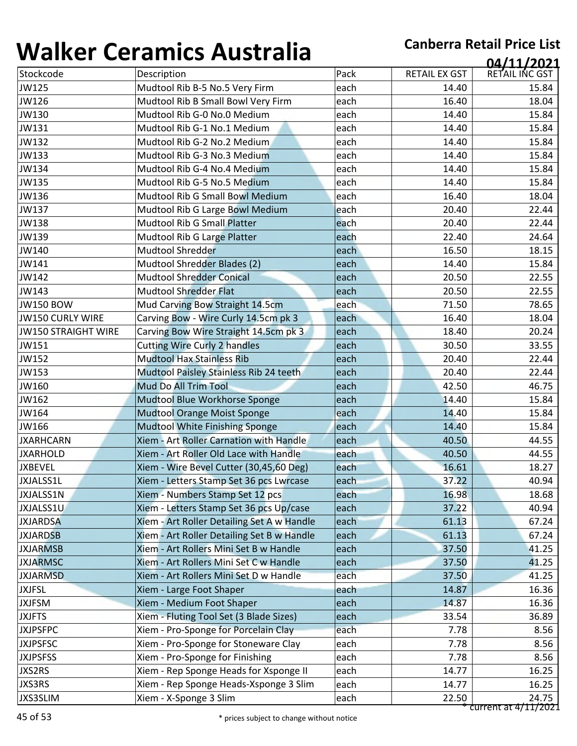# Walker Ceramics Australia

**Canberra Retail Price List**

**04/11/2021**

| Stockcode | Description | Pack | RETAIL EX GST | RETAIL INC GST |
|---|---|---|---|---|
| JW125 | Mudtool Rib B-5 No.5 Very Firm | each | 14.40 | 15.84 |
| JW126 | Mudtool Rib B Small Bowl Very Firm | each | 16.40 | 18.04 |
| JW130 | Mudtool Rib G-0 No.0 Medium | each | 14.40 | 15.84 |
| JW131 | Mudtool Rib G-1 No.1 Medium | each | 14.40 | 15.84 |
| JW132 | Mudtool Rib G-2 No.2 Medium | each | 14.40 | 15.84 |
| JW133 | Mudtool Rib G-3 No.3 Medium | each | 14.40 | 15.84 |
| JW134 | Mudtool Rib G-4 No.4 Medium | each | 14.40 | 15.84 |
| JW135 | Mudtool Rib G-5 No.5 Medium | each | 14.40 | 15.84 |
| JW136 | Mudtool Rib G Small Bowl Medium | each | 16.40 | 18.04 |
| JW137 | Mudtool Rib G Large Bowl Medium | each | 20.40 | 22.44 |
| JW138 | Mudtool Rib G Small Platter | each | 20.40 | 22.44 |
| JW139 | Mudtool Rib G Large Platter | each | 22.40 | 24.64 |
| JW140 | Mudtool Shredder | each | 16.50 | 18.15 |
| JW141 | Mudtool Shredder Blades (2) | each | 14.40 | 15.84 |
| JW142 | Mudtool Shredder Conical | each | 20.50 | 22.55 |
| JW143 | Mudtool Shredder Flat | each | 20.50 | 22.55 |
| JW150 BOW | Mud Carving Bow Straight 14.5cm | each | 71.50 | 78.65 |
| JW150 CURLY WIRE | Carving Bow - Wire Curly 14.5cm pk 3 | each | 16.40 | 18.04 |
| JW150 STRAIGHT WIRE | Carving Bow Wire Straight 14.5cm pk 3 | each | 18.40 | 20.24 |
| JW151 | Cutting Wire Curly 2 handles | each | 30.50 | 33.55 |
| JW152 | Mudtool Hax Stainless Rib | each | 20.40 | 22.44 |
| JW153 | Mudtool Paisley Stainless Rib 24 teeth | each | 20.40 | 22.44 |
| JW160 | Mud Do All Trim Tool | each | 42.50 | 46.75 |
| JW162 | Mudtool Blue Workhorse Sponge | each | 14.40 | 15.84 |
| JW164 | Mudtool Orange Moist Sponge | each | 14.40 | 15.84 |
| JW166 | Mudtool White Finishing Sponge | each | 14.40 | 15.84 |
| JXARHCARN | Xiem - Art Roller Carnation with Handle | each | 40.50 | 44.55 |
| JXARHOLD | Xiem - Art Roller Old Lace with Handle | each | 40.50 | 44.55 |
| JXBEVEL | Xiem - Wire Bevel Cutter (30,45,60 Deg) | each | 16.61 | 18.27 |
| JXJALSS1L | Xiem - Letters Stamp Set 36 pcs Lwrcase | each | 37.22 | 40.94 |
| JXJALSS1N | Xiem - Numbers Stamp Set 12 pcs | each | 16.98 | 18.68 |
| JXJALSS1U | Xiem - Letters Stamp Set 36 pcs Up/case | each | 37.22 | 40.94 |
| JXJARDSA | Xiem - Art Roller Detailing Set A w Handle | each | 61.13 | 67.24 |
| JXJARDSB | Xiem - Art Roller Detailing Set B w Handle | each | 61.13 | 67.24 |
| JXJARMSB | Xiem - Art Rollers Mini Set B w Handle | each | 37.50 | 41.25 |
| JXJARMSC | Xiem - Art Rollers Mini Set C w Handle | each | 37.50 | 41.25 |
| JXJARMSD | Xiem - Art Rollers Mini Set D w Handle | each | 37.50 | 41.25 |
| JXJFSL | Xiem - Large Foot Shaper | each | 14.87 | 16.36 |
| JXJFSM | Xiem - Medium Foot Shaper | each | 14.87 | 16.36 |
| JXJFTS | Xiem - Fluting Tool Set (3 Blade Sizes) | each | 33.54 | 36.89 |
| JXJPSFPC | Xiem - Pro-Sponge for Porcelain Clay | each | 7.78 | 8.56 |
| JXJPSFSC | Xiem - Pro-Sponge for Stoneware Clay | each | 7.78 | 8.56 |
| JXJPSFSS | Xiem - Pro-Sponge for Finishing | each | 7.78 | 8.56 |
| JXS2RS | Xiem - Rep Sponge Heads for Xsponge II | each | 14.77 | 16.25 |
| JXS3RS | Xiem - Rep Sponge Heads-Xsponge 3 Slim | each | 14.77 | 16.25 |
| JXS3SLIM | Xiem - X-Sponge 3 Slim | each | 22.50 | 24.75 |

* current at 4/11/2021

* prices subject to change without notice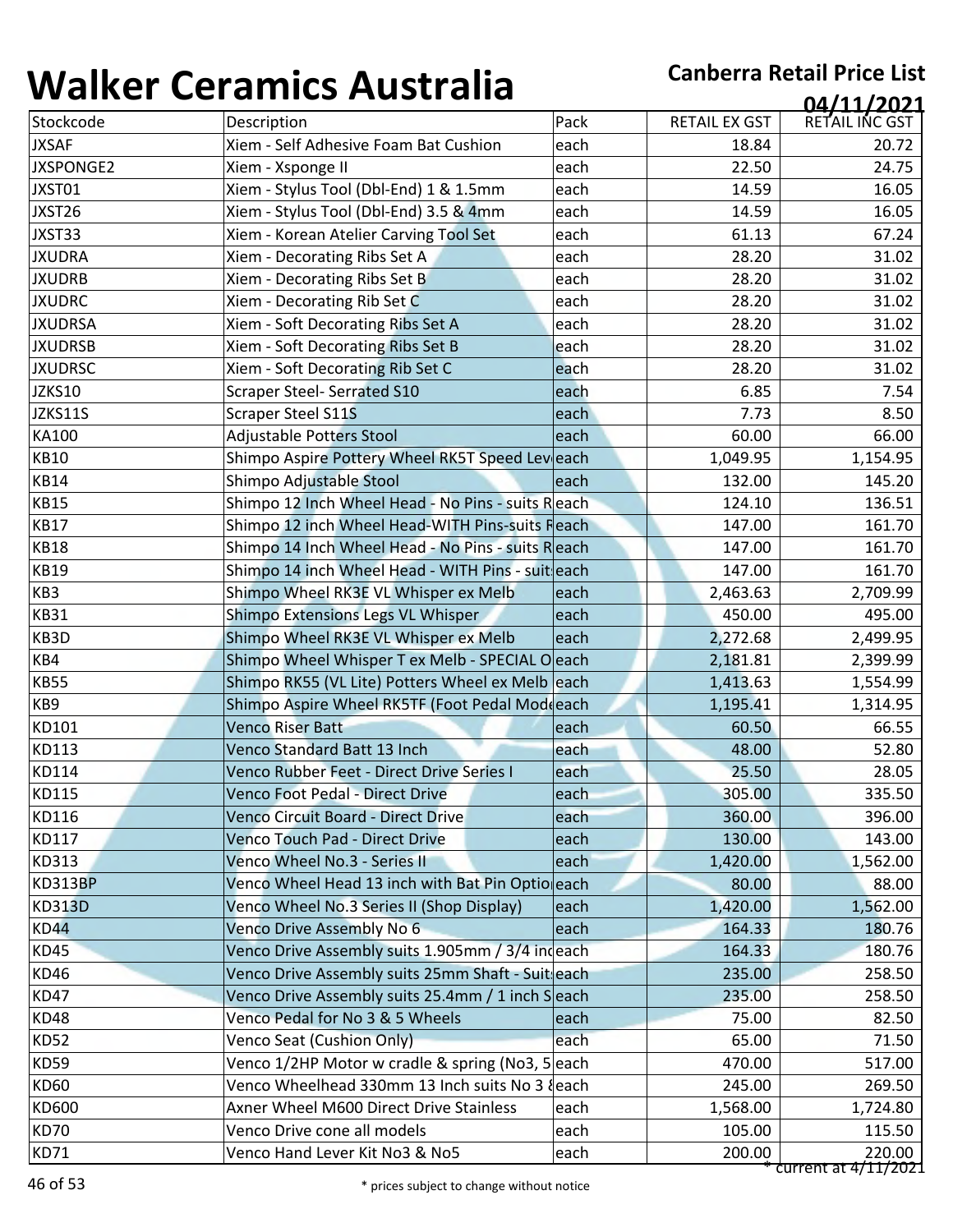# Walker Ceramics Australia

**Canberra Retail Price List**

**04/11/2021**

| Stockcode | Description | Pack | RETAIL EX GST | RETAIL INC GST |
|---|---|---|---|---|
| JXSAF | Xiem - Self Adhesive Foam Bat Cushion | each | 18.84 | 20.72 |
| JXSPONGE2 | Xiem - Xsponge II | each | 22.50 | 24.75 |
| JXST01 | Xiem - Stylus Tool (Dbl-End) 1 & 1.5mm | each | 14.59 | 16.05 |
| JXST26 | Xiem - Stylus Tool (Dbl-End) 3.5 & 4mm | each | 14.59 | 16.05 |
| JXST33 | Xiem - Korean Atelier Carving Tool Set | each | 61.13 | 67.24 |
| JXUDRA | Xiem - Decorating Ribs Set A | each | 28.20 | 31.02 |
| JXUDRB | Xiem - Decorating Ribs Set B | each | 28.20 | 31.02 |
| JXUDRC | Xiem - Decorating Rib Set C | each | 28.20 | 31.02 |
| JXUDRSA | Xiem - Soft Decorating Ribs Set A | each | 28.20 | 31.02 |
| JXUDRSB | Xiem - Soft Decorating Ribs Set B | each | 28.20 | 31.02 |
| JXUDRSC | Xiem - Soft Decorating Rib Set C | each | 28.20 | 31.02 |
| JZKS10 | Scraper Steel- Serrated S10 | each | 6.85 | 7.54 |
| JZKS11S | Scraper Steel S11S | each | 7.73 | 8.50 |
| KA100 | Adjustable Potters Stool | each | 60.00 | 66.00 |
| KB10 | Shimpo Aspire Pottery Wheel RK5T Speed Lev | each | 1,049.95 | 1,154.95 |
| KB14 | Shimpo Adjustable Stool | each | 132.00 | 145.20 |
| KB15 | Shimpo 12 Inch Wheel Head - No Pins - suits R | each | 124.10 | 136.51 |
| KB17 | Shimpo 12 inch Wheel Head-WITH Pins-suits R | each | 147.00 | 161.70 |
| KB18 | Shimpo 14 Inch Wheel Head - No Pins - suits R | each | 147.00 | 161.70 |
| KB19 | Shimpo 14 inch Wheel Head - WITH Pins - suit | each | 147.00 | 161.70 |
| KB3 | Shimpo Wheel RK3E VL Whisper ex Melb | each | 2,463.63 | 2,709.99 |
| KB31 | Shimpo Extensions Legs VL Whisper | each | 450.00 | 495.00 |
| KB3D | Shimpo Wheel RK3E VL Whisper ex Melb | each | 2,272.68 | 2,499.95 |
| KB4 | Shimpo Wheel Whisper T ex Melb - SPECIAL O | each | 2,181.81 | 2,399.99 |
| KB55 | Shimpo RK55 (VL Lite) Potters Wheel ex Melb | each | 1,413.63 | 1,554.99 |
| KB9 | Shimpo Aspire Wheel RK5TF (Foot Pedal Mode | each | 1,195.41 | 1,314.95 |
| KD101 | Venco Riser Batt | each | 60.50 | 66.55 |
| KD113 | Venco Standard Batt 13 Inch | each | 48.00 | 52.80 |
| KD114 | Venco Rubber Feet - Direct Drive Series I | each | 25.50 | 28.05 |
| KD115 | Venco Foot Pedal - Direct Drive | each | 305.00 | 335.50 |
| KD116 | Venco Circuit Board - Direct Drive | each | 360.00 | 396.00 |
| KD117 | Venco Touch Pad - Direct Drive | each | 130.00 | 143.00 |
| KD313 | Venco Wheel No.3 - Series II | each | 1,420.00 | 1,562.00 |
| KD313BP | Venco Wheel Head 13 inch with Bat Pin Optio | each | 80.00 | 88.00 |
| KD313D | Venco Wheel No.3 Series II (Shop Display) | each | 1,420.00 | 1,562.00 |
| KD44 | Venco Drive Assembly No 6 | each | 164.33 | 180.76 |
| KD45 | Venco Drive Assembly suits 1.905mm / 3/4 inc | each | 164.33 | 180.76 |
| KD46 | Venco Drive Assembly suits 25mm Shaft - Suit | each | 235.00 | 258.50 |
| KD47 | Venco Drive Assembly suits 25.4mm / 1 inch S | each | 235.00 | 258.50 |
| KD48 | Venco Pedal for No 3 & 5 Wheels | each | 75.00 | 82.50 |
| KD52 | Venco Seat (Cushion Only) | each | 65.00 | 71.50 |
| KD59 | Venco 1/2HP Motor w cradle & spring (No3, 5 | each | 470.00 | 517.00 |
| KD60 | Venco Wheelhead 330mm 13 Inch suits No 3 & | each | 245.00 | 269.50 |
| KD600 | Axner Wheel M600 Direct Drive Stainless | each | 1,568.00 | 1,724.80 |
| KD70 | Venco Drive cone all models | each | 105.00 | 115.50 |
| KD71 | Venco Hand Lever Kit No3 & No5 | each | 200.00 | 220.00 |

* current at 4/11/2021

* prices subject to change without notice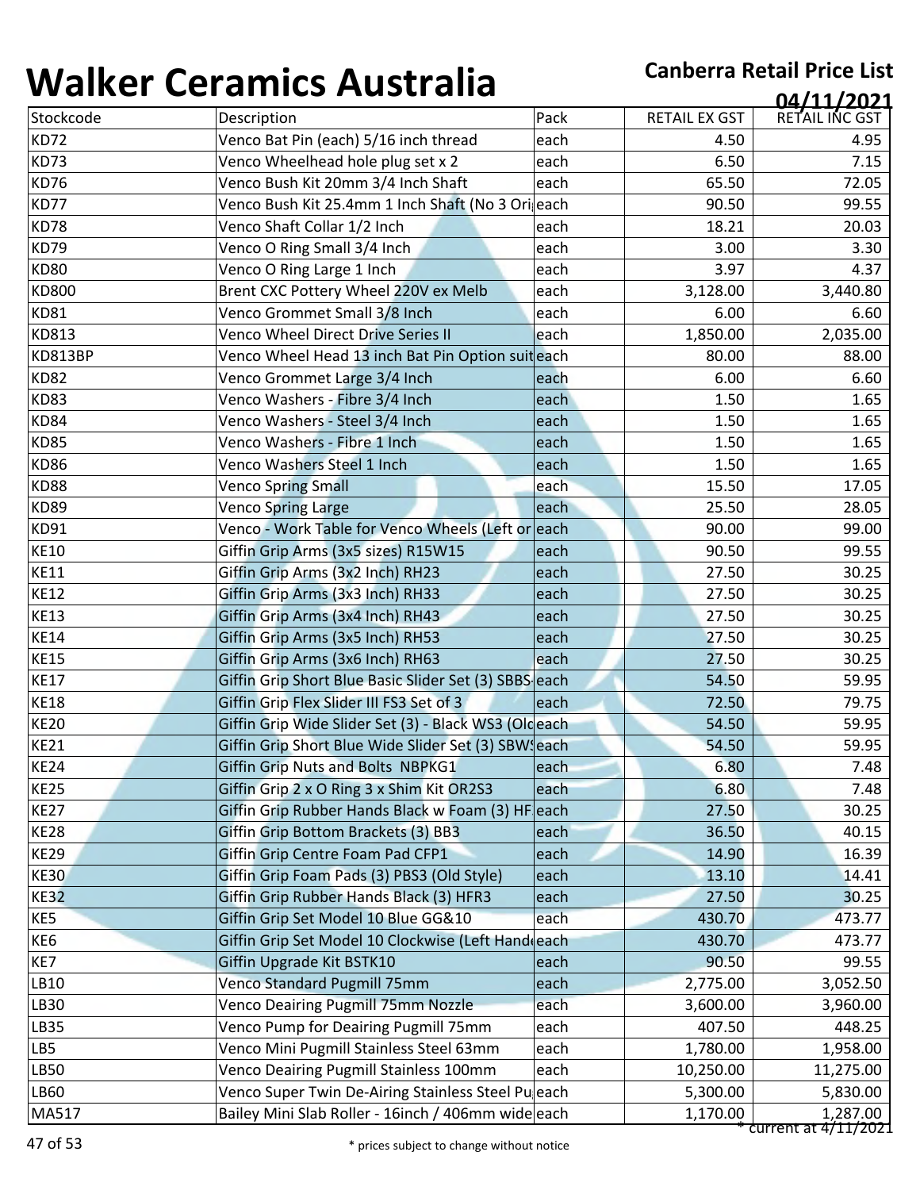# Walker Ceramics Australia

**Canberra Retail Price List**

**04/11/2021**

| Stockcode | Description | Pack | RETAIL EX GST | RETAIL INC GST |
|---|---|---|---|---|
| KD72 | Venco Bat Pin (each) 5/16 inch thread | each | 4.50 | 4.95 |
| KD73 | Venco Wheelhead hole plug set x 2 | each | 6.50 | 7.15 |
| KD76 | Venco Bush Kit 20mm 3/4 Inch Shaft | each | 65.50 | 72.05 |
| KD77 | Venco Bush Kit 25.4mm 1 Inch Shaft (No 3 Ori | each | 90.50 | 99.55 |
| KD78 | Venco Shaft Collar 1/2 Inch | each | 18.21 | 20.03 |
| KD79 | Venco O Ring Small 3/4 Inch | each | 3.00 | 3.30 |
| KD80 | Venco O Ring Large 1 Inch | each | 3.97 | 4.37 |
| KD800 | Brent CXC Pottery Wheel 220V ex Melb | each | 3,128.00 | 3,440.80 |
| KD81 | Venco Grommet Small 3/8 Inch | each | 6.00 | 6.60 |
| KD813 | Venco Wheel Direct Drive Series II | each | 1,850.00 | 2,035.00 |
| KD813BP | Venco Wheel Head 13 inch Bat Pin Option suit | each | 80.00 | 88.00 |
| KD82 | Venco Grommet Large 3/4 Inch | each | 6.00 | 6.60 |
| KD83 | Venco Washers - Fibre 3/4 Inch | each | 1.50 | 1.65 |
| KD84 | Venco Washers - Steel 3/4 Inch | each | 1.50 | 1.65 |
| KD85 | Venco Washers - Fibre 1 Inch | each | 1.50 | 1.65 |
| KD86 | Venco Washers Steel 1 Inch | each | 1.50 | 1.65 |
| KD88 | Venco Spring Small | each | 15.50 | 17.05 |
| KD89 | Venco Spring Large | each | 25.50 | 28.05 |
| KD91 | Venco - Work Table for Venco Wheels (Left or | each | 90.00 | 99.00 |
| KE10 | Giffin Grip Arms (3x5 sizes) R15W15 | each | 90.50 | 99.55 |
| KE11 | Giffin Grip Arms (3x2 Inch) RH23 | each | 27.50 | 30.25 |
| KE12 | Giffin Grip Arms (3x3 Inch) RH33 | each | 27.50 | 30.25 |
| KE13 | Giffin Grip Arms (3x4 Inch) RH43 | each | 27.50 | 30.25 |
| KE14 | Giffin Grip Arms (3x5 Inch) RH53 | each | 27.50 | 30.25 |
| KE15 | Giffin Grip Arms (3x6 Inch) RH63 | each | 27.50 | 30.25 |
| KE17 | Giffin Grip Short Blue Basic Slider Set (3) SBBS | each | 54.50 | 59.95 |
| KE18 | Giffin Grip Flex Slider III FS3 Set of 3 | each | 72.50 | 79.75 |
| KE20 | Giffin Grip Wide Slider Set (3) - Black WS3 (Old | each | 54.50 | 59.95 |
| KE21 | Giffin Grip Short Blue Wide Slider Set (3) SBW | each | 54.50 | 59.95 |
| KE24 | Giffin Grip Nuts and Bolts NBPKG1 | each | 6.80 | 7.48 |
| KE25 | Giffin Grip 2 x O Ring 3 x Shim Kit OR2S3 | each | 6.80 | 7.48 |
| KE27 | Giffin Grip Rubber Hands Black w Foam (3) HF | each | 27.50 | 30.25 |
| KE28 | Giffin Grip Bottom Brackets (3) BB3 | each | 36.50 | 40.15 |
| KE29 | Giffin Grip Centre Foam Pad CFP1 | each | 14.90 | 16.39 |
| KE30 | Giffin Grip Foam Pads (3) PBS3 (Old Style) | each | 13.10 | 14.41 |
| KE32 | Giffin Grip Rubber Hands Black (3) HFR3 | each | 27.50 | 30.25 |
| KE5 | Giffin Grip Set Model 10 Blue GG&10 | each | 430.70 | 473.77 |
| KE6 | Giffin Grip Set Model 10 Clockwise (Left Hand | each | 430.70 | 473.77 |
| KE7 | Giffin Upgrade Kit BSTK10 | each | 90.50 | 99.55 |
| LB10 | Venco Standard Pugmill 75mm | each | 2,775.00 | 3,052.50 |
| LB30 | Venco Deairing Pugmill 75mm Nozzle | each | 3,600.00 | 3,960.00 |
| LB35 | Venco Pump for Deairing Pugmill 75mm | each | 407.50 | 448.25 |
| LB5 | Venco Mini Pugmill Stainless Steel 63mm | each | 1,780.00 | 1,958.00 |
| LB50 | Venco Deairing Pugmill Stainless 100mm | each | 10,250.00 | 11,275.00 |
| LB60 | Venco Super Twin De-Airing Stainless Steel Pu | each | 5,300.00 | 5,830.00 |
| MA517 | Bailey Mini Slab Roller - 16inch / 406mm wide | each | 1,170.00 | 1,287.00 |

* current at 4/11/2021

* prices subject to change without notice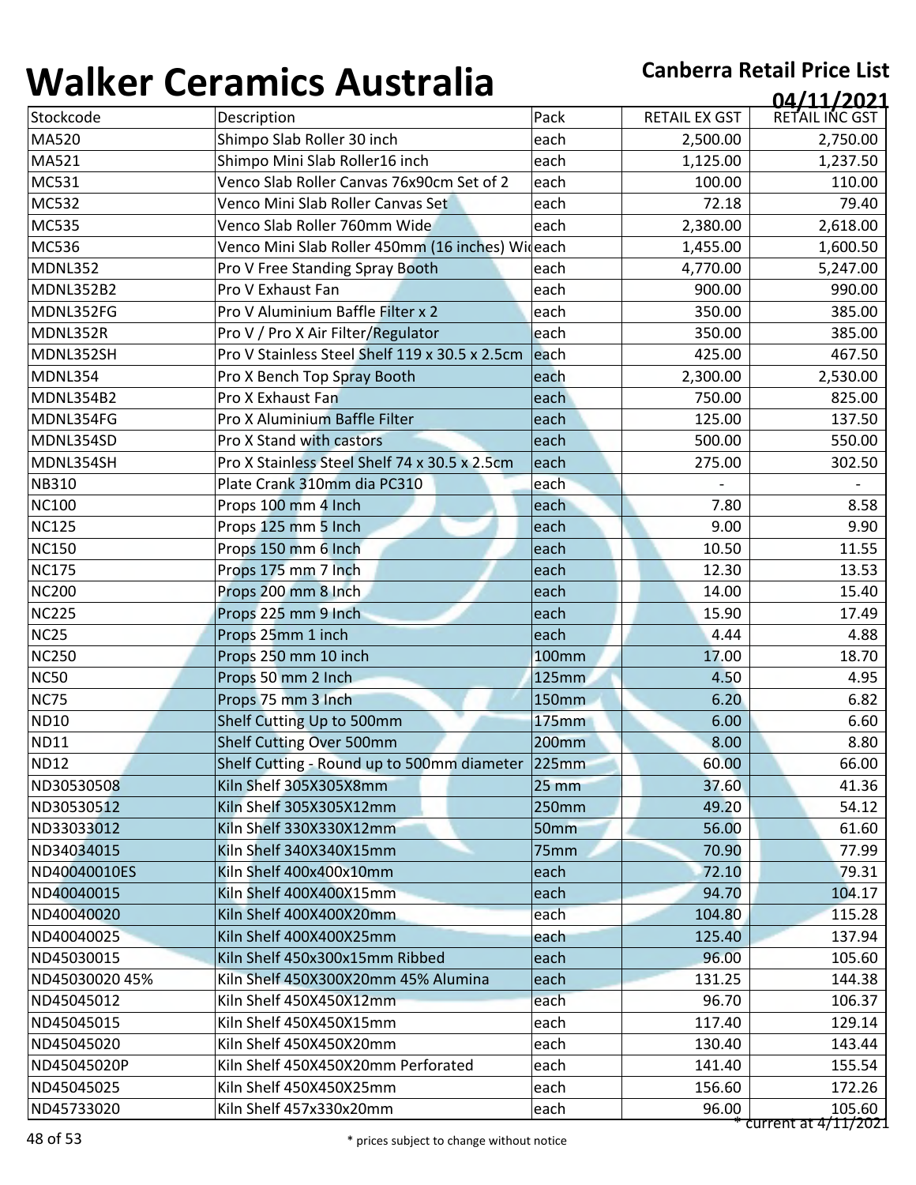# Walker Ceramics Australia

**Canberra Retail Price List**
**04/11/2021**

| Stockcode | Description | Pack | RETAIL EX GST | RETAIL INC GST |
|---|---|---|---|---|
| MA520 | Shimpo Slab Roller 30 inch | each | 2,500.00 | 2,750.00 |
| MA521 | Shimpo Mini Slab Roller16 inch | each | 1,125.00 | 1,237.50 |
| MC531 | Venco Slab Roller Canvas 76x90cm Set of 2 | each | 100.00 | 110.00 |
| MC532 | Venco Mini Slab Roller Canvas Set | each | 72.18 | 79.40 |
| MC535 | Venco Slab Roller 760mm Wide | each | 2,380.00 | 2,618.00 |
| MC536 | Venco Mini Slab Roller 450mm (16 inches) Wid | each | 1,455.00 | 1,600.50 |
| MDNL352 | Pro V Free Standing Spray Booth | each | 4,770.00 | 5,247.00 |
| MDNL352B2 | Pro V Exhaust Fan | each | 900.00 | 990.00 |
| MDNL352FG | Pro V Aluminium Baffle Filter x 2 | each | 350.00 | 385.00 |
| MDNL352R | Pro V / Pro X Air Filter/Regulator | each | 350.00 | 385.00 |
| MDNL352SH | Pro V Stainless Steel Shelf 119 x 30.5 x 2.5cm | each | 425.00 | 467.50 |
| MDNL354 | Pro X Bench Top Spray Booth | each | 2,300.00 | 2,530.00 |
| MDNL354B2 | Pro X Exhaust Fan | each | 750.00 | 825.00 |
| MDNL354FG | Pro X Aluminium Baffle Filter | each | 125.00 | 137.50 |
| MDNL354SD | Pro X Stand with castors | each | 500.00 | 550.00 |
| MDNL354SH | Pro X Stainless Steel Shelf 74 x 30.5 x 2.5cm | each | 275.00 | 302.50 |
| NB310 | Plate Crank 310mm dia PC310 | each | - | - |
| NC100 | Props 100 mm 4 Inch | each | 7.80 | 8.58 |
| NC125 | Props 125 mm 5 Inch | each | 9.00 | 9.90 |
| NC150 | Props 150 mm 6 Inch | each | 10.50 | 11.55 |
| NC175 | Props 175 mm 7 Inch | each | 12.30 | 13.53 |
| NC200 | Props 200 mm 8 Inch | each | 14.00 | 15.40 |
| NC225 | Props 225 mm 9 Inch | each | 15.90 | 17.49 |
| NC25 | Props 25mm 1 inch | each | 4.44 | 4.88 |
| NC250 | Props 250 mm 10 inch | 100mm | 17.00 | 18.70 |
| NC50 | Props 50 mm 2 Inch | 125mm | 4.50 | 4.95 |
| NC75 | Props 75 mm 3 Inch | 150mm | 6.20 | 6.82 |
| ND10 | Shelf Cutting Up to 500mm | 175mm | 6.00 | 6.60 |
| ND11 | Shelf Cutting Over 500mm | 200mm | 8.00 | 8.80 |
| ND12 | Shelf Cutting - Round up to 500mm diameter | 225mm | 60.00 | 66.00 |
| ND30530508 | Kiln Shelf 305X305X8mm | 25 mm | 37.60 | 41.36 |
| ND30530512 | Kiln Shelf 305X305X12mm | 250mm | 49.20 | 54.12 |
| ND33033012 | Kiln Shelf 330X330X12mm | 50mm | 56.00 | 61.60 |
| ND34034015 | Kiln Shelf 340X340X15mm | 75mm | 70.90 | 77.99 |
| ND40040010ES | Kiln Shelf 400x400x10mm | each | 72.10 | 79.31 |
| ND40040015 | Kiln Shelf 400X400X15mm | each | 94.70 | 104.17 |
| ND40040020 | Kiln Shelf 400X400X20mm | each | 104.80 | 115.28 |
| ND40040025 | Kiln Shelf 400X400X25mm | each | 125.40 | 137.94 |
| ND45030015 | Kiln Shelf 450x300x15mm Ribbed | each | 96.00 | 105.60 |
| ND45030020 45% | Kiln Shelf 450X300X20mm 45% Alumina | each | 131.25 | 144.38 |
| ND45045012 | Kiln Shelf 450X450X12mm | each | 96.70 | 106.37 |
| ND45045015 | Kiln Shelf 450X450X15mm | each | 117.40 | 129.14 |
| ND45045020 | Kiln Shelf 450X450X20mm | each | 130.40 | 143.44 |
| ND45045020P | Kiln Shelf 450X450X20mm Perforated | each | 141.40 | 155.54 |
| ND45045025 | Kiln Shelf 450X450X25mm | each | 156.60 | 172.26 |
| ND45733020 | Kiln Shelf 457x330x20mm | each | 96.00 | 105.60 |

* current at 4/11/2021

* prices subject to change without notice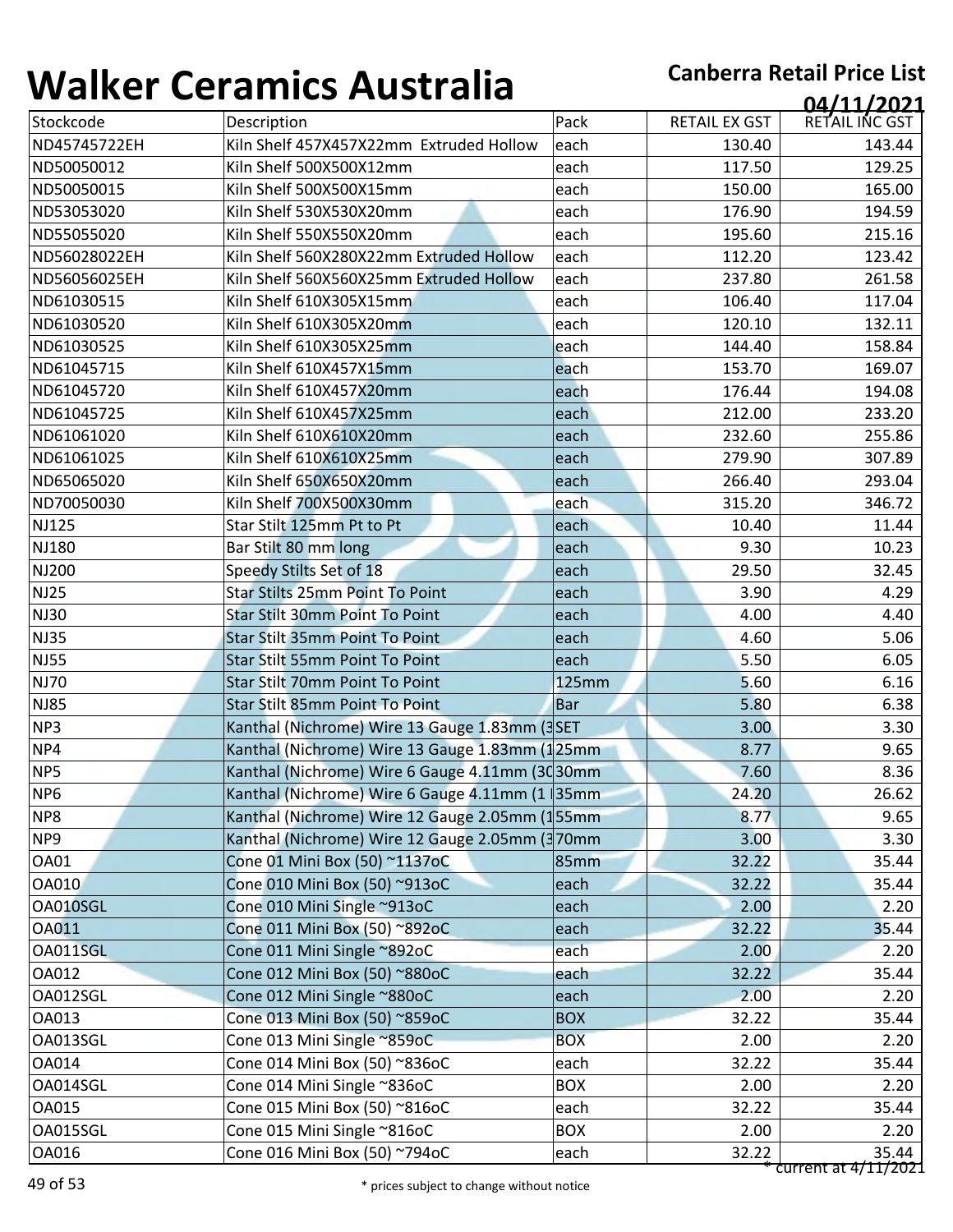# Walker Ceramics Australia

**Canberra Retail Price List**

**04/11/2021**

| Stockcode | Description | Pack | RETAIL EX GST | RETAIL INC GST |
|---|---|---|---|---|
| ND45745722EH | Kiln Shelf 457X457X22mm Extruded Hollow | each | 130.40 | 143.44 |
| ND50050012 | Kiln Shelf 500X500X12mm | each | 117.50 | 129.25 |
| ND50050015 | Kiln Shelf 500X500X15mm | each | 150.00 | 165.00 |
| ND53053020 | Kiln Shelf 530X530X20mm | each | 176.90 | 194.59 |
| ND55055020 | Kiln Shelf 550X550X20mm | each | 195.60 | 215.16 |
| ND56028022EH | Kiln Shelf 560X280X22mm Extruded Hollow | each | 112.20 | 123.42 |
| ND56056025EH | Kiln Shelf 560X560X25mm Extruded Hollow | each | 237.80 | 261.58 |
| ND61030515 | Kiln Shelf 610X305X15mm | each | 106.40 | 117.04 |
| ND61030520 | Kiln Shelf 610X305X20mm | each | 120.10 | 132.11 |
| ND61030525 | Kiln Shelf 610X305X25mm | each | 144.40 | 158.84 |
| ND61045715 | Kiln Shelf 610X457X15mm | each | 153.70 | 169.07 |
| ND61045720 | Kiln Shelf 610X457X20mm | each | 176.44 | 194.08 |
| ND61045725 | Kiln Shelf 610X457X25mm | each | 212.00 | 233.20 |
| ND61061020 | Kiln Shelf 610X610X20mm | each | 232.60 | 255.86 |
| ND61061025 | Kiln Shelf 610X610X25mm | each | 279.90 | 307.89 |
| ND65065020 | Kiln Shelf 650X650X20mm | each | 266.40 | 293.04 |
| ND70050030 | Kiln Shelf 700X500X30mm | each | 315.20 | 346.72 |
| NJ125 | Star Stilt 125mm Pt to Pt | each | 10.40 | 11.44 |
| NJ180 | Bar Stilt 80 mm long | each | 9.30 | 10.23 |
| NJ200 | Speedy Stilts Set of 18 | each | 29.50 | 32.45 |
| NJ25 | Star Stilts 25mm Point To Point | each | 3.90 | 4.29 |
| NJ30 | Star Stilt 30mm Point To Point | each | 4.00 | 4.40 |
| NJ35 | Star Stilt 35mm Point To Point | each | 4.60 | 5.06 |
| NJ55 | Star Stilt 55mm Point To Point | each | 5.50 | 6.05 |
| NJ70 | Star Stilt 70mm Point To Point | 125mm | 5.60 | 6.16 |
| NJ85 | Star Stilt 85mm Point To Point | Bar | 5.80 | 6.38 |
| NP3 | Kanthal (Nichrome) Wire 13 Gauge 1.83mm (3 | SET | 3.00 | 3.30 |
| NP4 | Kanthal (Nichrome) Wire 13 Gauge 1.83mm (1 | 25mm | 8.77 | 9.65 |
| NP5 | Kanthal (Nichrome) Wire 6 Gauge 4.11mm (3 | 30mm | 7.60 | 8.36 |
| NP6 | Kanthal (Nichrome) Wire 6 Gauge 4.11mm (1 | 35mm | 24.20 | 26.62 |
| NP8 | Kanthal (Nichrome) Wire 12 Gauge 2.05mm (1 | 55mm | 8.77 | 9.65 |
| NP9 | Kanthal (Nichrome) Wire 12 Gauge 2.05mm (3 | 70mm | 3.00 | 3.30 |
| OA01 | Cone 01 Mini Box (50) ~1137oC | 85mm | 32.22 | 35.44 |
| OA010 | Cone 010 Mini Box (50) ~913oC | each | 32.22 | 35.44 |
| OA010SGL | Cone 010 Mini Single ~913oC | each | 2.00 | 2.20 |
| OA011 | Cone 011 Mini Box (50) ~892oC | each | 32.22 | 35.44 |
| OA011SGL | Cone 011 Mini Single ~892oC | each | 2.00 | 2.20 |
| OA012 | Cone 012 Mini Box (50) ~880oC | each | 32.22 | 35.44 |
| OA012SGL | Cone 012 Mini Single ~880oC | each | 2.00 | 2.20 |
| OA013 | Cone 013 Mini Box (50) ~859oC | BOX | 32.22 | 35.44 |
| OA013SGL | Cone 013 Mini Single ~859oC | BOX | 2.00 | 2.20 |
| OA014 | Cone 014 Mini Box (50) ~836oC | each | 32.22 | 35.44 |
| OA014SGL | Cone 014 Mini Single ~836oC | BOX | 2.00 | 2.20 |
| OA015 | Cone 015 Mini Box (50) ~816oC | each | 32.22 | 35.44 |
| OA015SGL | Cone 015 Mini Single ~816oC | BOX | 2.00 | 2.20 |
| OA016 | Cone 016 Mini Box (50) ~794oC | each | 32.22 | 35.44 |

* current at 4/11/2021

* prices subject to change without notice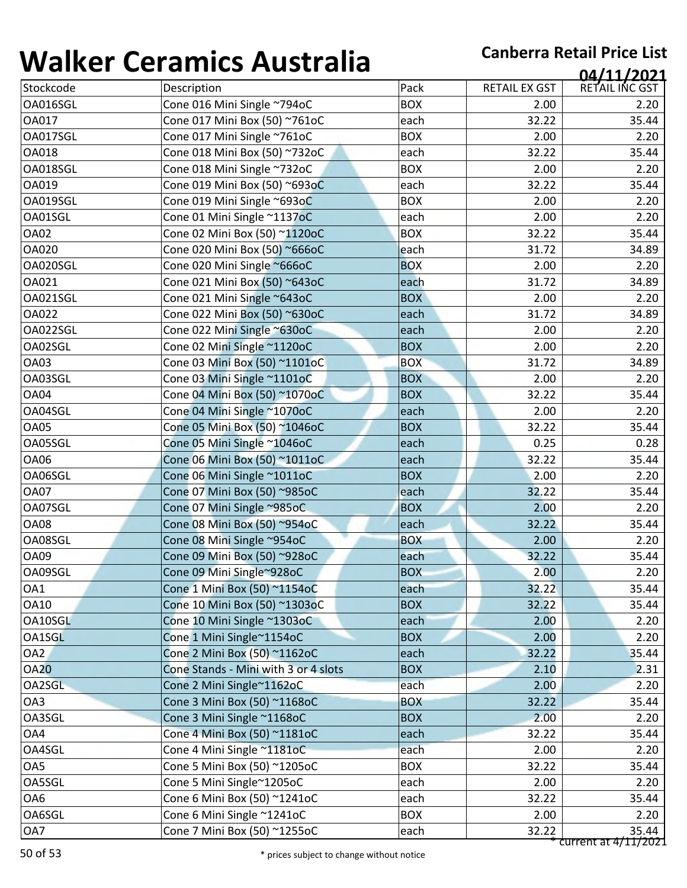# Walker Ceramics Australia

**Canberra Retail Price List**

**04/11/2021**

| Stockcode | Description | Pack | RETAIL EX GST | RETAIL INC GST |
|---|---|---|---|---|
| OA016SGL | Cone 016 Mini Single ~794oC | BOX | 2.00 | 2.20 |
| OA017 | Cone 017 Mini Box (50) ~761oC | each | 32.22 | 35.44 |
| OA017SGL | Cone 017 Mini Single ~761oC | BOX | 2.00 | 2.20 |
| OA018 | Cone 018 Mini Box (50) ~732oC | each | 32.22 | 35.44 |
| OA018SGL | Cone 018 Mini Single ~732oC | BOX | 2.00 | 2.20 |
| OA019 | Cone 019 Mini Box (50) ~693oC | each | 32.22 | 35.44 |
| OA019SGL | Cone 019 Mini Single ~693oC | BOX | 2.00 | 2.20 |
| OA01SGL | Cone 01 Mini Single ~1137oC | each | 2.00 | 2.20 |
| OA02 | Cone 02 Mini Box (50) ~1120oC | BOX | 32.22 | 35.44 |
| OA020 | Cone 020 Mini Box (50) ~666oC | each | 31.72 | 34.89 |
| OA020SGL | Cone 020 Mini Single ~666oC | BOX | 2.00 | 2.20 |
| OA021 | Cone 021 Mini Box (50) ~643oC | each | 31.72 | 34.89 |
| OA021SGL | Cone 021 Mini Single ~643oC | BOX | 2.00 | 2.20 |
| OA022 | Cone 022 Mini Box (50) ~630oC | each | 31.72 | 34.89 |
| OA022SGL | Cone 022 Mini Single ~630oC | each | 2.00 | 2.20 |
| OA02SGL | Cone 02 Mini Single ~1120oC | BOX | 2.00 | 2.20 |
| OA03 | Cone 03 Mini Box (50) ~1101oC | BOX | 31.72 | 34.89 |
| OA03SGL | Cone 03 Mini Single ~1101oC | BOX | 2.00 | 2.20 |
| OA04 | Cone 04 Mini Box (50) ~1070oC | BOX | 32.22 | 35.44 |
| OA04SGL | Cone 04 Mini Single ~1070oC | each | 2.00 | 2.20 |
| OA05 | Cone 05 Mini Box (50) ~1046oC | BOX | 32.22 | 35.44 |
| OA05SGL | Cone 05 Mini Single ~1046oC | each | 0.25 | 0.28 |
| OA06 | Cone 06 Mini Box (50) ~1011oC | each | 32.22 | 35.44 |
| OA06SGL | Cone 06 Mini Single ~1011oC | BOX | 2.00 | 2.20 |
| OA07 | Cone 07 Mini Box (50) ~985oC | each | 32.22 | 35.44 |
| OA07SGL | Cone 07 Mini Single ~985oC | BOX | 2.00 | 2.20 |
| OA08 | Cone 08 Mini Box (50) ~954oC | each | 32.22 | 35.44 |
| OA08SGL | Cone 08 Mini Single ~954oC | BOX | 2.00 | 2.20 |
| OA09 | Cone 09 Mini Box (50) ~928oC | each | 32.22 | 35.44 |
| OA09SGL | Cone 09 Mini Single~928oC | BOX | 2.00 | 2.20 |
| OA1 | Cone 1 Mini Box (50) ~1154oC | each | 32.22 | 35.44 |
| OA10 | Cone 10 Mini Box (50) ~1303oC | BOX | 32.22 | 35.44 |
| OA10SGL | Cone 10 Mini Single ~1303oC | each | 2.00 | 2.20 |
| OA1SGL | Cone 1 Mini Single~1154oC | BOX | 2.00 | 2.20 |
| OA2 | Cone 2 Mini Box (50) ~1162oC | each | 32.22 | 35.44 |
| OA20 | Cone Stands - Mini with 3 or 4 slots | BOX | 2.10 | 2.31 |
| OA2SGL | Cone 2 Mini Single~1162oC | each | 2.00 | 2.20 |
| OA3 | Cone 3 Mini Box (50) ~1168oC | BOX | 32.22 | 35.44 |
| OA3SGL | Cone 3 Mini Single ~1168oC | BOX | 2.00 | 2.20 |
| OA4 | Cone 4 Mini Box (50) ~1181oC | each | 32.22 | 35.44 |
| OA4SGL | Cone 4 Mini Single ~1181oC | each | 2.00 | 2.20 |
| OA5 | Cone 5 Mini Box (50) ~1205oC | BOX | 32.22 | 35.44 |
| OA5SGL | Cone 5 Mini Single~1205oC | each | 2.00 | 2.20 |
| OA6 | Cone 6 Mini Box (50) ~1241oC | each | 32.22 | 35.44 |
| OA6SGL | Cone 6 Mini Single ~1241oC | BOX | 2.00 | 2.20 |
| OA7 | Cone 7 Mini Box (50) ~1255oC | each | 32.22 | 35.44 |

* current at 4/11/2021

* prices subject to change without notice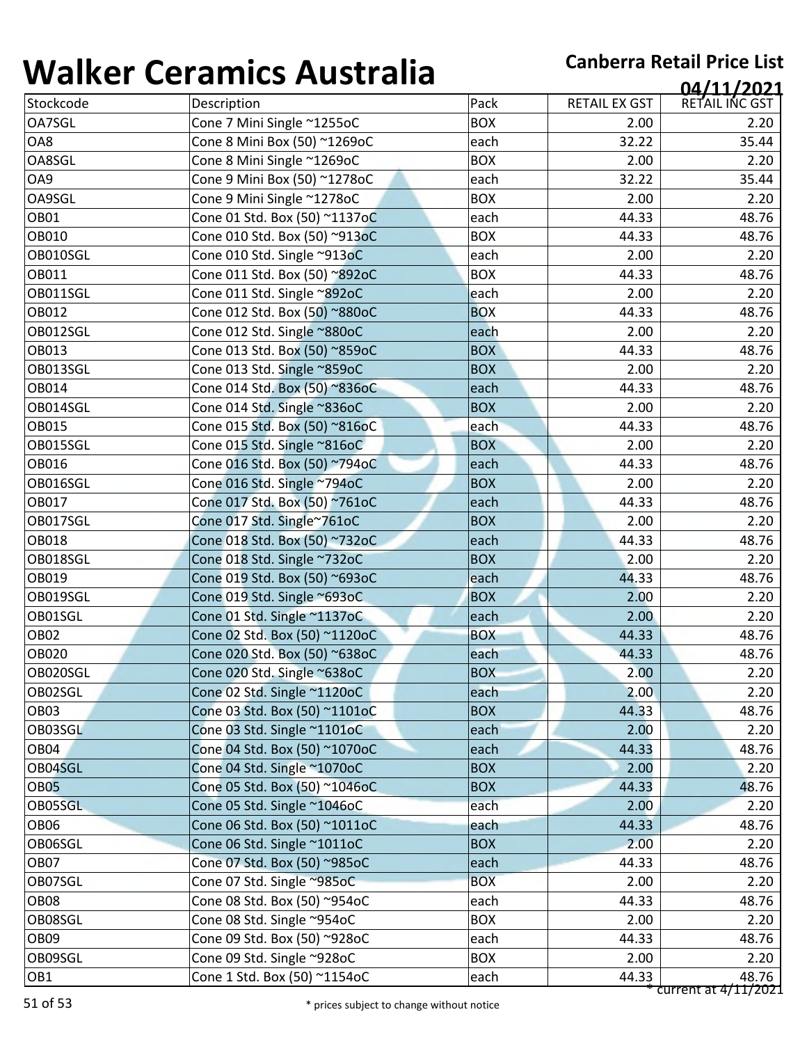# Walker Ceramics Australia

**Canberra Retail Price List**

**04/11/2021**

| Stockcode | Description | Pack | RETAIL EX GST | RETAIL INC GST |
|---|---|---|---|---|
| OA7SGL | Cone 7 Mini Single ~1255oC | BOX | 2.00 | 2.20 |
| OA8 | Cone 8 Mini Box (50) ~1269oC | each | 32.22 | 35.44 |
| OA8SGL | Cone 8 Mini Single ~1269oC | BOX | 2.00 | 2.20 |
| OA9 | Cone 9 Mini Box (50) ~1278oC | each | 32.22 | 35.44 |
| OA9SGL | Cone 9 Mini Single ~1278oC | BOX | 2.00 | 2.20 |
| OB01 | Cone 01 Std. Box (50) ~1137oC | each | 44.33 | 48.76 |
| OB010 | Cone 010 Std. Box (50) ~913oC | BOX | 44.33 | 48.76 |
| OB010SGL | Cone 010 Std. Single ~913oC | each | 2.00 | 2.20 |
| OB011 | Cone 011 Std. Box (50) ~892oC | BOX | 44.33 | 48.76 |
| OB011SGL | Cone 011 Std. Single ~892oC | each | 2.00 | 2.20 |
| OB012 | Cone 012 Std. Box (50) ~880oC | BOX | 44.33 | 48.76 |
| OB012SGL | Cone 012 Std. Single ~880oC | each | 2.00 | 2.20 |
| OB013 | Cone 013 Std. Box (50) ~859oC | BOX | 44.33 | 48.76 |
| OB013SGL | Cone 013 Std. Single ~859oC | BOX | 2.00 | 2.20 |
| OB014 | Cone 014 Std. Box (50) ~836oC | each | 44.33 | 48.76 |
| OB014SGL | Cone 014 Std. Single ~836oC | BOX | 2.00 | 2.20 |
| OB015 | Cone 015 Std. Box (50) ~816oC | each | 44.33 | 48.76 |
| OB015SGL | Cone 015 Std. Single ~816oC | BOX | 2.00 | 2.20 |
| OB016 | Cone 016 Std. Box (50) ~794oC | each | 44.33 | 48.76 |
| OB016SGL | Cone 016 Std. Single ~794oC | BOX | 2.00 | 2.20 |
| OB017 | Cone 017 Std. Box (50) ~761oC | each | 44.33 | 48.76 |
| OB017SGL | Cone 017 Std. Single~761oC | BOX | 2.00 | 2.20 |
| OB018 | Cone 018 Std. Box (50) ~732oC | each | 44.33 | 48.76 |
| OB018SGL | Cone 018 Std. Single ~732oC | BOX | 2.00 | 2.20 |
| OB019 | Cone 019 Std. Box (50) ~693oC | each | 44.33 | 48.76 |
| OB019SGL | Cone 019 Std. Single ~693oC | BOX | 2.00 | 2.20 |
| OB01SGL | Cone 01 Std. Single ~1137oC | each | 2.00 | 2.20 |
| OB02 | Cone 02 Std. Box (50) ~1120oC | BOX | 44.33 | 48.76 |
| OB020 | Cone 020 Std. Box (50) ~638oC | each | 44.33 | 48.76 |
| OB020SGL | Cone 020 Std. Single ~638oC | BOX | 2.00 | 2.20 |
| OB02SGL | Cone 02 Std. Single ~1120oC | each | 2.00 | 2.20 |
| OB03 | Cone 03 Std. Box (50) ~1101oC | BOX | 44.33 | 48.76 |
| OB03SGL | Cone 03 Std. Single ~1101oC | each | 2.00 | 2.20 |
| OB04 | Cone 04 Std. Box (50) ~1070oC | each | 44.33 | 48.76 |
| OB04SGL | Cone 04 Std. Single ~1070oC | BOX | 2.00 | 2.20 |
| OB05 | Cone 05 Std. Box (50) ~1046oC | BOX | 44.33 | 48.76 |
| OB05SGL | Cone 05 Std. Single ~1046oC | each | 2.00 | 2.20 |
| OB06 | Cone 06 Std. Box (50) ~1011oC | each | 44.33 | 48.76 |
| OB06SGL | Cone 06 Std. Single ~1011oC | BOX | 2.00 | 2.20 |
| OB07 | Cone 07 Std. Box (50) ~985oC | each | 44.33 | 48.76 |
| OB07SGL | Cone 07 Std. Single ~985oC | BOX | 2.00 | 2.20 |
| OB08 | Cone 08 Std. Box (50) ~954oC | each | 44.33 | 48.76 |
| OB08SGL | Cone 08 Std. Single ~954oC | BOX | 2.00 | 2.20 |
| OB09 | Cone 09 Std. Box (50) ~928oC | each | 44.33 | 48.76 |
| OB09SGL | Cone 09 Std. Single ~928oC | BOX | 2.00 | 2.20 |
| OB1 | Cone 1 Std. Box (50) ~1154oC | each | 44.33 | 48.76 |

* current at 4/11/2021

* prices subject to change without notice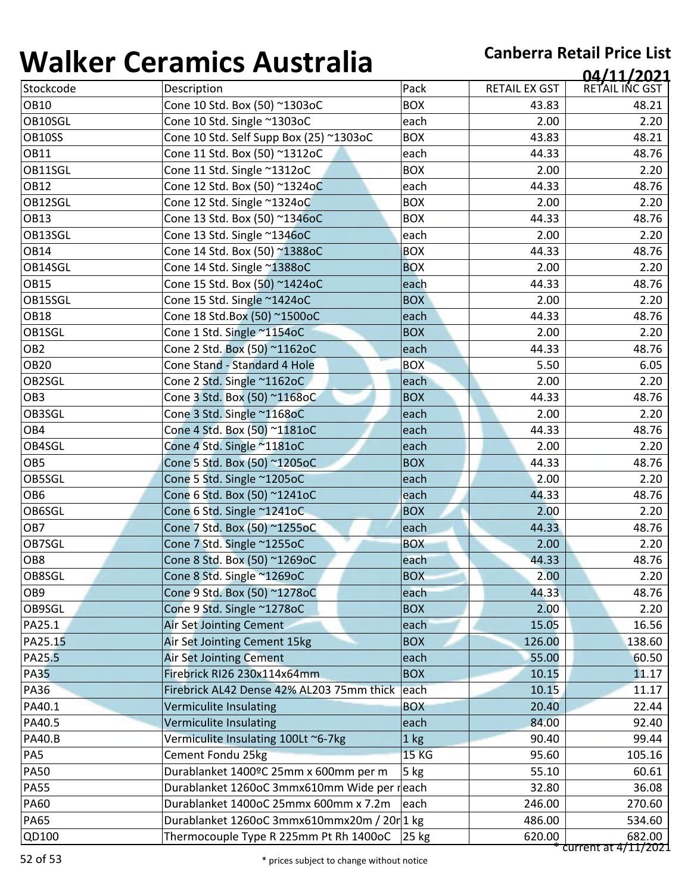# Walker Ceramics Australia

**Canberra Retail Price List**

**04/11/2021**

| Stockcode | Description | Pack | RETAIL EX GST | RETAIL INC GST |
|---|---|---|---|---|
| OB10 | Cone 10 Std. Box (50) ~1303oC | BOX | 43.83 | 48.21 |
| OB10SGL | Cone 10 Std. Single ~1303oC | each | 2.00 | 2.20 |
| OB10SS | Cone 10 Std. Self Supp Box (25) ~1303oC | BOX | 43.83 | 48.21 |
| OB11 | Cone 11 Std. Box (50) ~1312oC | each | 44.33 | 48.76 |
| OB11SGL | Cone 11 Std. Single ~1312oC | BOX | 2.00 | 2.20 |
| OB12 | Cone 12 Std. Box (50) ~1324oC | each | 44.33 | 48.76 |
| OB12SGL | Cone 12 Std. Single ~1324oC | BOX | 2.00 | 2.20 |
| OB13 | Cone 13 Std. Box (50) ~1346oC | BOX | 44.33 | 48.76 |
| OB13SGL | Cone 13 Std. Single ~1346oC | each | 2.00 | 2.20 |
| OB14 | Cone 14 Std. Box (50) ~1388oC | BOX | 44.33 | 48.76 |
| OB14SGL | Cone 14 Std. Single ~1388oC | BOX | 2.00 | 2.20 |
| OB15 | Cone 15 Std. Box (50) ~1424oC | each | 44.33 | 48.76 |
| OB15SGL | Cone 15 Std. Single ~1424oC | BOX | 2.00 | 2.20 |
| OB18 | Cone 18 Std.Box (50) ~1500oC | each | 44.33 | 48.76 |
| OB1SGL | Cone 1 Std. Single ~1154oC | BOX | 2.00 | 2.20 |
| OB2 | Cone 2 Std. Box (50) ~1162oC | each | 44.33 | 48.76 |
| OB20 | Cone Stand - Standard 4 Hole | BOX | 5.50 | 6.05 |
| OB2SGL | Cone 2 Std. Single ~1162oC | each | 2.00 | 2.20 |
| OB3 | Cone 3 Std. Box (50) ~1168oC | BOX | 44.33 | 48.76 |
| OB3SGL | Cone 3 Std. Single ~1168oC | each | 2.00 | 2.20 |
| OB4 | Cone 4 Std. Box (50) ~1181oC | each | 44.33 | 48.76 |
| OB4SGL | Cone 4 Std. Single ~1181oC | each | 2.00 | 2.20 |
| OB5 | Cone 5 Std. Box (50) ~1205oC | BOX | 44.33 | 48.76 |
| OB5SGL | Cone 5 Std. Single ~1205oC | each | 2.00 | 2.20 |
| OB6 | Cone 6 Std. Box (50) ~1241oC | each | 44.33 | 48.76 |
| OB6SGL | Cone 6 Std. Single ~1241oC | BOX | 2.00 | 2.20 |
| OB7 | Cone 7 Std. Box (50) ~1255oC | each | 44.33 | 48.76 |
| OB7SGL | Cone 7 Std. Single ~1255oC | BOX | 2.00 | 2.20 |
| OB8 | Cone 8 Std. Box (50) ~1269oC | each | 44.33 | 48.76 |
| OB8SGL | Cone 8 Std. Single ~1269oC | BOX | 2.00 | 2.20 |
| OB9 | Cone 9 Std. Box (50) ~1278oC | each | 44.33 | 48.76 |
| OB9SGL | Cone 9 Std. Single ~1278oC | BOX | 2.00 | 2.20 |
| PA25.1 | Air Set Jointing Cement | each | 15.05 | 16.56 |
| PA25.15 | Air Set Jointing Cement 15kg | BOX | 126.00 | 138.60 |
| PA25.5 | Air Set Jointing Cement | each | 55.00 | 60.50 |
| PA35 | Firebrick RI26 230x114x64mm | BOX | 10.15 | 11.17 |
| PA36 | Firebrick AL42 Dense 42% AL203 75mm thick | each | 10.15 | 11.17 |
| PA40.1 | Vermiculite Insulating | BOX | 20.40 | 22.44 |
| PA40.5 | Vermiculite Insulating | each | 84.00 | 92.40 |
| PA40.B | Vermiculite Insulating 100Lt ~6-7kg | 1 kg | 90.40 | 99.44 |
| PA5 | Cement Fondu 25kg | 15 KG | 95.60 | 105.16 |
| PA50 | Durablanket 1400ºC 25mm x 600mm per m | 5 kg | 55.10 | 60.61 |
| PA55 | Durablanket 1260oC 3mmx610mm Wide per m | each | 32.80 | 36.08 |
| PA60 | Durablanket 1400oC 25mmx 600mm x 7.2m | each | 246.00 | 270.60 |
| PA65 | Durablanket 1260oC 3mmx610mmx20m / 20m | 1 kg | 486.00 | 534.60 |
| QD100 | Thermocouple Type R 225mm Pt Rh 1400oC | 25 kg | 620.00 | 682.00 |

* current at 4/11/2021

* prices subject to change without notice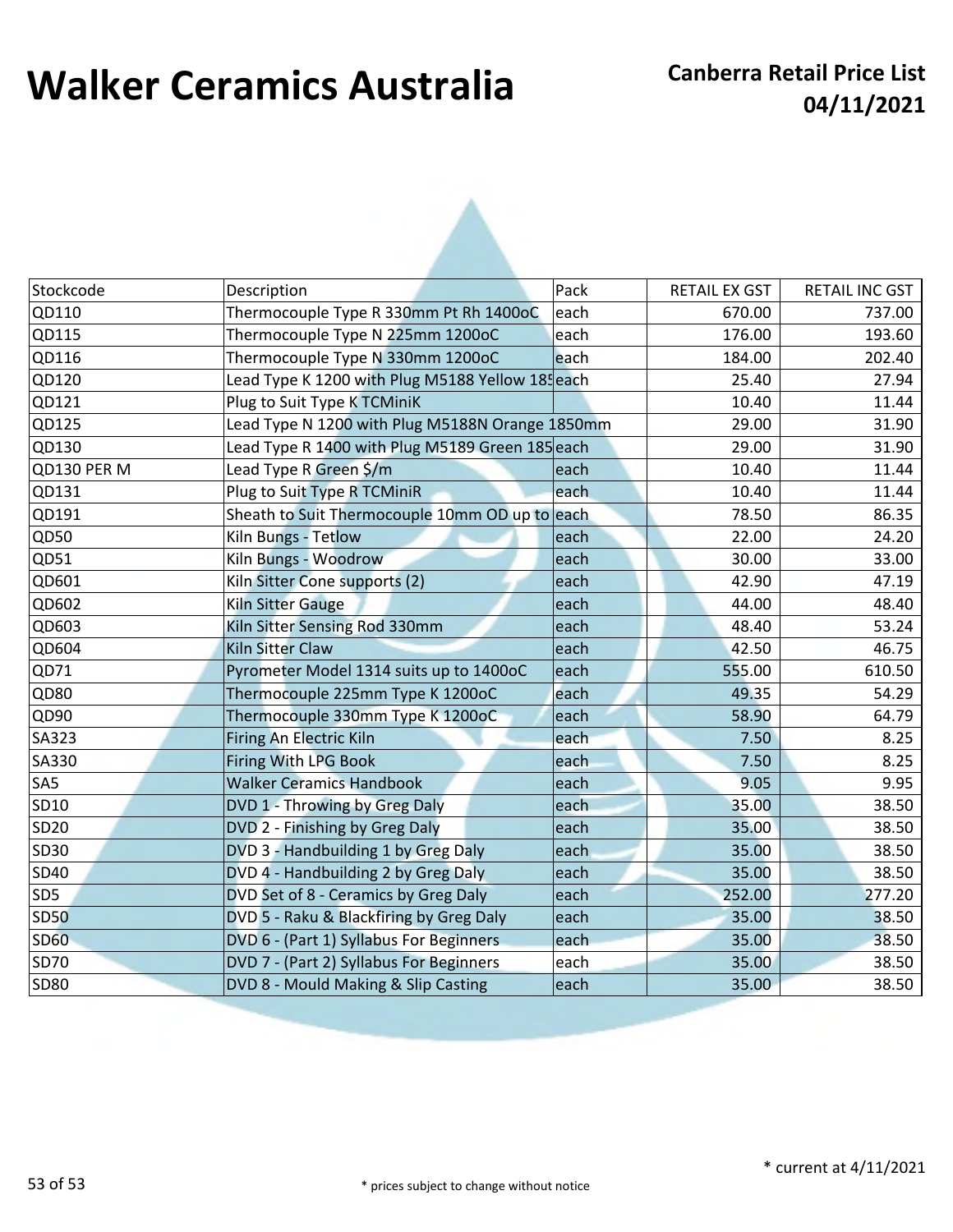# Walker Ceramics Australia

**Canberra Retail Price List 04/11/2021**

| Stockcode | Description | Pack | RETAIL EX GST | RETAIL INC GST |
|---|---|---|---|---|
| QD110 | Thermocouple Type R 330mm Pt Rh 1400oC | each | 670.00 | 737.00 |
| QD115 | Thermocouple Type N 225mm 1200oC | each | 176.00 | 193.60 |
| QD116 | Thermocouple Type N 330mm 1200oC | each | 184.00 | 202.40 |
| QD120 | Lead Type K 1200 with Plug M5188 Yellow 185 | each | 25.40 | 27.94 |
| QD121 | Plug to Suit Type K TCMiniK | | 10.40 | 11.44 |
| QD125 | Lead Type N 1200 with Plug M5188N Orange 1850mm | | 29.00 | 31.90 |
| QD130 | Lead Type R 1400 with Plug M5189 Green 185 | each | 29.00 | 31.90 |
| QD130 PER M | Lead Type R Green $/m | each | 10.40 | 11.44 |
| QD131 | Plug to Suit Type R TCMiniR | each | 10.40 | 11.44 |
| QD191 | Sheath to Suit Thermocouple 10mm OD up to | each | 78.50 | 86.35 |
| QD50 | Kiln Bungs - Tetlow | each | 22.00 | 24.20 |
| QD51 | Kiln Bungs - Woodrow | each | 30.00 | 33.00 |
| QD601 | Kiln Sitter Cone supports (2) | each | 42.90 | 47.19 |
| QD602 | Kiln Sitter Gauge | each | 44.00 | 48.40 |
| QD603 | Kiln Sitter Sensing Rod 330mm | each | 48.40 | 53.24 |
| QD604 | Kiln Sitter Claw | each | 42.50 | 46.75 |
| QD71 | Pyrometer Model 1314 suits up to 1400oC | each | 555.00 | 610.50 |
| QD80 | Thermocouple 225mm Type K 1200oC | each | 49.35 | 54.29 |
| QD90 | Thermocouple 330mm Type K 1200oC | each | 58.90 | 64.79 |
| SA323 | Firing An Electric Kiln | each | 7.50 | 8.25 |
| SA330 | Firing With LPG Book | each | 7.50 | 8.25 |
| SA5 | Walker Ceramics Handbook | each | 9.05 | 9.95 |
| SD10 | DVD 1 - Throwing by Greg Daly | each | 35.00 | 38.50 |
| SD20 | DVD 2 - Finishing by Greg Daly | each | 35.00 | 38.50 |
| SD30 | DVD 3 - Handbuilding 1 by Greg Daly | each | 35.00 | 38.50 |
| SD40 | DVD 4 - Handbuilding 2 by Greg Daly | each | 35.00 | 38.50 |
| SD5 | DVD Set of 8 - Ceramics by Greg Daly | each | 252.00 | 277.20 |
| SD50 | DVD 5 - Raku & Blackfiring by Greg Daly | each | 35.00 | 38.50 |
| SD60 | DVD 6 - (Part 1) Syllabus For Beginners | each | 35.00 | 38.50 |
| SD70 | DVD 7 - (Part 2) Syllabus For Beginners | each | 35.00 | 38.50 |
| SD80 | DVD 8 - Mould Making & Slip Casting | each | 35.00 | 38.50 |

\* prices subject to change without notice

\* current at 4/11/2021